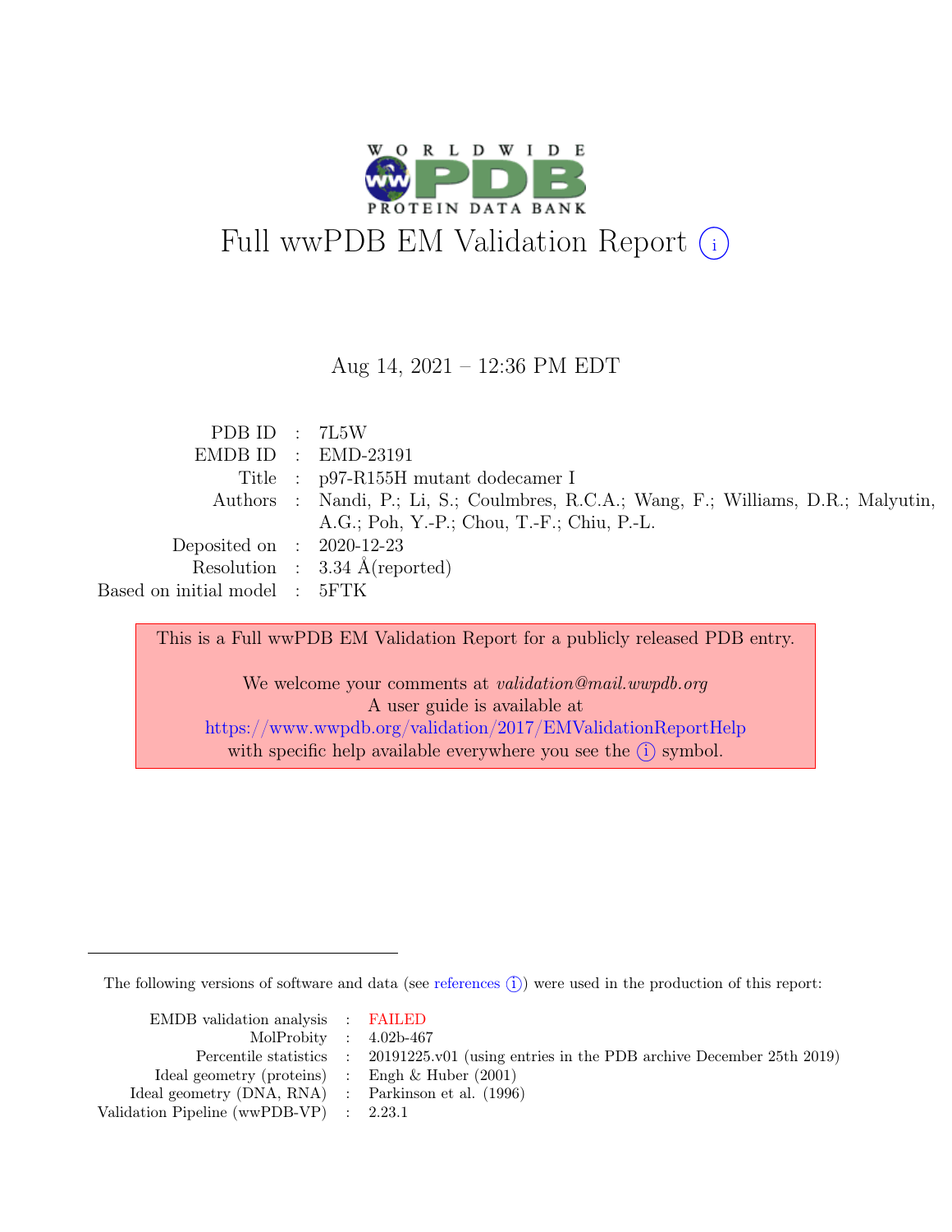# Full wwPDB EM Validation Report

Aug 14, 2021 – 12:36 PM EDT

| | | |
|---|---|---|
| PDB ID | : | 7L5W |
| EMDB ID | : | EMD-23191 |
| Title | : | p97-R155H mutant dodecamer I |
| Authors | : | Nandi, P.; Li, S.; Coulmbres, R.C.A.; Wang, F.; Williams, D.R.; Malyutin, A.G.; Poh, Y.-P.; Chou, T.-F.; Chiu, P.-L. |
| Deposited on | : | 2020-12-23 |
| Resolution | : | 3.34 Å(reported) |
| Based on initial model | : | 5FTK |

This is a Full wwPDB EM Validation Report for a publicly released PDB entry.

We welcome your comments at *validation@mail.wwpdb.org*
A user guide is available at
https://www.wwpdb.org/validation/2017/EMValidationReportHelp
with specific help available everywhere you see the (i) symbol.

The following versions of software and data (see references (i)) were used in the production of this report:

| | | |
|---|---|---|
| EMDB validation analysis | : | FAILED |
| MolProbity | : | 4.02b-467 |
| Percentile statistics | : | 20191225.v01 (using entries in the PDB archive December 25th 2019) |
| Ideal geometry (proteins) | : | Engh & Huber (2001) |
| Ideal geometry (DNA, RNA) | : | Parkinson et al. (1996) |
| Validation Pipeline (wwPDB-VP) | : | 2.23.1 |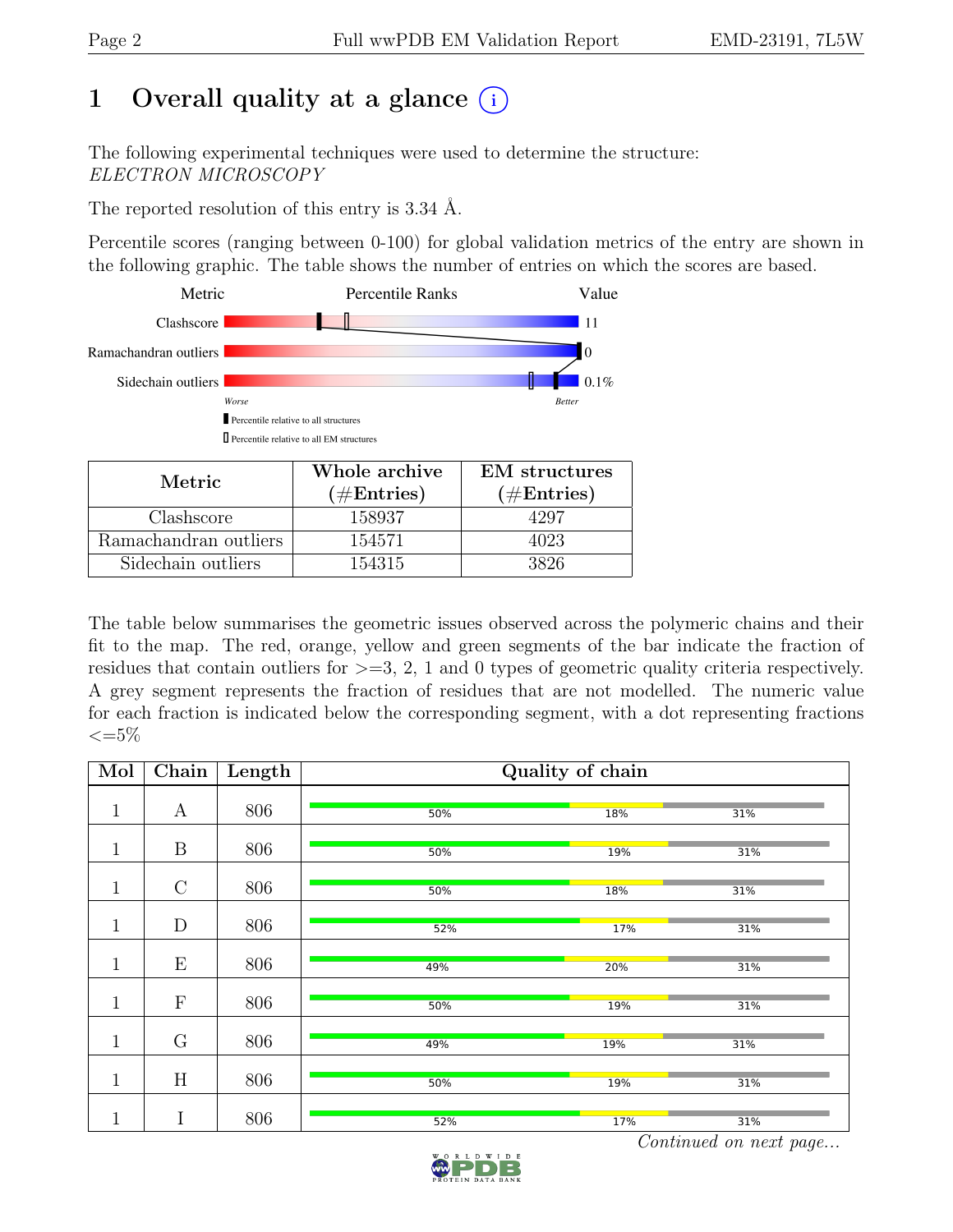# 1 Overall quality at a glance (i)

The following experimental techniques were used to determine the structure: *ELECTRON MICROSCOPY*

The reported resolution of this entry is 3.34 Å.

Percentile scores (ranging between 0-100) for global validation metrics of the entry are shown in the following graphic. The table shows the number of entries on which the scores are based.

| Metric | Value |
|---|---|
| Clashscore | 11 |
| Ramachandran outliers | 0 |
| Sidechain outliers | 0.1% |

Worse — Better

▮ Percentile relative to all structures

▯ Percentile relative to all EM structures

| Metric | Whole archive (#Entries) | EM structures (#Entries) |
|---|---|---|
| Clashscore | 158937 | 4297 |
| Ramachandran outliers | 154571 | 4023 |
| Sidechain outliers | 154315 | 3826 |

The table below summarises the geometric issues observed across the polymeric chains and their fit to the map. The red, orange, yellow and green segments of the bar indicate the fraction of residues that contain outliers for >=3, 2, 1 and 0 types of geometric quality criteria respectively. A grey segment represents the fraction of residues that are not modelled. The numeric value for each fraction is indicated below the corresponding segment, with a dot representing fractions <=5%

| Mol | Chain | Length | Quality of chain |
|---|---|---|---|
| 1 | A | 806 | 50% 18% 31% |
| 1 | B | 806 | 50% 19% 31% |
| 1 | C | 806 | 50% 18% 31% |
| 1 | D | 806 | 52% 17% 31% |
| 1 | E | 806 | 49% 20% 31% |
| 1 | F | 806 | 50% 19% 31% |
| 1 | G | 806 | 49% 19% 31% |
| 1 | H | 806 | 50% 19% 31% |
| 1 | I | 806 | 52% 17% 31% |

*Continued on next page...*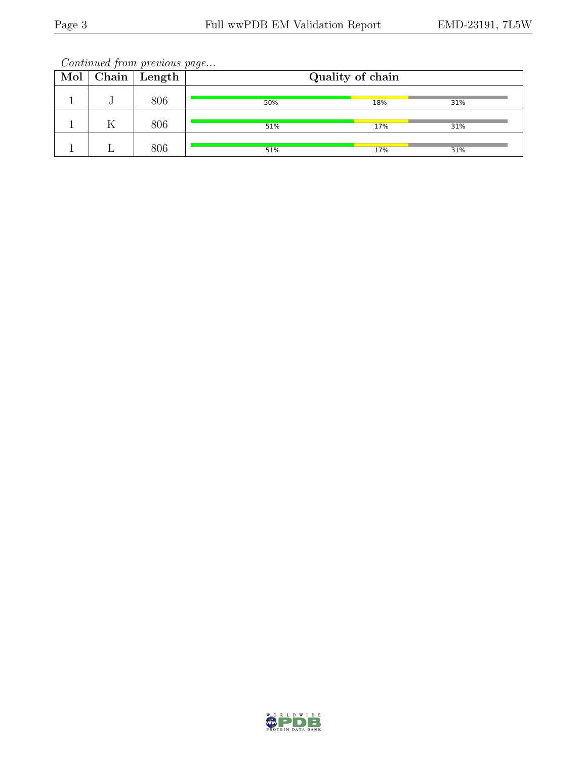*Continued from previous page...*

| Mol | Chain | Length | Quality of chain |
|---|---|---|---|
| 1 | J | 806 | 50% / 18% / 31% |
| 1 | K | 806 | 51% / 17% / 31% |
| 1 | L | 806 | 51% / 17% / 31% |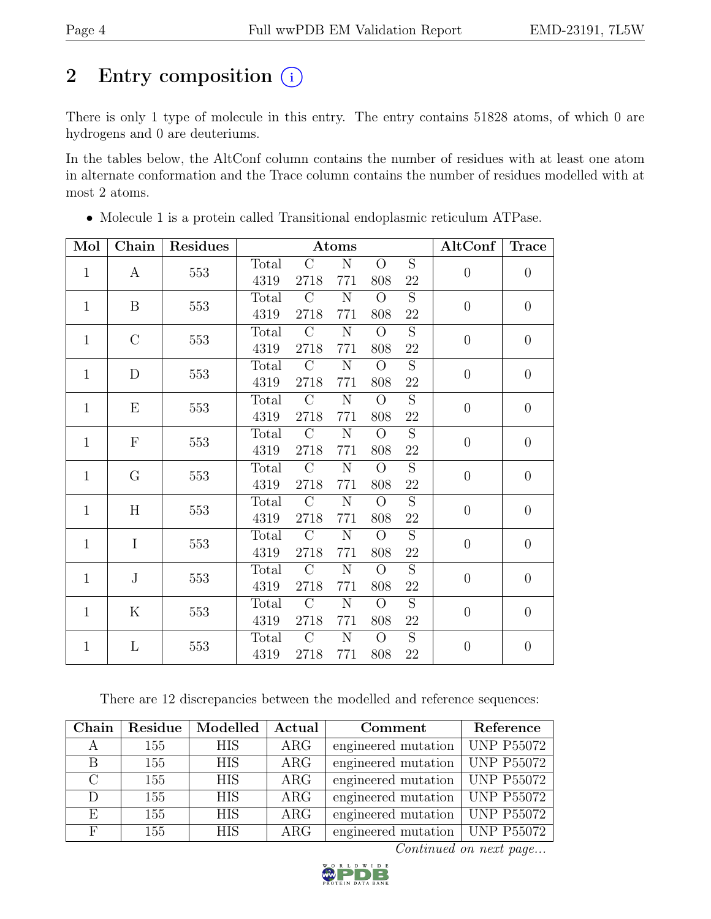# 2 Entry composition (i)

There is only 1 type of molecule in this entry. The entry contains 51828 atoms, of which 0 are hydrogens and 0 are deuteriums.

In the tables below, the AltConf column contains the number of residues with at least one atom in alternate conformation and the Trace column contains the number of residues modelled with at most 2 atoms.

- Molecule 1 is a protein called Transitional endoplasmic reticulum ATPase.

| Mol | Chain | Residues | Atoms | | | | | AltConf | Trace |
|---|---|---|---|---|---|---|---|---|---|
| 1 | A | 553 | Total 4319 | C 2718 | N 771 | O 808 | S 22 | 0 | 0 |
| 1 | B | 553 | Total 4319 | C 2718 | N 771 | O 808 | S 22 | 0 | 0 |
| 1 | C | 553 | Total 4319 | C 2718 | N 771 | O 808 | S 22 | 0 | 0 |
| 1 | D | 553 | Total 4319 | C 2718 | N 771 | O 808 | S 22 | 0 | 0 |
| 1 | E | 553 | Total 4319 | C 2718 | N 771 | O 808 | S 22 | 0 | 0 |
| 1 | F | 553 | Total 4319 | C 2718 | N 771 | O 808 | S 22 | 0 | 0 |
| 1 | G | 553 | Total 4319 | C 2718 | N 771 | O 808 | S 22 | 0 | 0 |
| 1 | H | 553 | Total 4319 | C 2718 | N 771 | O 808 | S 22 | 0 | 0 |
| 1 | I | 553 | Total 4319 | C 2718 | N 771 | O 808 | S 22 | 0 | 0 |
| 1 | J | 553 | Total 4319 | C 2718 | N 771 | O 808 | S 22 | 0 | 0 |
| 1 | K | 553 | Total 4319 | C 2718 | N 771 | O 808 | S 22 | 0 | 0 |
| 1 | L | 553 | Total 4319 | C 2718 | N 771 | O 808 | S 22 | 0 | 0 |

There are 12 discrepancies between the modelled and reference sequences:

| Chain | Residue | Modelled | Actual | Comment | Reference |
|---|---|---|---|---|---|
| A | 155 | HIS | ARG | engineered mutation | UNP P55072 |
| B | 155 | HIS | ARG | engineered mutation | UNP P55072 |
| C | 155 | HIS | ARG | engineered mutation | UNP P55072 |
| D | 155 | HIS | ARG | engineered mutation | UNP P55072 |
| E | 155 | HIS | ARG | engineered mutation | UNP P55072 |
| F | 155 | HIS | ARG | engineered mutation | UNP P55072 |

*Continued on next page...*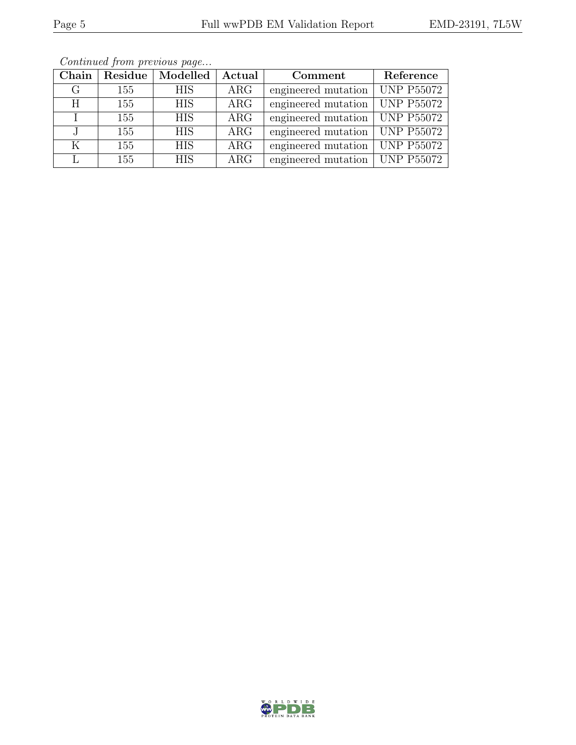*Continued from previous page...*

| Chain | Residue | Modelled | Actual | Comment | Reference |
|---|---|---|---|---|---|
| G | 155 | HIS | ARG | engineered mutation | UNP P55072 |
| H | 155 | HIS | ARG | engineered mutation | UNP P55072 |
| I | 155 | HIS | ARG | engineered mutation | UNP P55072 |
| J | 155 | HIS | ARG | engineered mutation | UNP P55072 |
| K | 155 | HIS | ARG | engineered mutation | UNP P55072 |
| L | 155 | HIS | ARG | engineered mutation | UNP P55072 |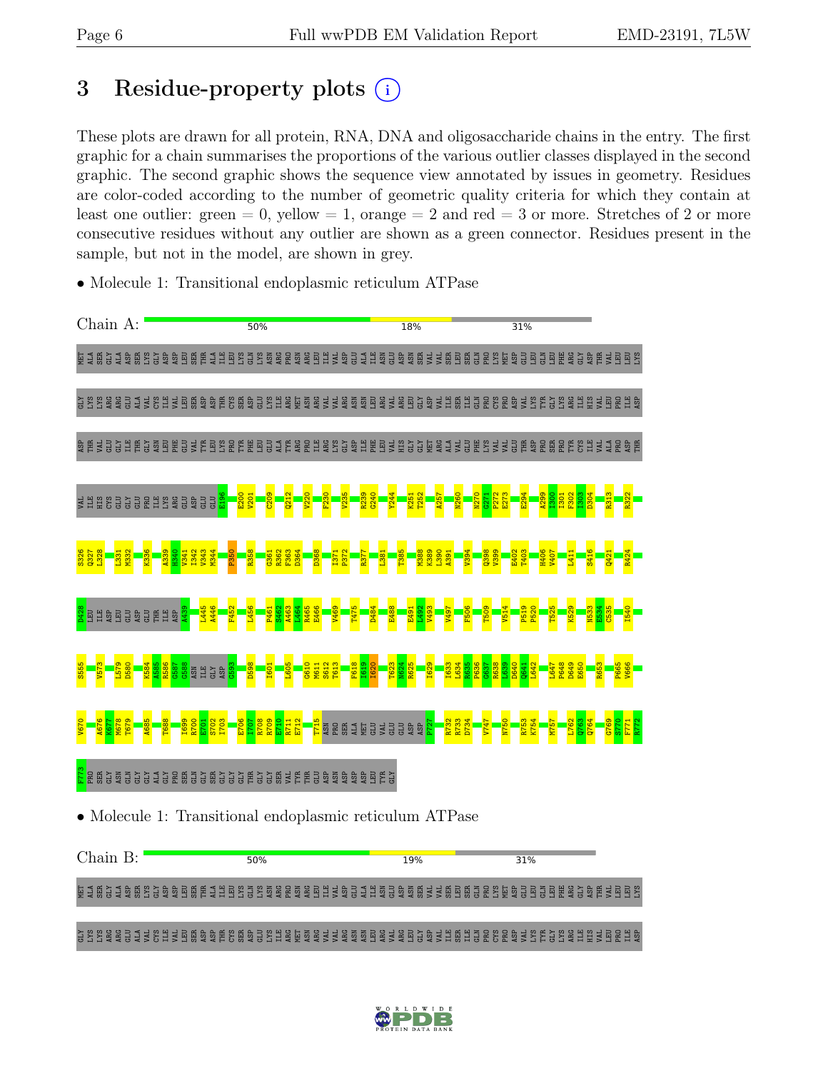# 3 Residue-property plots

These plots are drawn for all protein, RNA, DNA and oligosaccharide chains in the entry. The first graphic for a chain summarises the proportions of the various outlier classes displayed in the second graphic. The second graphic shows the sequence view annotated by issues in geometry. Residues are color-coded according to the number of geometric quality criteria for which they contain at least one outlier: green = 0, yellow = 1, orange = 2 and red = 3 or more. Stretches of 2 or more consecutive residues without any outlier are shown as a green connector. Residues present in the sample, but not in the model, are shown in grey.

- Molecule 1: Transitional endoplasmic reticulum ATPase

Chain A: 50% | 18% | 31%

MET ALA SER GLY ALA ASP SER LYS GLY ASP ASP LEU SER THR ALA ILE LEU LYS GLN LYS ASN ARG PRO ASN ARG LEU ILE VAL ASP GLU ALA ILE ASN GLU ASP ASN SER VAL VAL SER LEU SER GLN PRO LYS MET ASP GLU LEU GLN LEU PHE ARG GLY ASP THR VAL LEU LEU LYS GLY LYS LYS ARG ARG GLU ALA VAL CYS ILE VAL LEU SER ASP ASP THR CYS SER ASP GLU LYS ILE ARG MET ASN ARG VAL VAL ARG ASN ASN LEU ARG VAL ARG LEU GLY ASP VAL ILE SER ILE GLN PRO CYS PRO ASP VAL LYS TYR GLY LYS ARG ILE HIS VAL LEU PRO ILE ASP ASP THR VAL GLU GLY ILE THR GLY ASN LEU PHE GLU VAL TYR LEU LYS PRO TYR PHE LEU GLU ALA TYR ARG PRO ILE ARG LYS GLY ASP ILE PHE LEU VAL HIS GLY GLY MET ARG ALA VAL GLU PHE LYS VAL VAL GLU THR ASP PRO SER PRO TYR CYS ILE VAL ALA PRO ASP THR VAL ILE HIS CYS GLU GLY GLU PRO ILE LYS ARG GLU ASP GLU GLU E196 E200 V201 C209 Q212 V220 F230 V235 R239 G240 Y244 K251 T252 A257 N260 N270 G271 P272 E273 E294 A299 I300 I301 F302 I303 D304 R313 R322 S326 Q327 L328 L331 M332 K336 A339 H340 V341 I342 V343 M344 P350 R358 G361 R362 F363 D364 D368 I371 P372 R377 L381 T385 M388 K389 L390 A391 V394 Q398 V399 E402 T403 H406 V407 L411 S416 Q421 R424 D428 LEU ILE ASP LEU GLU ASP GLU THR ILE ASP A439 L445 A446 F452 L456 P461 S462 A463 L464 R465 E466 V469 T475 D484 E488 E491 L492 V493 V497 F506 T509 V514 P519 P520 T525 K529 N533 E534 C535 I540 S555 V573 L579 D580 K584 A585 R586 G587 G588 ASN ILE GLY ASP G593 D598 I601 L605 G610 M611 S612 T613 F618 I619 I620 T623 N624 R625 I629 I633 L634 R635 P636 G637 R638 L639 D640 Q641 L642 L647 P648 D649 E650 R653 P665 V666 V670 A676 M677 M678 T679 A685 T688 I699 R700 E701 S702 I703 E706 I707 R708 R709 E710 R711 E712 T715 ASN PRO SER ALA MET GLU VAL GLU GLU ASP ASP F727 R732 R733 D734 V747 N750 R753 K754 M757 L762 Q763 Q764 G769 S770 F771 R772 F773 PRO SER GLY ASN GLN GLY GLY ALA GLY PRO SER GLN GLY SER GLY GLY GLY THR GLY GLY SER VAL TYR THR GLU ASP ASN ASP ASP ASP LEU TYR GLY

- Molecule 1: Transitional endoplasmic reticulum ATPase

Chain B: 50% | 19% | 31%

MET ALA SER GLY ALA ASP SER LYS GLY ASP ASP LEU SER THR ALA ILE LEU LYS GLN LYS ASN ARG PRO ASN ARG LEU ILE VAL ASP GLU ALA ILE ASN GLU ASP ASN SER VAL VAL SER LEU SER GLN PRO LYS MET ASP GLU LEU GLN LEU PHE ARG GLY ASP THR VAL LEU LEU LYS GLY LYS LYS ARG ARG GLU ALA VAL CYS ILE VAL LEU SER ASP ASP THR CYS SER ASP GLU LYS ILE ARG MET ASN ARG VAL VAL ARG ASN ASN LEU ARG VAL ARG LEU GLY ASP VAL ILE SER ILE GLN PRO CYS PRO ASP VAL LYS TYR GLY LYS ARG ILE HIS VAL LEU PRO ILE ASP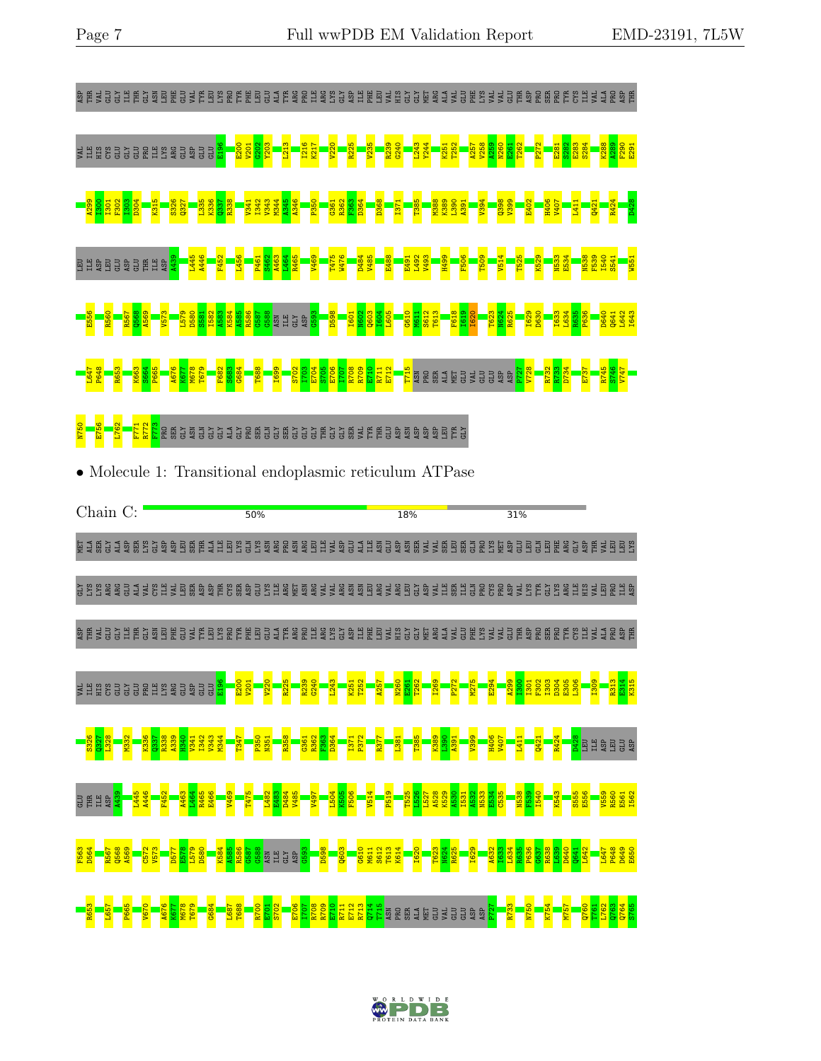ASP THR VAL GLU GLY ILE THR GLY ASN LEU PHE GLU VAL TYR LEU LYS PRO TYR PHE LEU GLU ALA TYR ARG PRO ILE ARG LYS GLY ASP ILE PHE LEU VAL HIS GLY GLY MET ARG ALA VAL GLU PHE LYS VAL VAL GLU THR ASP PRO SER PRO TYR CYS ILE VAL ALA PRO ASP THR

VAL ILE HIS CYS GLU GLY GLU PRO ILE LYS ARG GLU ASP GLU GLU E196 E200 V201 G202 Y203 L213 I216 K217 V220 R225 V235 R239 G240 L243 Y244 K251 T252 A257 V258 A259 N260 E261 T262 P272 E281 S282 E283 S284 K288 A289 F290 E291

A299 I300 I301 F302 I303 D304 K315 S326 Q327 L335 K336 Q337 R338 V341 I342 V343 M344 A345 A346 P350 G361 R362 F363 D364 D368 I371 T385 M388 K389 L390 A391 V394 Q398 V399 E402 H406 V407 L411 Q421 R424 D428

LEU ILE ASP LEU GLU ASP GLU THR ILE ASP A439 L445 A446 F452 L456 P461 S462 A463 L464 R465 V469 T475 W476 D484 V485 E488 E491 L492 V493 H499 F506 T509 V514 T525 K529 N533 E534 N538 F539 I540 S541 W551

E556 R560 R567 Q568 A569 V573 L579 D580 S581 I582 A583 K584 A585 R586 G587 G588 ASN ILE GLY ASP G593 D598 I601 N602 Q603 I604 L605 G610 M611 S612 T613 F618 I619 I620 T623 N624 R625 I629 D630 I633 L634 R635 P636 D640 Q641 L642 I643

L647 P648 R653 K663 S664 P665 A676 K677 M678 T679 F682 S683 G684 T688 I699 S702 I703 E704 S705 E706 I707 R708 R709 E710 R711 E712 T715 ASN PRO SER ALA MET GLU VAL GLU GLU ASP ASP P727 V728 R732 R733 D734 E737 R745 S746 V747

N750 E756 L762 F771 R772 F773 PRO SER GLY ASN GLN GLY GLY ALA GLY PRO SER GLN GLY SER GLY GLY GLY THR GLY GLY SER VAL TYR THR GLU ASP ASN ASP ASP ASP LEU TYR GLY

- Molecule 1: Transitional endoplasmic reticulum ATPase

Chain C: 50% 18% 31%

MET ALA SER GLY ALA ASP SER LYS GLY ASP ASP LEU SER THR ALA ILE LEU LYS GLN LYS ASN ARG PRO ASN ARG LEU ILE VAL ASP GLU ALA ILE ASN GLU ASP ASN SER VAL VAL SER LEU SER GLN PRO LYS MET ASP GLU LEU GLN LEU PHE ARG GLY ASP THR VAL LEU LEU LYS

GLY LYS LYS ARG ARG GLU ALA VAL CYS ILE VAL LEU SER ASP ASP THR CYS SER ASP GLU LYS ILE ARG MET ASN ARG VAL VAL ARG ASN ASN LEU ARG VAL ARG LEU GLY ASP VAL ILE SER ILE GLN PRO CYS PRO ASP VAL LYS TYR GLY LYS ARG ILE HIS VAL LEU PRO ILE ASP

ASP THR VAL GLU GLY ILE THR GLY ASN LEU PHE GLU VAL TYR LEU LYS PRO TYR PHE LEU GLU ALA TYR ARG PRO ILE ARG LYS GLY ASP ILE PHE LEU VAL HIS GLY GLY MET ARG ALA VAL GLU PHE LYS VAL VAL GLU THR ASP PRO SER PRO TYR CYS ILE VAL ALA PRO ASP THR

VAL ILE HIS CYS GLU GLY GLU PRO ILE LYS ARG GLU ASP GLU GLU E196 E200 V201 V220 R225 R239 G240 L243 K251 T252 A257 N260 E261 T262 I269 P272 M275 E294 A299 I300 I301 F302 I303 D304 E305 L306 I309 R313 E314 K315

S326 Q327 L328 M332 K336 Q337 R338 A339 H340 V341 I342 V343 M344 T347 P350 N351 R358 G361 R362 F363 D364 I371 P372 R377 L381 T385 K389 L390 A391 V399 H406 V407 L411 Q421 R424 D428 LEU ILE ASP LEU GLU ASP

GLU THR ILE ASP A439 L445 A446 F452 A463 L464 R465 E466 V469 T475 L482 E483 D484 V485 V497 L504 K505 F506 V514 P519 T525 L526 I527 A528 K529 A530 I531 A532 N533 E534 C535 N538 F539 I540 K543 S555 E556 V559 R560 E561 I562

F563 D564 R567 Q568 A569 C572 V573 D577 E578 L579 D580 K584 A585 R586 G587 G588 ASN ILE GLY ASP G593 D598 Q603 G610 M611 S612 T613 K614 I620 T623 N624 R625 I629 A632 I633 L634 R635 P636 G637 R638 L639 D640 Q641 L642 L647 P648 D649 E650

R653 L657 P665 V670 A676 K677 M678 T679 G684 L687 T688 R700 E701 S702 E706 I707 R708 R709 E710 R711 E712 R713 Q714 T715 ASN PRO SER ALA MET GLU VAL GLU GLU ASP ASP P727 R733 N750 K754 M757 Q760 T761 L762 Q763 Q764 S765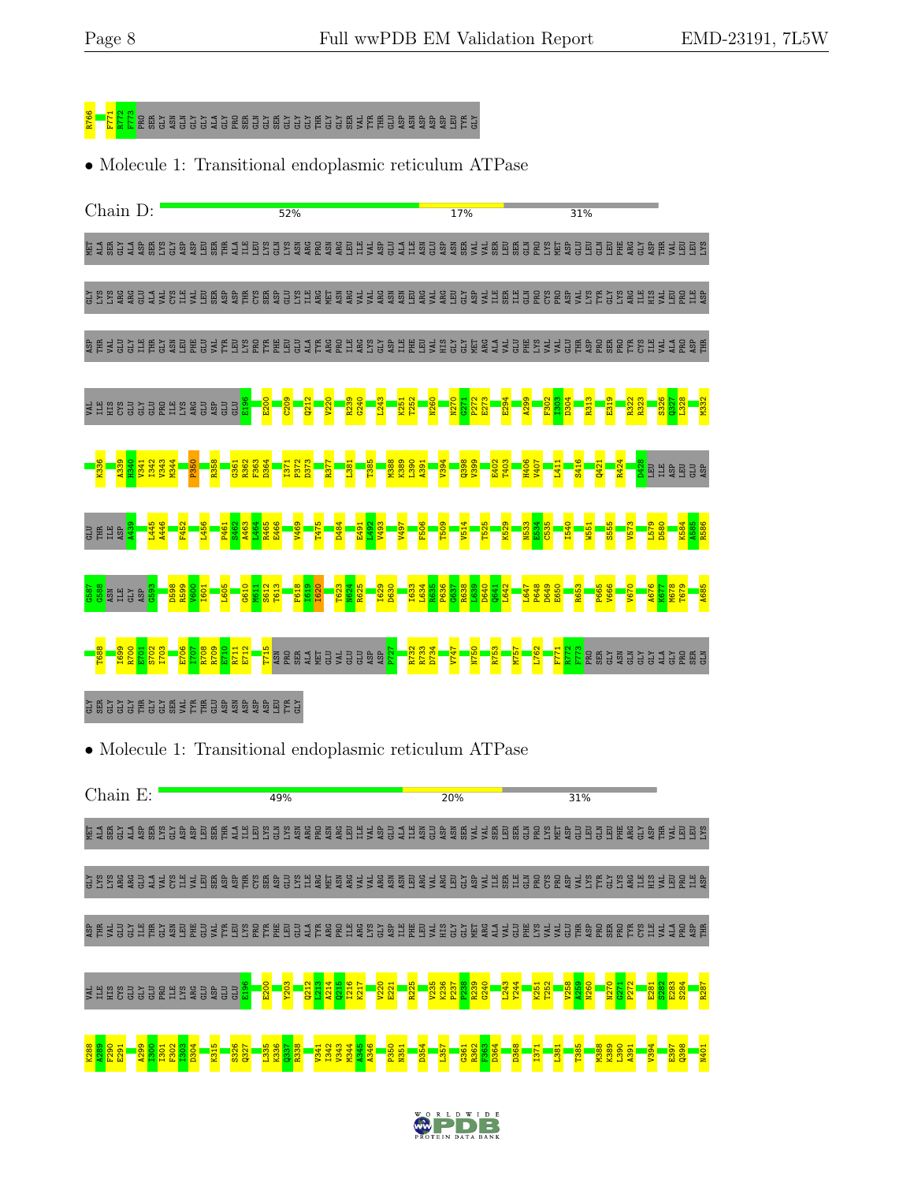R766 F771 R772 F773 PRO SER GLY ASN GLN GLY GLY ALA GLY PRO SER GLN GLY SER GLY GLY GLY THR GLY GLY SER VAL TYR THR GLU ASP ASN ASP ASP LEU TYR GLY

• Molecule 1: Transitional endoplasmic reticulum ATPase

Chain D: 52% 17% 31%

MET ALA SER GLY ALA ASP SER LYS GLY ASP ASP LEU SER THR ALA ILE LEU LYS GLN LYS ASN ARG PRO ASN ARG LEU ILE VAL ASP GLU ALA ILE ASN GLU ASP ASN SER VAL VAL SER LEU SER GLN PRO LYS MET ASP GLU LEU GLN LEU PHE ARG GLY ASP THR VAL LEU LEU LYS GLY LYS LYS ARG ARG GLU ALA VAL CYS ILE VAL LEU SER ASP ASP THR CYS SER ASP GLU LYS ILE ARG MET ASN ARG VAL VAL ARG ASN ASN LEU ARG VAL ARG LEU GLY ASP VAL ILE SER ILE GLN PRO CYS PRO ASP VAL LYS TYR GLY LYS ARG ILE HIS VAL LEU PRO ILE ASP ASP THR VAL GLU GLY ILE THR GLY ASN LEU PHE GLU VAL TYR LEU LYS PRO TYR PHE LEU GLU ALA TYR ARG PRO ILE ARG LYS GLY ASP ILE PHE LEU VAL HIS GLY GLY MET ARG ALA VAL GLU PHE LYS VAL VAL GLU THR ASP PRO SER PRO TYR CYS ILE VAL ALA PRO ASP THR VAL ILE HIS CYS GLU GLY GLU PRO ILE LYS ARG GLU ASP GLU GLU E196 E200 C209 Q212 V220 R239 G240 L243 K251 T252 N260 N270 G271 P272 E273 E294 A299 F302 I303 D304 R313 E319 R322 R323 S326 Q327 L328 M332 K336 A339 H340 V341 I342 V343 M344 P350 R358 G361 R362 F363 D364 I371 P372 D373 R377 L381 T385 M388 K389 L390 A391 V394 Q398 V399 E402 T403 H406 V407 L411 S416 Q421 R424 D428 LEU ILE ASP LEU GLU ASP GLU THR ILE ASP A439 L445 A446 F452 L456 P461 S462 A463 L464 R465 E466 V469 T475 D484 E491 L492 V493 V497 F506 T509 V514 T525 K529 N533 E534 C535 I540 W551 S555 V573 L579 D580 K584 A585 R586 G587 G588 ASN ILE GLY ASP G593 D598 R599 V600 I601 L605 G610 M611 S612 T613 F618 I619 I620 T623 N624 R625 I629 D630 I633 L634 R635 P636 G637 R638 L639 D640 Q641 L642 L647 P648 D649 E650 R653 P665 V666 V670 A676 K677 M678 T679 A685 T688 I699 R700 E701 S702 I703 E706 I707 R708 R709 E710 R711 E712 T715 ASN PRO SER ALA MET GLU VAL GLU GLU ASP ASP P727 R732 R733 D734 V747 N750 R753 M757 L762 F771 R772 F773 PRO SER GLY ASN GLN GLY GLY ALA GLY PRO SER GLN GLY SER GLY GLY GLY THR GLY GLY SER VAL TYR THR GLU ASP ASN ASP ASP LEU TYR GLY

• Molecule 1: Transitional endoplasmic reticulum ATPase

Chain E: 49% 20% 31%

MET ALA SER GLY ALA ASP SER LYS GLY ASP ASP LEU SER THR ALA ILE LEU LYS GLN LYS ASN ARG PRO ASN ARG LEU ILE VAL ASP GLU ALA ILE ASN GLU ASP ASN SER VAL VAL SER LEU SER GLN PRO LYS MET ASP GLU LEU GLN LEU PHE ARG GLY ASP THR VAL LEU LEU LYS GLY LYS LYS ARG ARG GLU ALA VAL CYS ILE VAL LEU SER ASP ASP THR CYS SER ASP GLU LYS ILE ARG MET ASN ARG VAL VAL ARG ASN ASN LEU ARG VAL ARG LEU GLY ASP VAL ILE SER ILE GLN PRO CYS PRO ASP VAL LYS TYR GLY LYS ARG ILE HIS VAL LEU PRO ILE ASP ASP THR VAL GLU GLY ILE THR GLY ASN LEU PHE GLU VAL TYR LEU LYS PRO TYR PHE LEU GLU ALA TYR ARG PRO ILE ARG LYS GLY ASP ILE PHE LEU VAL HIS GLY GLY MET ARG ALA VAL GLU PHE LYS VAL VAL GLU THR ASP PRO SER PRO TYR CYS ILE VAL ALA PRO ASP THR VAL ILE HIS CYS GLU GLY GLU PRO ILE LYS ARG GLU ASP GLU GLU E196 E200 Y203 Q212 L213 A214 Q215 I216 K217 V220 E221 R225 V235 K236 P237 P238 R239 G240 L243 Y244 K251 T252 V258 A259 N260 N270 G271 P272 E281 S282 E283 S284 R287 K288 A289 P290 E291 A299 I300 I301 F302 I303 D304 K315 S326 Q327 L335 K336 Q337 R338 V341 I342 V343 M344 A345 I346 P350 N351 D354 L357 G361 R362 F363 D364 D368 I371 L381 T385 M388 K389 L390 A391 V394 E397 Q398 N401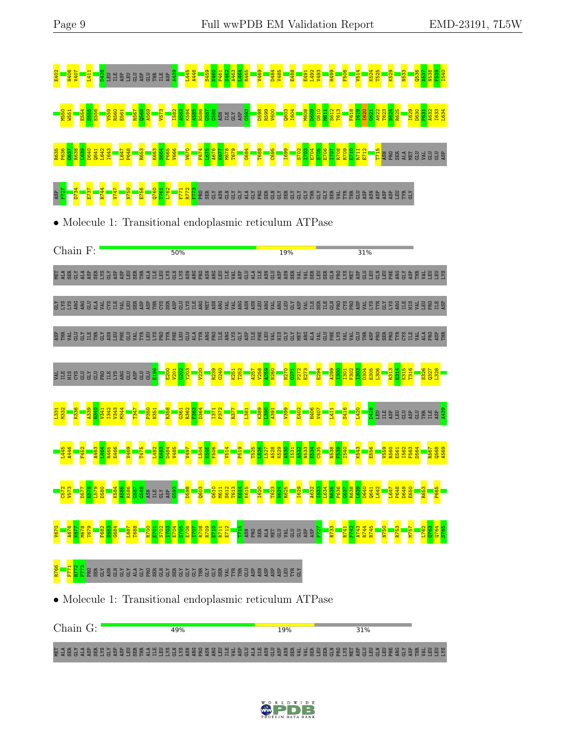E402 H406 V407 L411 D428 LEU ILE ASP LEU GLU ASP GLU THR ILE ASP A439 L445 A446 S459 N460 P461 S462 A463 L464 R465 V469 D484 V485 E488 E491 L492 V493 H499 F506 V514 K524 T525 K529 N533 Q536 A537 N538 F539 I540

M550 W551 E554 S555 E556 V559 R560 E561 R567 Q568 A569 V573 I582 A583 K584 A585 R586 G587 G588 ASN ILE GLY ASP G593 D598 R599 V600 Q603 I604 M608 D609 G610 M611 S612 T613 F618 I619 I620 G621 A622 T623 N624 R625 I629 D630 P631 A632 I633 L634

R635 P636 G637 R638 L639 D640 Q641 L642 I643 L647 P648 R653 K663 S664 P665 V666 V670 F674 L675 A676 K677 M678 T679 G684 T688 C695 I699 S702 I703 E704 S705 E706 I707 R708 R709 E710 R711 E712 T715 ASN PRO SER ALA MET GLU VAL GLU GLU ASP

ASP P727 D734 E737 R744 V747 N750 E756 Q760 T761 L762 F771 R772 F773 PRO SER GLY ASN GLN GLY GLY ALA GLY PRO SER GLN GLY SER GLY GLY GLY THR GLY GLY SER VAL TYR THR GLU ASP ASN ASP ASP ASP LEU TYR GLY

- Molecule 1: Transitional endoplasmic reticulum ATPase

Chain F: 50% | 19% | 31%

MET ALA SER GLY ALA ASP SER LYS GLY ASP ASP LEU SER THR ALA ILE LEU LYS GLN LYS ASN ARG PRO ASN ARG LEU ILE VAL ASP GLU ALA ILE ASN GLU ASP ASN SER VAL VAL SER LEU SER GLN PRO LYS MET ASP GLU LEU GLN LEU PHE ARG GLY ASP THR VAL LEU LEU LYS

GLY LYS LYS ARG ARG GLU ALA VAL CYS ILE VAL LEU SER ASP ASP THR CYS SER ASP GLU LYS ILE ARG MET ASN ARG VAL VAL ARG ASN ASN LEU ARG VAL ARG LEU GLY ASP VAL ILE SER ILE GLN PRO CYS PRO ASP VAL LYS TYR GLY LYS ARG ILE HIS VAL LEU PRO ILE ASP

ASP THR VAL GLU GLY ILE THR GLY ASN LEU PHE GLU VAL TYR LEU LYS PRO TYR PHE LEU GLU ALA TYR ARG PRO ILE ARG LYS GLY ASP ILE PHE LEU VAL HIS GLY GLY MET ARG ALA VAL GLU PHE LYS VAL VAL GLU THR ASP PRO SER PRO TYR CYS ILE VAL ALA PRO ASP THR

VAL ILE HIS CYS GLU GLY GLU PRO ILE LYS ARG GLU ASP GLU GLU E196 E200 V201 G202 Y203 V220 R239 G240 K251 T252 A257 V258 A259 N260 N270 G271 P272 E273 E294 A299 I300 I301 F302 I303 D304 E305 L306 R313 E314 K315 T316 S326 Q327 L328

L331 M332 K336 A339 H340 V341 I342 V343 M344 T347 P350 N351 R358 G361 R361 F363 D364 I371 P372 R377 L381 K389 L390 A391 V399 E402 H406 V407 L411 S416 L420 D428 LEU ILE ASP LEU GLU ASP GLU THR ILE ASP A439

L445 A446 F452 A463 L464 R465 E466 V469 T475 L482 E483 D484 V485 V497 L504 K505 F506 V514 P519 T525 L526 L527 A528 K529 A530 I531 A532 N533 E534 C535 N538 F539 I540 K543 E556 V559 R560 E561 I562 F563 D564 R567 Q568 A569

C572 V573 D577 E578 L579 D580 K584 A585 R586 G587 G588 ASN ILE GLY ASP G593 D598 Q603 G610 M611 S612 T613 K614 K615 I620 T623 N624 R625 I629 A632 I633 L634 R635 P636 G637 R638 L639 D640 Q641 L642 L647 P648 D649 E650 R653 P665

V670 A676 K677 M678 T679 F682 S683 G684 L687 T688 R700 E701 S702 I703 E704 S705 E706 I707 R708 R709 E710 R711 E712 T715 ASN PRO SER ALA MET GLU VAL GLU GLU ASP ASP P727 R733 R741 F742 A743 R744 R745 N750 R753 M757 L762 Q763 Q764 S765

R766 F771 R772 F773 PRO SER GLY ASN GLN GLY GLY ALA GLY PRO SER GLN GLY SER GLY GLY GLY THR GLY GLY SER VAL TYR THR GLU ASP ASN ASP ASP ASP LEU TYR GLY

- Molecule 1: Transitional endoplasmic reticulum ATPase

Chain G: 49% | 19% | 31%

MET ALA SER GLY ALA ASP SER LYS GLY ASP ASP LEU SER THR ALA ILE LEU LYS GLN LYS ASN ARG PRO ASN ARG LEU ILE VAL ASP GLU ALA ILE ASN GLU ASP ASN SER VAL VAL SER LEU SER GLN PRO LYS MET ASP GLU LEU GLN LEU PHE ARG GLY ASP THR VAL LEU LEU LYS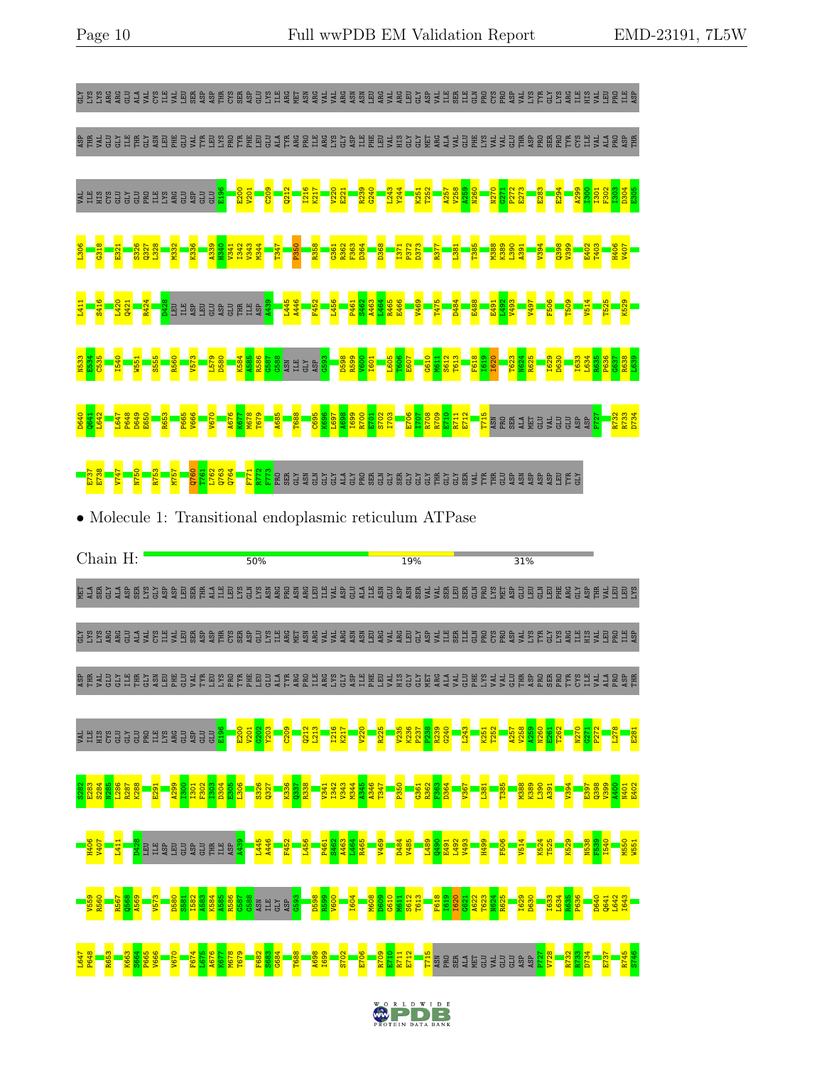GLY LYS LYS ARG ARG GLU ALA VAL CYS ILE VAL LEU SER ASP ASP THR CYS SER ASP GLU LYS ILE ARG MET ASN ARG VAL VAL ARG ASN ASN LEU ARG VAL ARG LEU GLY ASP VAL ILE SER ILE GLN PRO CYS PRO ASP VAL LYS TYR GLY LYS ARG ILE HIS VAL LEU PRO ILE ASP

ASP THR VAL GLU GLY ILE THR GLY ASN LEU PHE GLU VAL TYR LEU LYS PRO TYR PHE LEU GLU ALA TYR ARG PRO ILE ARG LYS GLY ASP ILE PHE LEU VAL HIS GLY GLY MET ARG ALA VAL GLU PHE LYS VAL VAL GLU THR ASP PRO SER PRO TYR CYS ILE VAL ALA PRO ASP THR

VAL ILE HIS CYS GLU GLY GLU PRO ILE LYS ARG GLU ASP GLU GLU E196 E200 V201 C209 Q212 I216 K217 V220 E221 R239 G240 L243 Y244 K251 T252 A257 V258 A259 N260 N270 G271 P272 E273 E283 E294 A299 I300 I301 F302 I303 D304 E305

L306 G318 E321 S326 Q327 L328 M332 K336 A339 H340 V341 I342 V343 M344 T347 P350 R358 G361 R362 F363 D364 D368 I371 P372 D373 R377 L381 T385 M388 K389 L390 A391 V394 Q398 V399 E402 T403 H406 V407

L411 S416 L420 Q421 R424 D428 LEU ILE ASP LEU GLU ASP GLU THR ILE ASP A439 L445 A446 F452 L456 P461 S462 A463 L464 R465 E466 V469 T475 D484 E488 E491 L492 V493 V497 F506 T509 V514 T525 K529

N533 E534 C535 I540 W551 S555 R560 V573 L579 D580 K584 A585 R586 G587 G588 ASN ILE GLY ASP G593 D598 R599 V600 I601 L605 I606 E607 G610 M611 S612 T613 F618 I619 I620 T623 N624 R625 I629 D630 I633 L634 R635 P636 G637 R638 L639

D640 Q641 L642 L647 P648 D649 E650 R653 P665 V666 V670 A676 K677 M678 T679 A685 T688 C695 K696 L697 A698 I699 R700 E701 S702 I703 E706 E707 R708 R709 E710 R711 E712 T715 ASN PRO SER ALA MET GLU VAL GLU GLU ASP ASP P727 R732 R733 D734

E737 E738 V747 N750 R753 M757 Q760 T761 L762 Q763 Q764 F771 R772 F773 PRO SER GLY ASN GLN GLY GLY ALA GLY PRO SER GLN GLY SER GLY GLY GLY THR GLY GLY SER VAL TYR THR GLU ASP ASN ASP ASP ASP LEU TYR GLY

- Molecule 1: Transitional endoplasmic reticulum ATPase

Chain H: 50% | 19% | 31%

MET ALA SER GLY ALA ASP SER LYS GLY ASP ASP LEU SER THR ALA ILE LEU LYS GLN LYS ASN ARG PRO ASN ARG LEU ILE VAL ASP GLU ALA ILE ASN GLU ASP ASN SER VAL VAL SER LEU SER GLN PRO LYS MET ASP GLU LEU GLN LEU PHE ARG GLY ASP THR VAL LEU LEU LYS

GLY LYS LYS ARG ARG GLU ALA VAL CYS ILE VAL LEU SER ASP ASP THR CYS SER ASP GLU LYS ILE ARG MET ASN ARG VAL VAL ARG ASN ASN LEU ARG VAL ARG LEU GLY ASP VAL ILE SER ILE GLN PRO CYS PRO ASP VAL LYS TYR GLY LYS ARG ILE HIS VAL LEU PRO ILE ASP

ASP THR VAL GLU GLY ILE THR GLY ASN LEU PHE GLU VAL TYR LEU LYS PRO TYR PHE LEU GLU ALA TYR ARG PRO ILE ARG LYS GLY ASP ILE PHE LEU VAL HIS GLY GLY MET ARG ALA VAL GLU PHE LYS VAL VAL GLU THR ASP PRO SER PRO TYR CYS ILE VAL ALA PRO ASP THR

VAL ILE HIS CYS GLU GLY GLU PRO ILE LYS ARG GLU ASP GLU GLU E196 E200 V201 G202 Y203 C209 Q212 L213 I216 K217 V220 R225 V235 K236 P237 P238 R239 G240 L243 K251 T252 A257 V258 A259 N260 E261 T262 N270 G271 P272 L278 E281

S282 Q283 S284 N285 L286 R287 K288 E291 A299 I300 I301 F302 I303 D304 E305 L306 S326 Q327 K336 Q337 R338 V341 I342 V343 M344 A345 A346 T347 P350 G361 R362 F363 D364 V367 L381 T385 M388 K389 L390 A391 V394 E397 Q398 V399 A400 N401 E402

H406 V407 L411 D428 LEU ILE ASP LEU GLU ASP GLU THR ILE ASP A439 L445 A446 F452 L456 P461 S462 A463 L464 R465 V469 D484 V485 L489 Q490 E491 L492 V493 H499 F506 V514 K524 T525 K529 N538 F539 I540 M550 W551

V559 R560 R567 Q568 A569 V573 D580 S581 I582 A583 K584 A585 R586 G587 G588 ASN ILE GLY ASP G593 D598 R599 V600 I604 M608 D609 G610 M611 S612 T613 F618 I619 I620 G621 A622 T623 N624 R625 I629 D630 I633 L634 R635 P636 D640 Q641 L642 I643

L647 P648 R653 K663 S664 P665 V666 V670 F674 L675 A676 K677 M678 T679 F682 S683 G684 T688 A698 I699 S702 E706 R709 E710 R711 E712 T715 ASN PRO SER ALA MET GLU VAL GLU GLU ASP ASP P727 V728 R732 R733 D734 E737 R745 S746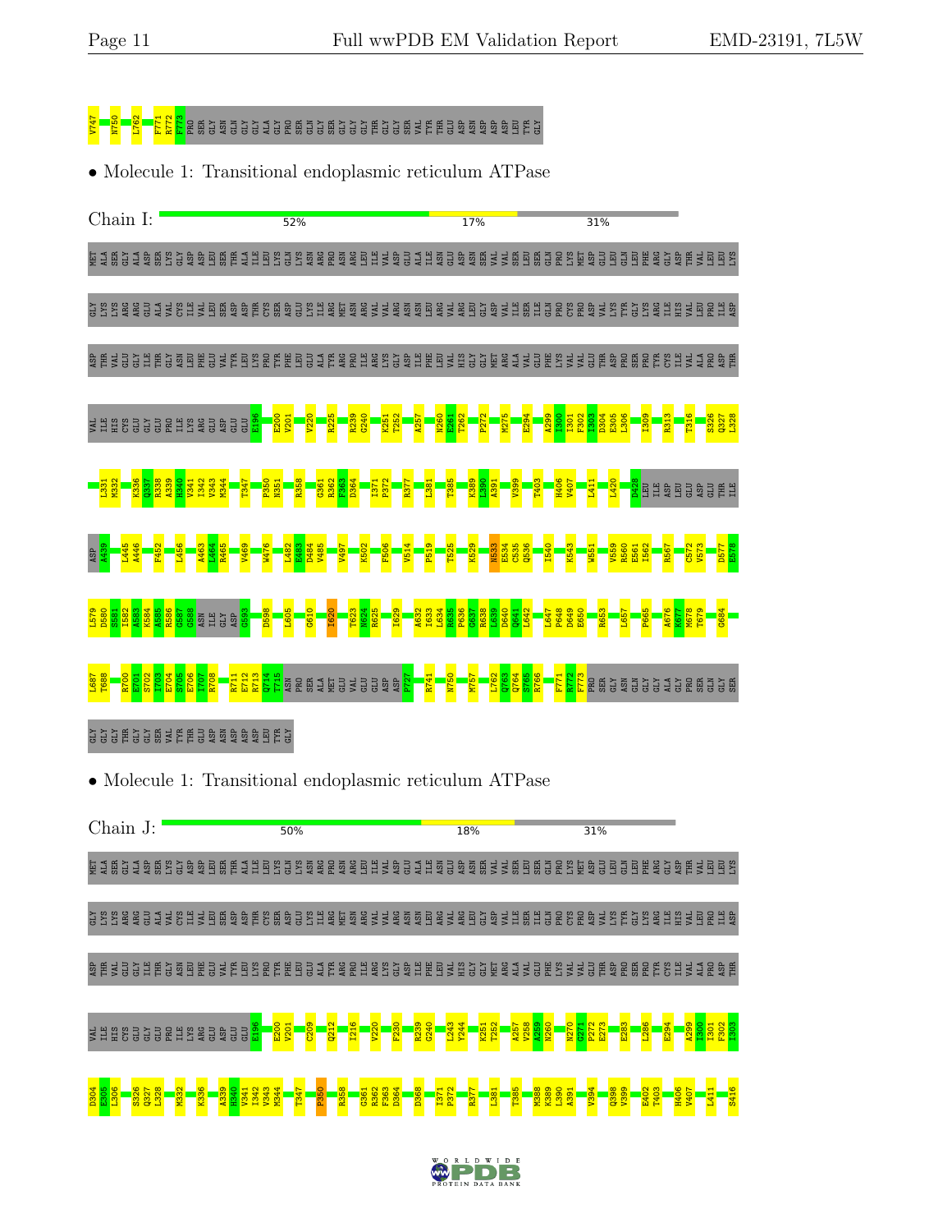V747 N750 L762 F771 R772 F773 PRO SER GLY ASN GLN GLY GLY ALA GLY PRO SER GLN GLY SER GLY GLY THR GLY GLY SER VAL TYR THR GLU ASP ASN ASP ASP ASP LEU TYR GLY

- Molecule 1: Transitional endoplasmic reticulum ATPase

Chain I: 52% 17% 31%

MET ALA SER GLY ALA ASP SER LYS GLY ASP ASP LEU SER THR ALA ILE LEU LYS GLN LYS ASN ARG PRO ASN ARG LEU ILE VAL ASP GLU ALA ILE ASN GLU ASP ASN SER VAL VAL SER LEU SER GLN PRO LYS MET ASP GLU LEU GLN LEU PHE ARG GLY ASP THR VAL LEU LEU LYS

GLY LYS LYS ARG ARG GLU ALA VAL CYS ILE VAL LEU SER ASP ASP THR CYS SER ASP GLU LYS ILE ARG MET ASN ARG VAL VAL ARG ASN ASN LEU ARG VAL ARG LEU GLY ASP VAL ILE SER ILE GLN PRO CYS PRO ASP VAL LYS TYR GLY LYS ARG ILE HIS VAL LEU PRO ILE ASP

ASP THR VAL GLU GLY ILE THR GLY ASN LEU PHE GLU VAL TYR LEU LYS PRO TYR PHE LEU GLU ALA TYR ARG PRO ILE ARG LYS GLY ASP ILE PHE LEU VAL HIS GLY GLY MET ARG ALA VAL GLU PHE LYS VAL VAL GLU THR ASP PRO SER PRO TYR CYS ILE VAL ALA PRO ASP THR

VAL ILE HIS CYS GLU GLY GLU PRO ILE LYS ARG GLU ASP GLU GLU E196 E200 V201 V220 R225 R239 G240 K251 T252 A257 N260 E261 T262 P272 M275 E294 A299 I300 I301 F302 I303 D304 E305 L306 I309 R313 T316 S326 Q327 L328

L331 M332 K336 Q337 R338 A339 H340 V341 I342 V343 M344 T347 P350 N351 R358 G361 R362 F363 D364 I371 P372 R377 L381 T385 K389 L390 A391 V399 T403 H406 V407 L411 L420 D428 LEU ILE ASP LEU GLU ASP GLU THR ILE

ASP A439 L445 A446 F452 L456 A463 L464 R465 V469 W476 L482 E483 L484 V485 V497 K502 F506 V514 P519 T525 K529 N533 E534 C535 Q536 I540 K543 W551 V559 R560 E561 I562 R567 C572 V573 D577 E578

L579 D580 S581 I582 A583 K584 A585 R586 G587 G588 ASN ILE GLY ASP G593 D598 L605 G610 I620 T623 N624 R625 I629 A632 I633 L634 R635 P636 G637 R638 L639 D640 Q641 L642 L647 P648 D649 E650 R653 L657 P665 A676 K677 M678 T679 G684

L687 T688 R700 E701 S702 I703 E704 S705 E706 I707 R708 R711 E712 R713 Q714 I715 ASN ARG PRO SER ALA MET GLU VAL GLU GLU ASP ASP P727 R741 N750 M757 L762 Q763 Q764 S765 R766 F771 R772 F773 PRO SER GLY ASN GLN GLY GLY ALA GLY PRO SER GLN GLY SER

GLY GLY GLY THR GLY GLY SER VAL TYR THR GLU ASP ASN ASP ASP ASP LEU TYR GLY

- Molecule 1: Transitional endoplasmic reticulum ATPase

Chain J: 50% 18% 31%

MET ALA SER GLY ALA ASP SER LYS GLY ASP ASP LEU SER THR ALA ILE LEU LYS GLN LYS ASN ARG PRO ASN ARG LEU ILE VAL ASP GLU ALA ILE ASN GLU ASP ASN SER VAL VAL SER LEU SER GLN PRO LYS MET ASP GLU LEU GLN LEU PHE ARG GLY ASP THR VAL LEU LEU LYS

GLY LYS LYS ARG ARG GLU ALA VAL CYS ILE VAL LEU SER ASP ASP THR CYS SER ASP GLU LYS ILE ARG MET ASN ARG VAL VAL ARG ASN ASN LEU ARG VAL ARG LEU GLY ASP VAL ILE SER ILE GLN PRO CYS PRO ASP VAL LYS TYR GLY LYS ARG ILE HIS VAL LEU PRO ILE ASP

ASP THR VAL GLU GLY ILE THR GLY ASN LEU PHE GLU VAL TYR LEU LYS PRO TYR PHE LEU GLU ALA TYR ARG PRO ILE ARG LYS GLY ASP ILE PHE LEU VAL HIS GLY GLY MET ARG ALA VAL GLU PHE LYS VAL VAL GLU THR ASP PRO SER PRO TYR CYS ILE VAL ALA PRO ASP THR

VAL ILE HIS CYS GLU GLY GLU PRO ILE LYS ARG GLU ASP GLU GLU E196 E200 V201 C209 Q212 I216 V220 F230 R239 G240 L243 Y244 K251 T252 A257 V258 A259 N260 N270 G271 P272 E273 E283 L286 E294 A299 I300 I301 F302 I303

D304 E305 L306 S326 Q327 L328 M332 K336 A339 H340 V341 I342 V343 M344 T347 P350 R358 G361 R362 F363 D364 D368 I371 P372 R377 L381 T385 M388 K389 L390 A391 V394 Q398 V399 E402 T403 H406 V407 L411 S416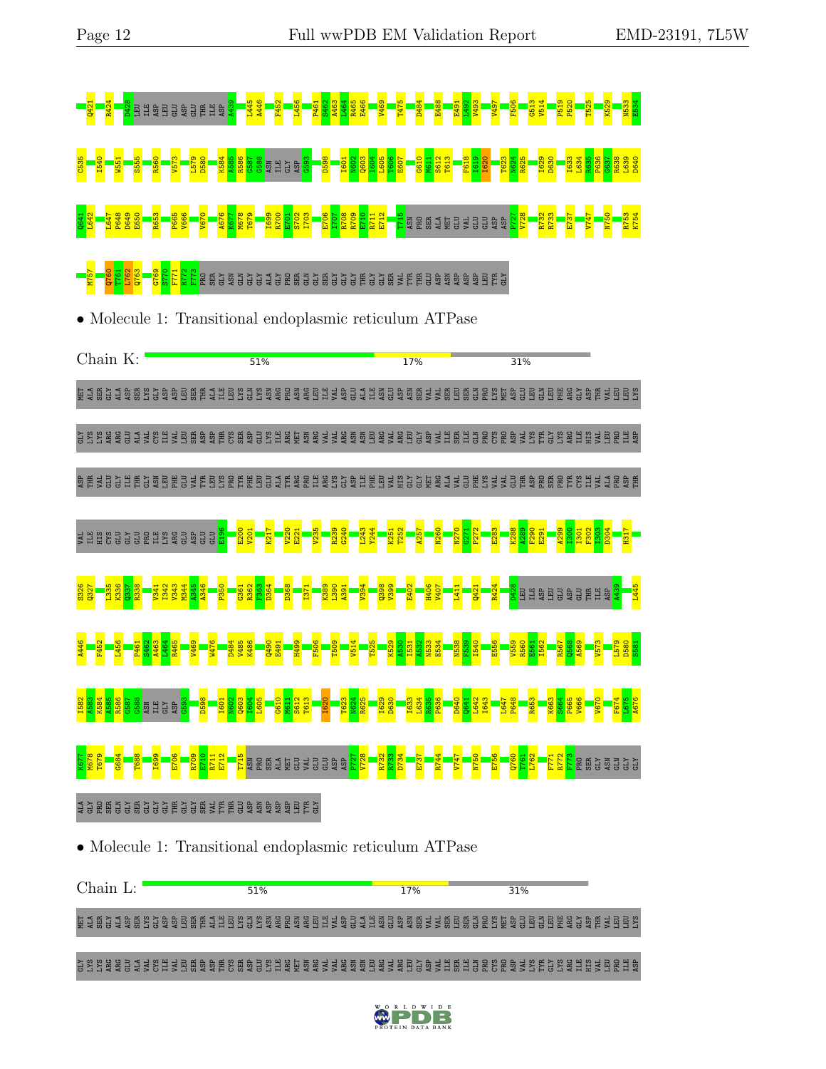Q421 R424 D428 LEU ILE ASP LEU GLU ASP GLU THR ILE ASP A439 L445 A446 F452 L456 P461 S462 A463 L464 R465 E466 V469 T475 D484 E488 E491 L492 V493 V497 F506 G513 V514 P519 P520 T525 K529 N533 E534

C535 I540 W551 S555 R560 V573 L579 D580 K584 A585 R586 G587 G588 ASN ILE GLY ASP G593 D598 I601 N602 Q603 I604 L605 I606 E607 G610 M611 S612 T613 F618 I619 I620 T623 N624 R625 I629 D630 I633 L634 R635 P636 G637 R638 L639 D640

Q641 L642 L647 P648 D649 E650 R653 P665 V666 V670 A676 K677 M678 T679 I699 R700 E701 S702 I703 E706 I707 R708 R709 E710 R711 E712 T715 ASN PRO SER ALA MET GLU VAL GLU GLU ASP ASP P727 V728 R732 R733 E737 V747 N750 R753 K754

M757 Q760 T761 L762 Q763 G769 S770 F771 R772 F773 PRO SER GLY ASN GLN GLY ALA GLY PRO SER GLN GLY SER GLY GLY GLY THR GLY GLY SER VAL TYR THR GLU ASP ASN ASP ASP ASP LEU TYR GLY

• Molecule 1: Transitional endoplasmic reticulum ATPase

Chain K: 51% 17% 31%

MET ALA SER GLY ALA ASP SER LYS GLY ASP ASP LEU SER THR ALA ILE LEU LYS GLN LYS ASN ARG PRO ASN ARG LEU ILE VAL ASP GLU ALA ILE ASN GLU ASP ASN SER VAL VAL SER LEU SER GLN PRO LYS MET ASP GLU LEU GLN LEU PHE ARG GLY ASP THR VAL LEU LEU LYS

GLY LYS LYS ARG ARG GLU ALA VAL CYS ILE VAL LEU SER ASP ASP THR CYS SER ASP GLU LYS ILE ARG MET ASN ARG VAL VAL ARG ASN ASN LEU ARG VAL ARG LEU GLY ASP VAL ILE SER ILE GLN PRO CYS PRO ASP VAL LYS TYR GLY LYS ARG ILE HIS VAL LEU PRO ILE ASP

ASP THR VAL GLU GLY ILE THR GLY ASN LEU PHE GLU VAL TYR LEU LYS PRO TYR PHE LEU GLU ALA TYR ARG PRO ILE ARG LYS GLY ASP ILE PHE LEU VAL HIS GLY GLY MET ARG ALA VAL GLU PHE LYS VAL VAL GLU THR ASP PRO SER PRO TYR CYS ILE VAL ALA PRO ASP THR

VAL ILE HIS CYS GLU GLY GLU PRO ILE LYS ARG GLU ASP GLU GLU E196 E200 V201 K217 V220 E221 V235 R239 G240 L243 Y244 K251 T252 A257 N260 N270 G271 P272 E283 K288 A289 F290 E291 A299 I300 I301 F302 I303 D304 H317

S326 Q327 L335 K336 Q337 R338 V341 I342 V343 M344 A346 P350 G361 R362 R363 D364 D368 I371 K389 L390 A391 V394 Q398 Q399 E402 H406 V407 L411 Q421 R424 D428 LEU ILE ASP LEU GLU ASP GLU THR ILE ASP A439 L445

A446 F452 L456 P461 S462 A463 L464 R465 V469 W476 D484 V485 K486 Q490 E491 H499 F506 T509 V514 T525 K529 A530 I531 A532 R533 E534 N538 F539 I540 E556 V559 R560 E561 I562 R567 Q568 A569 V573 L579 D580 S581

I582 A583 K584 A585 R586 G587 G588 ASN ILE GLY ASP G593 D598 I601 N602 Q603 I604 L605 G610 M611 S612 T613 I620 T623 N624 R625 I629 D630 I633 L634 R635 P636 D640 Q641 L642 I643 L647 P648 R653 K663 S664 P665 V666 V670 F674 L675 A676

K677 M678 T679 G684 T688 I699 E706 R709 E710 R711 E712 T715 ASN PRO SER ALA MET GLU VAL GLU GLU ASP ASP P727 V728 R732 R733 D734 E737 R744 V747 N750 E756 Q760 T761 L762 F771 R772 F773 PRO SER GLY ASN GLN GLY

ALA GLY PRO SER GLN GLY SER GLY GLY GLY THR GLY GLY SER VAL TYR THR GLU ASP ASN ASP ASP ASP LEU TYR GLY

• Molecule 1: Transitional endoplasmic reticulum ATPase

Chain L: 51% 17% 31%

MET ALA SER GLY ALA ASP SER LYS GLY ASP ASP LEU SER THR ALA ILE LEU LYS GLN LYS ASN ARG PRO ASN ARG LEU ILE VAL ASP GLU ALA ILE ASN GLU ASP ASN SER VAL VAL SER LEU SER GLN PRO LYS MET ASP GLU LEU GLN LEU PHE ARG GLY ASP THR VAL LEU LEU LYS

GLY LYS LYS ARG ARG GLU ALA VAL CYS ILE VAL LEU SER ASP ASP THR CYS SER ASP GLU LYS ILE ARG MET ASN ARG VAL VAL ARG ASN ASN LEU ARG VAL ARG LEU GLY ASP VAL ILE SER ILE GLN PRO CYS PRO ASP VAL LYS TYR GLY LYS ARG ILE HIS VAL LEU PRO ILE ASP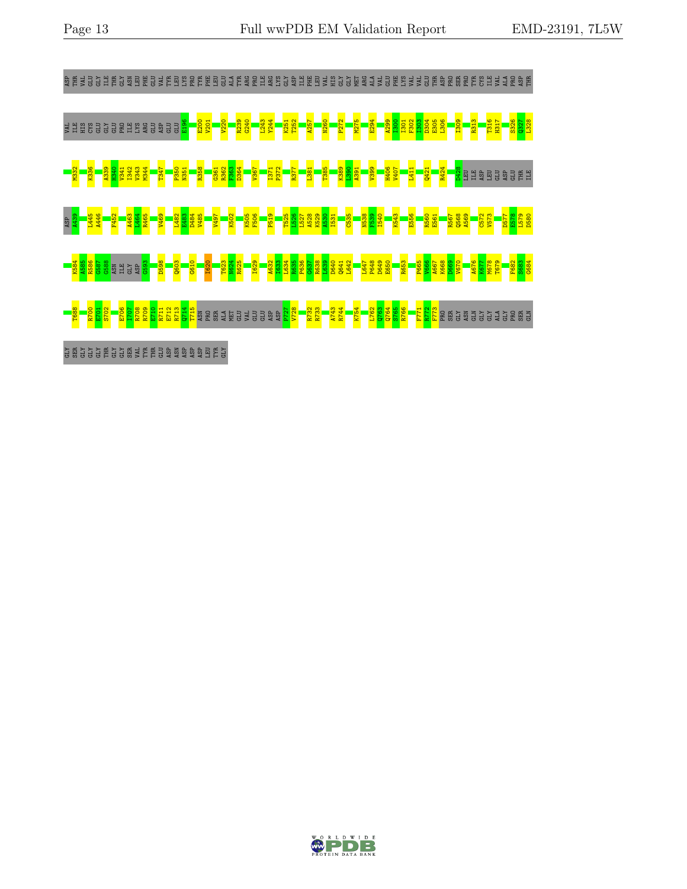ASP THR VAL GLU GLY ILE THR GLY ASN LEU PHE GLU VAL TYR LEU LYS PRO TYR PHE LEU GLU ALA TYR ARG PRO ILE ARG LYS GLY ASP ILE PHE LEU VAL HIS GLY GLY MET ARG ALA VAL GLU PHE LYS VAL VAL GLU THR ASP PRO SER PRO TYR CYS ILE VAL ALA PRO ASP THR

VAL ILE HIS CYS GLU GLY GLY GLU PRO ILE LYS ARG GLU ASP GLU GLU E196 E200 V201 V220 R239 G240 L243 Y244 K251 T252 A257 N260 P272 M275 E294 A299 I300 I301 F302 I303 D304 E305 L306 I309 R313 T316 H317 S326 Q327 L328

M332 K336 A339 H340 V341 I342 V343 M344 T347 P350 N351 R358 G361 R362 F363 D364 V367 I371 P372 R377 L381 T385 K389 L390 A391 V399 H406 V407 L411 Q421 R424 D428 LEU ILE ASP LEU GLU ASP GLU THR ILE

ASP A439 L445 A446 F452 A463 L464 R465 V469 L482 E483 D484 V485 V497 K502 K505 F506 P519 T525 L526 L527 A528 K529 A530 I531 C535 N538 F539 I540 K543 E556 R560 E561 R567 Q568 A569 C572 V573 D577 E578 L579 D580

K584 A585 R586 G587 G588 ASN ILE GLY ASP G593 D598 Q603 G610 I620 T623 N624 R625 I629 A632 I633 L634 R635 P636 G637 R638 L639 D640 Q641 L642 L647 P648 D649 E650 R653 P665 V666 A667 K668 D669 V670 A676 K677 M678 T679 F682 S683 G684

T688 R700 E701 S702 E706 I707 R708 R709 E710 R711 E712 R713 Q714 T715 ASN PRO SER ALA MET GLU VAL GLU ASP ASP P727 V728 R732 R733 A743 R744 K754 L762 Q763 Q764 S765 R766 F771 R772 F773 PRO SER GLY ASN GLN GLY GLY ALA GLY PRO SER GLN

GLY SER GLY GLY THR GLY GLY SER VAL TYR THR GLU ASP ASN ASP ASP ASP LEU TYR GLY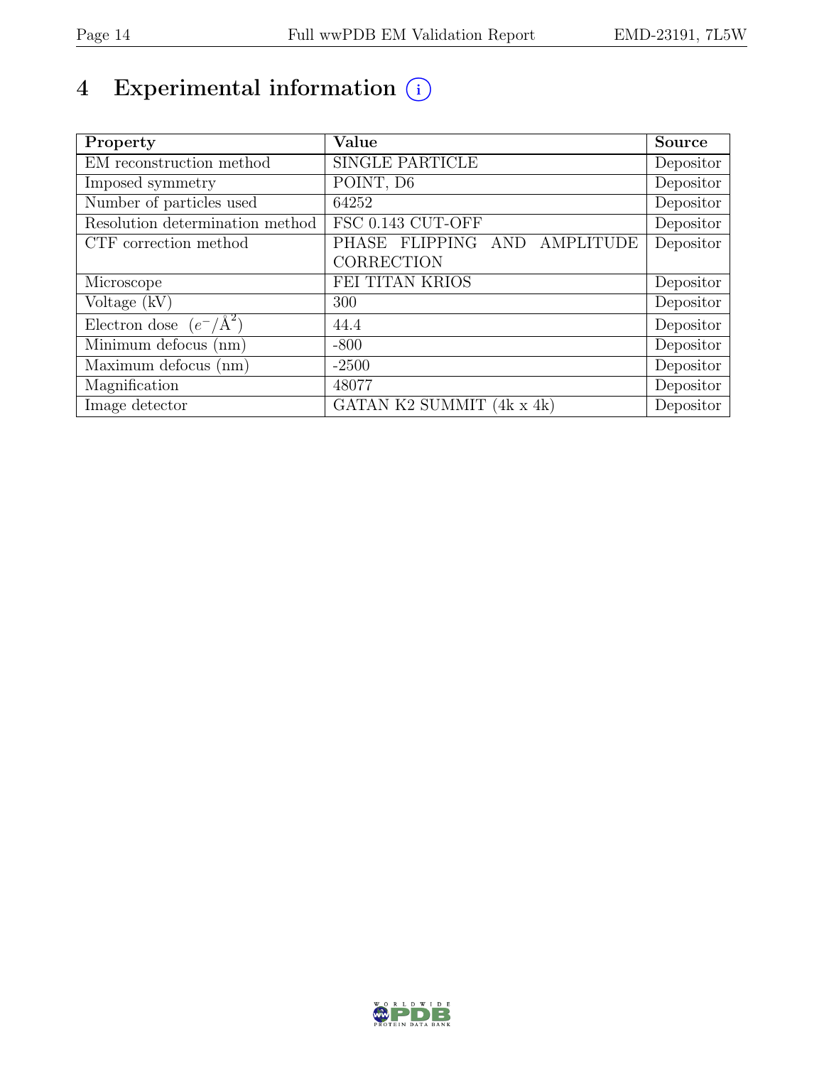# 4 Experimental information

| Property | Value | Source |
|---|---|---|
| EM reconstruction method | SINGLE PARTICLE | Depositor |
| Imposed symmetry | POINT, D6 | Depositor |
| Number of particles used | 64252 | Depositor |
| Resolution determination method | FSC 0.143 CUT-OFF | Depositor |
| CTF correction method | PHASE FLIPPING AND AMPLITUDE CORRECTION | Depositor |
| Microscope | FEI TITAN KRIOS | Depositor |
| Voltage (kV) | 300 | Depositor |
| Electron dose ($e^-/\text{Å}^2$) | 44.4 | Depositor |
| Minimum defocus (nm) | -800 | Depositor |
| Maximum defocus (nm) | -2500 | Depositor |
| Magnification | 48077 | Depositor |
| Image detector | GATAN K2 SUMMIT (4k x 4k) | Depositor |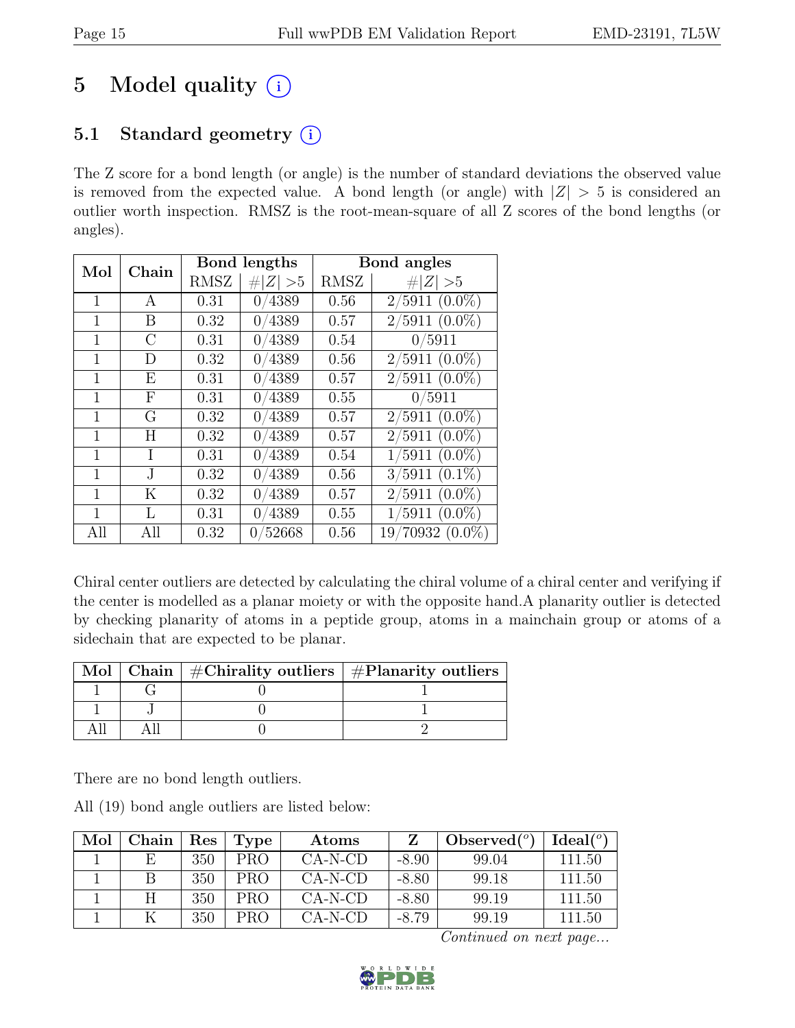# 5 Model quality (i)

## 5.1 Standard geometry (i)

The Z score for a bond length (or angle) is the number of standard deviations the observed value is removed from the expected value. A bond length (or angle) with $|Z| > 5$ is considered an outlier worth inspection. RMSZ is the root-mean-square of all Z scores of the bond lengths (or angles).

| Mol | Chain | Bond lengths | | Bond angles | |
|---|---|---|---|---|---|
| | | RMSZ | #\|Z\| >5 | RMSZ | #\|Z\| >5 |
| 1 | A | 0.31 | 0/4389 | 0.56 | 2/5911 (0.0%) |
| 1 | B | 0.32 | 0/4389 | 0.57 | 2/5911 (0.0%) |
| 1 | C | 0.31 | 0/4389 | 0.54 | 0/5911 |
| 1 | D | 0.32 | 0/4389 | 0.56 | 2/5911 (0.0%) |
| 1 | E | 0.31 | 0/4389 | 0.57 | 2/5911 (0.0%) |
| 1 | F | 0.31 | 0/4389 | 0.55 | 0/5911 |
| 1 | G | 0.32 | 0/4389 | 0.57 | 2/5911 (0.0%) |
| 1 | H | 0.32 | 0/4389 | 0.57 | 2/5911 (0.0%) |
| 1 | I | 0.31 | 0/4389 | 0.54 | 1/5911 (0.0%) |
| 1 | J | 0.32 | 0/4389 | 0.56 | 3/5911 (0.1%) |
| 1 | K | 0.32 | 0/4389 | 0.57 | 2/5911 (0.0%) |
| 1 | L | 0.31 | 0/4389 | 0.55 | 1/5911 (0.0%) |
| All | All | 0.32 | 0/52668 | 0.56 | 19/70932 (0.0%) |

Chiral center outliers are detected by calculating the chiral volume of a chiral center and verifying if the center is modelled as a planar moiety or with the opposite hand.A planarity outlier is detected by checking planarity of atoms in a peptide group, atoms in a mainchain group or atoms of a sidechain that are expected to be planar.

| Mol | Chain | #Chirality outliers | #Planarity outliers |
|---|---|---|---|
| 1 | G | 0 | 1 |
| 1 | J | 0 | 1 |
| All | All | 0 | 2 |

There are no bond length outliers.

All (19) bond angle outliers are listed below:

| Mol | Chain | Res | Type | Atoms | Z | Observed(°) | Ideal(°) |
|---|---|---|---|---|---|---|---|
| 1 | E | 350 | PRO | CA-N-CD | -8.90 | 99.04 | 111.50 |
| 1 | B | 350 | PRO | CA-N-CD | -8.80 | 99.18 | 111.50 |
| 1 | H | 350 | PRO | CA-N-CD | -8.80 | 99.19 | 111.50 |
| 1 | K | 350 | PRO | CA-N-CD | -8.79 | 99.19 | 111.50 |

*Continued on next page...*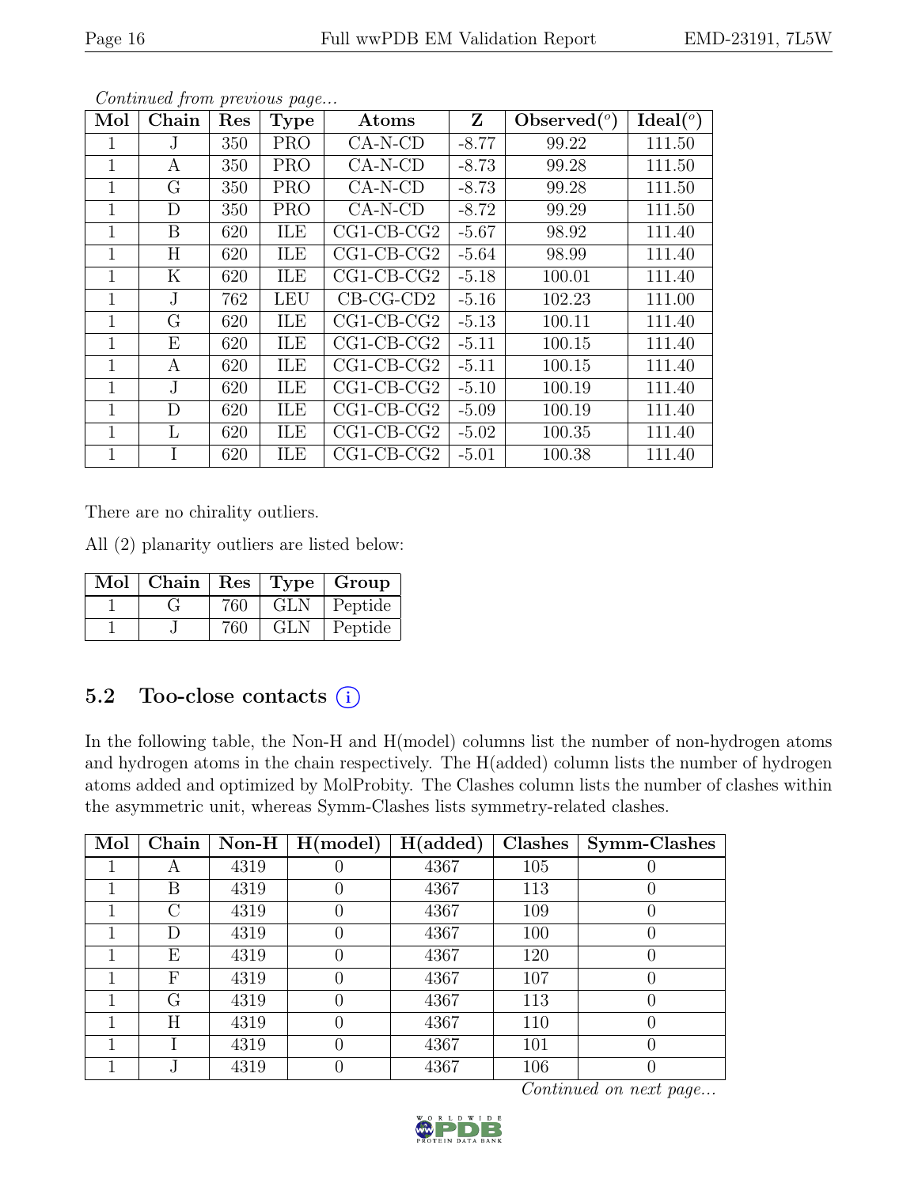*Continued from previous page...*

| Mol | Chain | Res | Type | Atoms | Z | Observed(°) | Ideal(°) |
|---|---|---|---|---|---|---|---|
| 1 | J | 350 | PRO | CA-N-CD | -8.77 | 99.22 | 111.50 |
| 1 | A | 350 | PRO | CA-N-CD | -8.73 | 99.28 | 111.50 |
| 1 | G | 350 | PRO | CA-N-CD | -8.73 | 99.28 | 111.50 |
| 1 | D | 350 | PRO | CA-N-CD | -8.72 | 99.29 | 111.50 |
| 1 | B | 620 | ILE | CG1-CB-CG2 | -5.67 | 98.92 | 111.40 |
| 1 | H | 620 | ILE | CG1-CB-CG2 | -5.64 | 98.99 | 111.40 |
| 1 | K | 620 | ILE | CG1-CB-CG2 | -5.18 | 100.01 | 111.40 |
| 1 | J | 762 | LEU | CB-CG-CD2 | -5.16 | 102.23 | 111.00 |
| 1 | G | 620 | ILE | CG1-CB-CG2 | -5.13 | 100.11 | 111.40 |
| 1 | E | 620 | ILE | CG1-CB-CG2 | -5.11 | 100.15 | 111.40 |
| 1 | A | 620 | ILE | CG1-CB-CG2 | -5.11 | 100.15 | 111.40 |
| 1 | J | 620 | ILE | CG1-CB-CG2 | -5.10 | 100.19 | 111.40 |
| 1 | D | 620 | ILE | CG1-CB-CG2 | -5.09 | 100.19 | 111.40 |
| 1 | L | 620 | ILE | CG1-CB-CG2 | -5.02 | 100.35 | 111.40 |
| 1 | I | 620 | ILE | CG1-CB-CG2 | -5.01 | 100.38 | 111.40 |

There are no chirality outliers.

All (2) planarity outliers are listed below:

| Mol | Chain | Res | Type | Group |
|---|---|---|---|---|
| 1 | G | 760 | GLN | Peptide |
| 1 | J | 760 | GLN | Peptide |

## 5.2 Too-close contacts (i)

In the following table, the Non-H and H(model) columns list the number of non-hydrogen atoms and hydrogen atoms in the chain respectively. The H(added) column lists the number of hydrogen atoms added and optimized by MolProbity. The Clashes column lists the number of clashes within the asymmetric unit, whereas Symm-Clashes lists symmetry-related clashes.

| Mol | Chain | Non-H | H(model) | H(added) | Clashes | Symm-Clashes |
|---|---|---|---|---|---|---|
| 1 | A | 4319 | 0 | 4367 | 105 | 0 |
| 1 | B | 4319 | 0 | 4367 | 113 | 0 |
| 1 | C | 4319 | 0 | 4367 | 109 | 0 |
| 1 | D | 4319 | 0 | 4367 | 100 | 0 |
| 1 | E | 4319 | 0 | 4367 | 120 | 0 |
| 1 | F | 4319 | 0 | 4367 | 107 | 0 |
| 1 | G | 4319 | 0 | 4367 | 113 | 0 |
| 1 | H | 4319 | 0 | 4367 | 110 | 0 |
| 1 | I | 4319 | 0 | 4367 | 101 | 0 |
| 1 | J | 4319 | 0 | 4367 | 106 | 0 |

*Continued on next page...*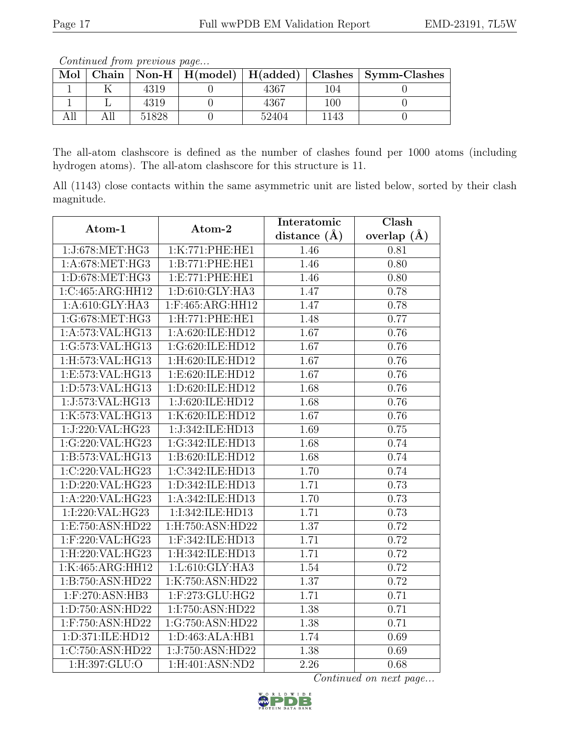*Continued from previous page...*

| Mol | Chain | Non-H | H(model) | H(added) | Clashes | Symm-Clashes |
|---|---|---|---|---|---|---|
| 1 | K | 4319 | 0 | 4367 | 104 | 0 |
| 1 | L | 4319 | 0 | 4367 | 100 | 0 |
| All | All | 51828 | 0 | 52404 | 1143 | 0 |

The all-atom clashscore is defined as the number of clashes found per 1000 atoms (including hydrogen atoms). The all-atom clashscore for this structure is 11.

All (1143) close contacts within the same asymmetric unit are listed below, sorted by their clash magnitude.

| Atom-1 | Atom-2 | Interatomic distance (Å) | Clash overlap (Å) |
|---|---|---|---|
| 1:J:678:MET:HG3 | 1:K:771:PHE:HE1 | 1.46 | 0.81 |
| 1:A:678:MET:HG3 | 1:B:771:PHE:HE1 | 1.46 | 0.80 |
| 1:D:678:MET:HG3 | 1:E:771:PHE:HE1 | 1.46 | 0.80 |
| 1:C:465:ARG:HH12 | 1:D:610:GLY:HA3 | 1.47 | 0.78 |
| 1:A:610:GLY:HA3 | 1:F:465:ARG:HH12 | 1.47 | 0.78 |
| 1:G:678:MET:HG3 | 1:H:771:PHE:HE1 | 1.48 | 0.77 |
| 1:A:573:VAL:HG13 | 1:A:620:ILE:HD12 | 1.67 | 0.76 |
| 1:G:573:VAL:HG13 | 1:G:620:ILE:HD12 | 1.67 | 0.76 |
| 1:H:573:VAL:HG13 | 1:H:620:ILE:HD12 | 1.67 | 0.76 |
| 1:E:573:VAL:HG13 | 1:E:620:ILE:HD12 | 1.67 | 0.76 |
| 1:D:573:VAL:HG13 | 1:D:620:ILE:HD12 | 1.68 | 0.76 |
| 1:J:573:VAL:HG13 | 1:J:620:ILE:HD12 | 1.68 | 0.76 |
| 1:K:573:VAL:HG13 | 1:K:620:ILE:HD12 | 1.67 | 0.76 |
| 1:J:220:VAL:HG23 | 1:J:342:ILE:HD13 | 1.69 | 0.75 |
| 1:G:220:VAL:HG23 | 1:G:342:ILE:HD13 | 1.68 | 0.74 |
| 1:B:573:VAL:HG13 | 1:B:620:ILE:HD12 | 1.68 | 0.74 |
| 1:C:220:VAL:HG23 | 1:C:342:ILE:HD13 | 1.70 | 0.74 |
| 1:D:220:VAL:HG23 | 1:D:342:ILE:HD13 | 1.71 | 0.73 |
| 1:A:220:VAL:HG23 | 1:A:342:ILE:HD13 | 1.70 | 0.73 |
| 1:I:220:VAL:HG23 | 1:I:342:ILE:HD13 | 1.71 | 0.73 |
| 1:E:750:ASN:HD22 | 1:H:750:ASN:HD22 | 1.37 | 0.72 |
| 1:F:220:VAL:HG23 | 1:F:342:ILE:HD13 | 1.71 | 0.72 |
| 1:H:220:VAL:HG23 | 1:H:342:ILE:HD13 | 1.71 | 0.72 |
| 1:K:465:ARG:HH12 | 1:L:610:GLY:HA3 | 1.54 | 0.72 |
| 1:B:750:ASN:HD22 | 1:K:750:ASN:HD22 | 1.37 | 0.72 |
| 1:F:270:ASN:HB3 | 1:F:273:GLU:HG2 | 1.71 | 0.71 |
| 1:D:750:ASN:HD22 | 1:I:750:ASN:HD22 | 1.38 | 0.71 |
| 1:F:750:ASN:HD22 | 1:G:750:ASN:HD22 | 1.38 | 0.71 |
| 1:D:371:ILE:HD12 | 1:D:463:ALA:HB1 | 1.74 | 0.69 |
| 1:C:750:ASN:HD22 | 1:J:750:ASN:HD22 | 1.38 | 0.69 |
| 1:H:397:GLU:O | 1:H:401:ASN:ND2 | 2.26 | 0.68 |

*Continued on next page...*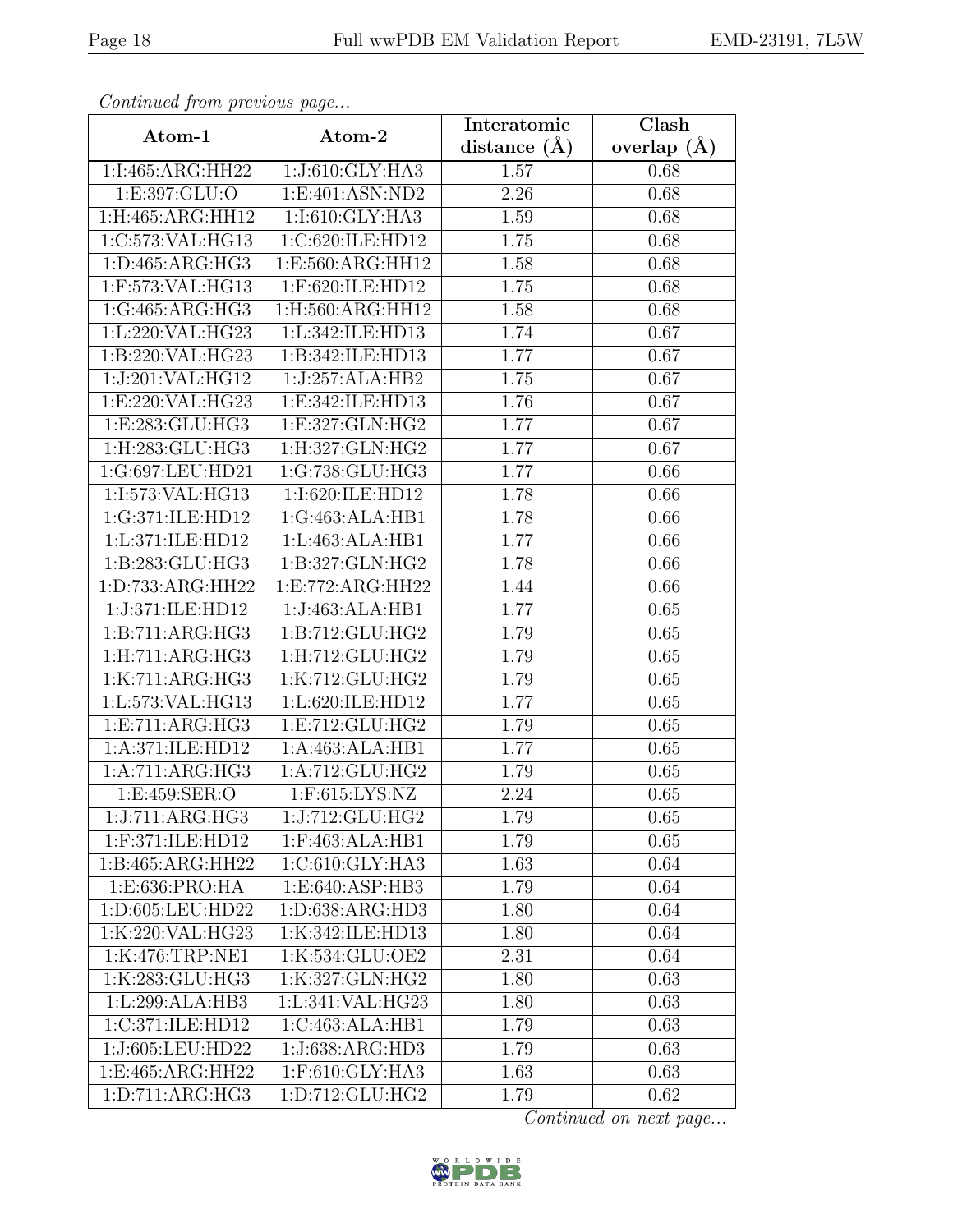*Continued from previous page...*

| Atom-1 | Atom-2 | Interatomic distance (Å) | Clash overlap (Å) |
|---|---|---|---|
| 1:I:465:ARG:HH22 | 1:J:610:GLY:HA3 | 1.57 | 0.68 |
| 1:E:397:GLU:O | 1:E:401:ASN:ND2 | 2.26 | 0.68 |
| 1:H:465:ARG:HH12 | 1:I:610:GLY:HA3 | 1.59 | 0.68 |
| 1:C:573:VAL:HG13 | 1:C:620:ILE:HD12 | 1.75 | 0.68 |
| 1:D:465:ARG:HG3 | 1:E:560:ARG:HH12 | 1.58 | 0.68 |
| 1:F:573:VAL:HG13 | 1:F:620:ILE:HD12 | 1.75 | 0.68 |
| 1:G:465:ARG:HG3 | 1:H:560:ARG:HH12 | 1.58 | 0.68 |
| 1:L:220:VAL:HG23 | 1:L:342:ILE:HD13 | 1.74 | 0.67 |
| 1:B:220:VAL:HG23 | 1:B:342:ILE:HD13 | 1.77 | 0.67 |
| 1:J:201:VAL:HG12 | 1:J:257:ALA:HB2 | 1.75 | 0.67 |
| 1:E:220:VAL:HG23 | 1:E:342:ILE:HD13 | 1.76 | 0.67 |
| 1:E:283:GLU:HG3 | 1:E:327:GLN:HG2 | 1.77 | 0.67 |
| 1:H:283:GLU:HG3 | 1:H:327:GLN:HG2 | 1.77 | 0.67 |
| 1:G:697:LEU:HD21 | 1:G:738:GLU:HG3 | 1.77 | 0.66 |
| 1:I:573:VAL:HG13 | 1:I:620:ILE:HD12 | 1.78 | 0.66 |
| 1:G:371:ILE:HD12 | 1:G:463:ALA:HB1 | 1.78 | 0.66 |
| 1:L:371:ILE:HD12 | 1:L:463:ALA:HB1 | 1.77 | 0.66 |
| 1:B:283:GLU:HG3 | 1:B:327:GLN:HG2 | 1.78 | 0.66 |
| 1:D:733:ARG:HH22 | 1:E:772:ARG:HH22 | 1.44 | 0.66 |
| 1:J:371:ILE:HD12 | 1:J:463:ALA:HB1 | 1.77 | 0.65 |
| 1:B:711:ARG:HG3 | 1:B:712:GLU:HG2 | 1.79 | 0.65 |
| 1:H:711:ARG:HG3 | 1:H:712:GLU:HG2 | 1.79 | 0.65 |
| 1:K:711:ARG:HG3 | 1:K:712:GLU:HG2 | 1.79 | 0.65 |
| 1:L:573:VAL:HG13 | 1:L:620:ILE:HD12 | 1.77 | 0.65 |
| 1:E:711:ARG:HG3 | 1:E:712:GLU:HG2 | 1.79 | 0.65 |
| 1:A:371:ILE:HD12 | 1:A:463:ALA:HB1 | 1.77 | 0.65 |
| 1:A:711:ARG:HG3 | 1:A:712:GLU:HG2 | 1.79 | 0.65 |
| 1:E:459:SER:O | 1:F:615:LYS:NZ | 2.24 | 0.65 |
| 1:J:711:ARG:HG3 | 1:J:712:GLU:HG2 | 1.79 | 0.65 |
| 1:F:371:ILE:HD12 | 1:F:463:ALA:HB1 | 1.79 | 0.65 |
| 1:B:465:ARG:HH22 | 1:C:610:GLY:HA3 | 1.63 | 0.64 |
| 1:E:636:PRO:HA | 1:E:640:ASP:HB3 | 1.79 | 0.64 |
| 1:D:605:LEU:HD22 | 1:D:638:ARG:HD3 | 1.80 | 0.64 |
| 1:K:220:VAL:HG23 | 1:K:342:ILE:HD13 | 1.80 | 0.64 |
| 1:K:476:TRP:NE1 | 1:K:534:GLU:OE2 | 2.31 | 0.64 |
| 1:K:283:GLU:HG3 | 1:K:327:GLN:HG2 | 1.80 | 0.63 |
| 1:L:299:ALA:HB3 | 1:L:341:VAL:HG23 | 1.80 | 0.63 |
| 1:C:371:ILE:HD12 | 1:C:463:ALA:HB1 | 1.79 | 0.63 |
| 1:J:605:LEU:HD22 | 1:J:638:ARG:HD3 | 1.79 | 0.63 |
| 1:E:465:ARG:HH22 | 1:F:610:GLY:HA3 | 1.63 | 0.63 |
| 1:D:711:ARG:HG3 | 1:D:712:GLU:HG2 | 1.79 | 0.62 |

*Continued on next page...*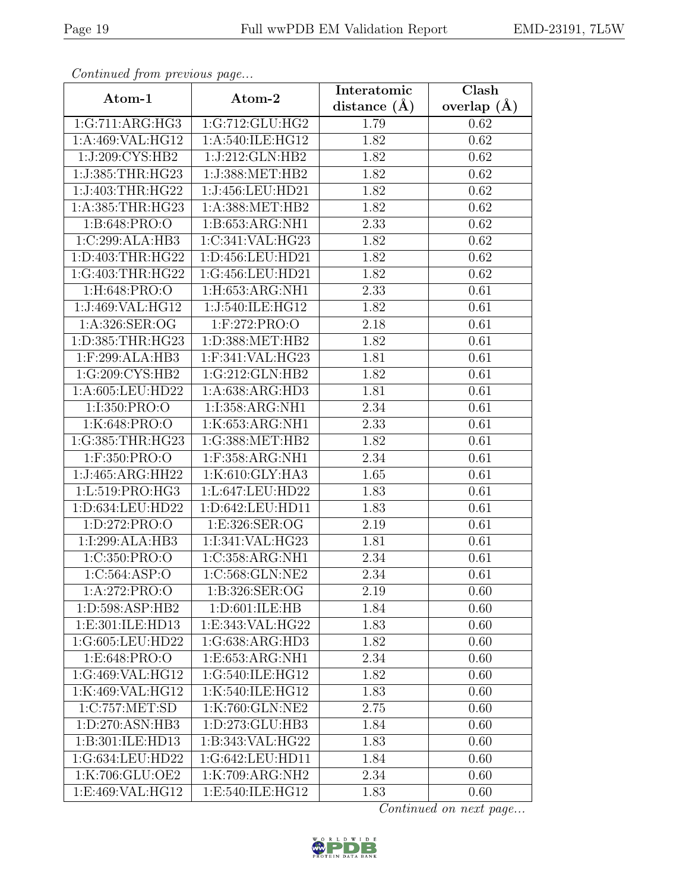*Continued from previous page...*

| Atom-1 | Atom-2 | Interatomic distance (Å) | Clash overlap (Å) |
|---|---|---|---|
| 1:G:711:ARG:HG3 | 1:G:712:GLU:HG2 | 1.79 | 0.62 |
| 1:A:469:VAL:HG12 | 1:A:540:ILE:HG12 | 1.82 | 0.62 |
| 1:J:209:CYS:HB2 | 1:J:212:GLN:HB2 | 1.82 | 0.62 |
| 1:J:385:THR:HG23 | 1:J:388:MET:HB2 | 1.82 | 0.62 |
| 1:J:403:THR:HG22 | 1:J:456:LEU:HD21 | 1.82 | 0.62 |
| 1:A:385:THR:HG23 | 1:A:388:MET:HB2 | 1.82 | 0.62 |
| 1:B:648:PRO:O | 1:B:653:ARG:NH1 | 2.33 | 0.62 |
| 1:C:299:ALA:HB3 | 1:C:341:VAL:HG23 | 1.82 | 0.62 |
| 1:D:403:THR:HG22 | 1:D:456:LEU:HD21 | 1.82 | 0.62 |
| 1:G:403:THR:HG22 | 1:G:456:LEU:HD21 | 1.82 | 0.62 |
| 1:H:648:PRO:O | 1:H:653:ARG:NH1 | 2.33 | 0.61 |
| 1:J:469:VAL:HG12 | 1:J:540:ILE:HG12 | 1.82 | 0.61 |
| 1:A:326:SER:OG | 1:F:272:PRO:O | 2.18 | 0.61 |
| 1:D:385:THR:HG23 | 1:D:388:MET:HB2 | 1.82 | 0.61 |
| 1:F:299:ALA:HB3 | 1:F:341:VAL:HG23 | 1.81 | 0.61 |
| 1:G:209:CYS:HB2 | 1:G:212:GLN:HB2 | 1.82 | 0.61 |
| 1:A:605:LEU:HD22 | 1:A:638:ARG:HD3 | 1.81 | 0.61 |
| 1:I:350:PRO:O | 1:I:358:ARG:NH1 | 2.34 | 0.61 |
| 1:K:648:PRO:O | 1:K:653:ARG:NH1 | 2.33 | 0.61 |
| 1:G:385:THR:HG23 | 1:G:388:MET:HB2 | 1.82 | 0.61 |
| 1:F:350:PRO:O | 1:F:358:ARG:NH1 | 2.34 | 0.61 |
| 1:J:465:ARG:HH22 | 1:K:610:GLY:HA3 | 1.65 | 0.61 |
| 1:L:519:PRO:HG3 | 1:L:647:LEU:HD22 | 1.83 | 0.61 |
| 1:D:634:LEU:HD22 | 1:D:642:LEU:HD11 | 1.83 | 0.61 |
| 1:D:272:PRO:O | 1:E:326:SER:OG | 2.19 | 0.61 |
| 1:I:299:ALA:HB3 | 1:I:341:VAL:HG23 | 1.81 | 0.61 |
| 1:C:350:PRO:O | 1:C:358:ARG:NH1 | 2.34 | 0.61 |
| 1:C:564:ASP:O | 1:C:568:GLN:NE2 | 2.34 | 0.61 |
| 1:A:272:PRO:O | 1:B:326:SER:OG | 2.19 | 0.60 |
| 1:D:598:ASP:HB2 | 1:D:601:ILE:HB | 1.84 | 0.60 |
| 1:E:301:ILE:HD13 | 1:E:343:VAL:HG22 | 1.83 | 0.60 |
| 1:G:605:LEU:HD22 | 1:G:638:ARG:HD3 | 1.82 | 0.60 |
| 1:E:648:PRO:O | 1:E:653:ARG:NH1 | 2.34 | 0.60 |
| 1:G:469:VAL:HG12 | 1:G:540:ILE:HG12 | 1.82 | 0.60 |
| 1:K:469:VAL:HG12 | 1:K:540:ILE:HG12 | 1.83 | 0.60 |
| 1:C:757:MET:SD | 1:K:760:GLN:NE2 | 2.75 | 0.60 |
| 1:D:270:ASN:HB3 | 1:D:273:GLU:HB3 | 1.84 | 0.60 |
| 1:B:301:ILE:HD13 | 1:B:343:VAL:HG22 | 1.83 | 0.60 |
| 1:G:634:LEU:HD22 | 1:G:642:LEU:HD11 | 1.84 | 0.60 |
| 1:K:706:GLU:OE2 | 1:K:709:ARG:NH2 | 2.34 | 0.60 |
| 1:E:469:VAL:HG12 | 1:E:540:ILE:HG12 | 1.83 | 0.60 |

*Continued on next page...*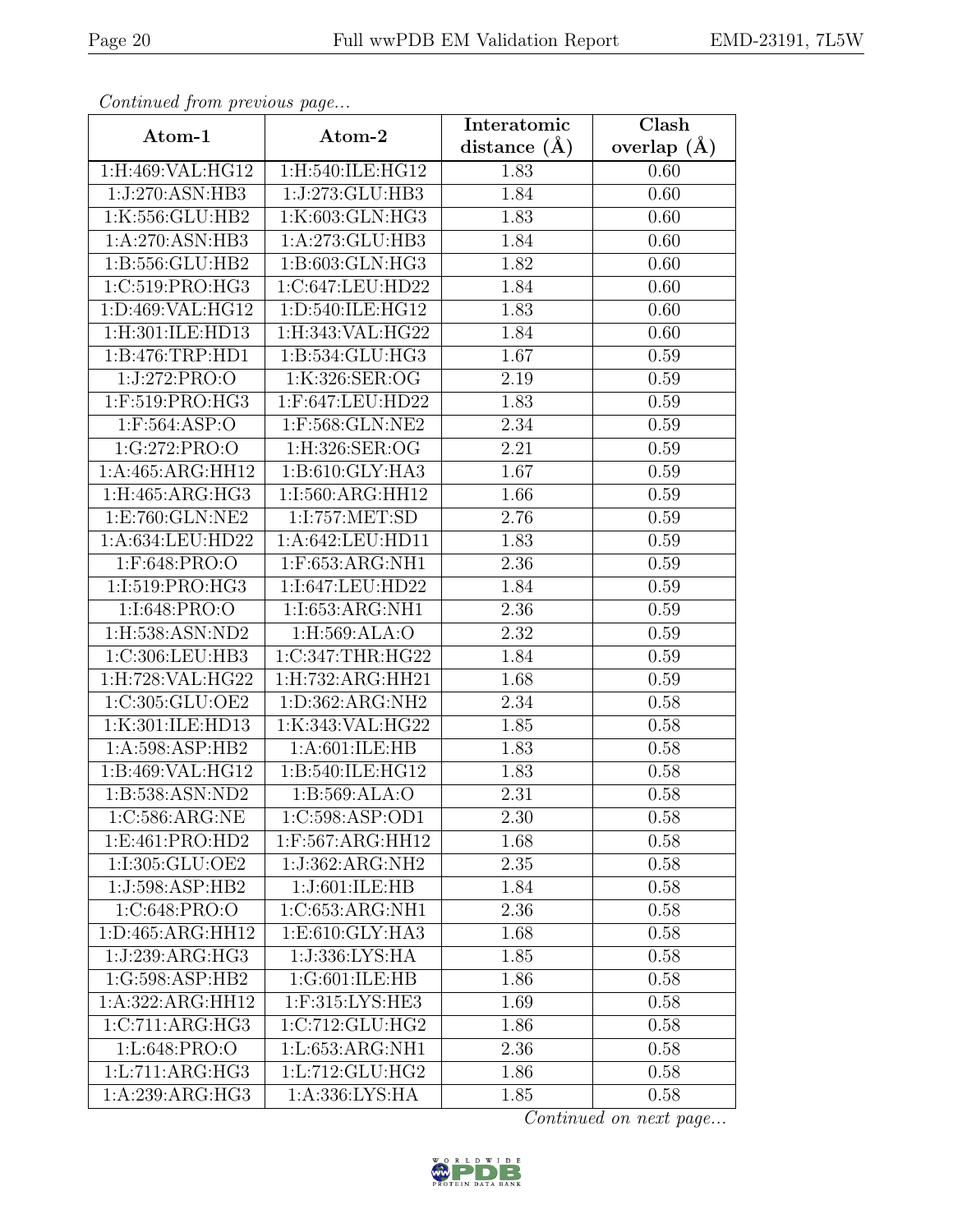*Continued from previous page...*

| Atom-1 | Atom-2 | Interatomic distance (Å) | Clash overlap (Å) |
|---|---|---|---|
| 1:H:469:VAL:HG12 | 1:H:540:ILE:HG12 | 1.83 | 0.60 |
| 1:J:270:ASN:HB3 | 1:J:273:GLU:HB3 | 1.84 | 0.60 |
| 1:K:556:GLU:HB2 | 1:K:603:GLN:HG3 | 1.83 | 0.60 |
| 1:A:270:ASN:HB3 | 1:A:273:GLU:HB3 | 1.84 | 0.60 |
| 1:B:556:GLU:HB2 | 1:B:603:GLN:HG3 | 1.82 | 0.60 |
| 1:C:519:PRO:HG3 | 1:C:647:LEU:HD22 | 1.84 | 0.60 |
| 1:D:469:VAL:HG12 | 1:D:540:ILE:HG12 | 1.83 | 0.60 |
| 1:H:301:ILE:HD13 | 1:H:343:VAL:HG22 | 1.84 | 0.60 |
| 1:B:476:TRP:HD1 | 1:B:534:GLU:HG3 | 1.67 | 0.59 |
| 1:J:272:PRO:O | 1:K:326:SER:OG | 2.19 | 0.59 |
| 1:F:519:PRO:HG3 | 1:F:647:LEU:HD22 | 1.83 | 0.59 |
| 1:F:564:ASP:O | 1:F:568:GLN:NE2 | 2.34 | 0.59 |
| 1:G:272:PRO:O | 1:H:326:SER:OG | 2.21 | 0.59 |
| 1:A:465:ARG:HH12 | 1:B:610:GLY:HA3 | 1.67 | 0.59 |
| 1:H:465:ARG:HG3 | 1:I:560:ARG:HH12 | 1.66 | 0.59 |
| 1:E:760:GLN:NE2 | 1:I:757:MET:SD | 2.76 | 0.59 |
| 1:A:634:LEU:HD22 | 1:A:642:LEU:HD11 | 1.83 | 0.59 |
| 1:F:648:PRO:O | 1:F:653:ARG:NH1 | 2.36 | 0.59 |
| 1:I:519:PRO:HG3 | 1:I:647:LEU:HD22 | 1.84 | 0.59 |
| 1:I:648:PRO:O | 1:I:653:ARG:NH1 | 2.36 | 0.59 |
| 1:H:538:ASN:ND2 | 1:H:569:ALA:O | 2.32 | 0.59 |
| 1:C:306:LEU:HB3 | 1:C:347:THR:HG22 | 1.84 | 0.59 |
| 1:H:728:VAL:HG22 | 1:H:732:ARG:HH21 | 1.68 | 0.59 |
| 1:C:305:GLU:OE2 | 1:D:362:ARG:NH2 | 2.34 | 0.58 |
| 1:K:301:ILE:HD13 | 1:K:343:VAL:HG22 | 1.85 | 0.58 |
| 1:A:598:ASP:HB2 | 1:A:601:ILE:HB | 1.83 | 0.58 |
| 1:B:469:VAL:HG12 | 1:B:540:ILE:HG12 | 1.83 | 0.58 |
| 1:B:538:ASN:ND2 | 1:B:569:ALA:O | 2.31 | 0.58 |
| 1:C:586:ARG:NE | 1:C:598:ASP:OD1 | 2.30 | 0.58 |
| 1:E:461:PRO:HD2 | 1:F:567:ARG:HH12 | 1.68 | 0.58 |
| 1:I:305:GLU:OE2 | 1:J:362:ARG:NH2 | 2.35 | 0.58 |
| 1:J:598:ASP:HB2 | 1:J:601:ILE:HB | 1.84 | 0.58 |
| 1:C:648:PRO:O | 1:C:653:ARG:NH1 | 2.36 | 0.58 |
| 1:D:465:ARG:HH12 | 1:E:610:GLY:HA3 | 1.68 | 0.58 |
| 1:J:239:ARG:HG3 | 1:J:336:LYS:HA | 1.85 | 0.58 |
| 1:G:598:ASP:HB2 | 1:G:601:ILE:HB | 1.86 | 0.58 |
| 1:A:322:ARG:HH12 | 1:F:315:LYS:HE3 | 1.69 | 0.58 |
| 1:C:711:ARG:HG3 | 1:C:712:GLU:HG2 | 1.86 | 0.58 |
| 1:L:648:PRO:O | 1:L:653:ARG:NH1 | 2.36 | 0.58 |
| 1:L:711:ARG:HG3 | 1:L:712:GLU:HG2 | 1.86 | 0.58 |
| 1:A:239:ARG:HG3 | 1:A:336:LYS:HA | 1.85 | 0.58 |

*Continued on next page...*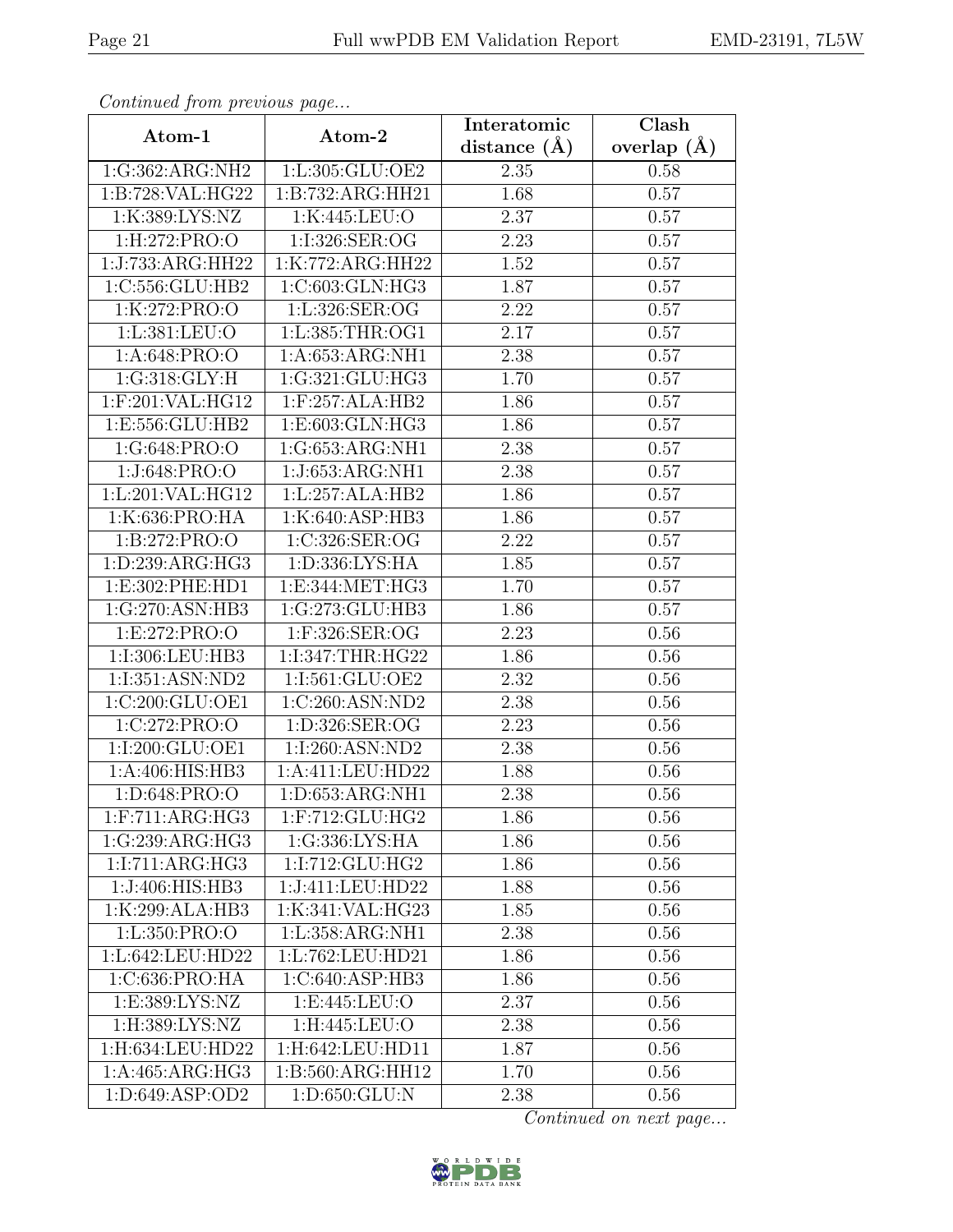*Continued from previous page...*

| Atom-1 | Atom-2 | Interatomic distance (Å) | Clash overlap (Å) |
|---|---|---|---|
| 1:G:362:ARG:NH2 | 1:L:305:GLU:OE2 | 2.35 | 0.58 |
| 1:B:728:VAL:HG22 | 1:B:732:ARG:HH21 | 1.68 | 0.57 |
| 1:K:389:LYS:NZ | 1:K:445:LEU:O | 2.37 | 0.57 |
| 1:H:272:PRO:O | 1:I:326:SER:OG | 2.23 | 0.57 |
| 1:J:733:ARG:HH22 | 1:K:772:ARG:HH22 | 1.52 | 0.57 |
| 1:C:556:GLU:HB2 | 1:C:603:GLN:HG3 | 1.87 | 0.57 |
| 1:K:272:PRO:O | 1:L:326:SER:OG | 2.22 | 0.57 |
| 1:L:381:LEU:O | 1:L:385:THR:OG1 | 2.17 | 0.57 |
| 1:A:648:PRO:O | 1:A:653:ARG:NH1 | 2.38 | 0.57 |
| 1:G:318:GLY:H | 1:G:321:GLU:HG3 | 1.70 | 0.57 |
| 1:F:201:VAL:HG12 | 1:F:257:ALA:HB2 | 1.86 | 0.57 |
| 1:E:556:GLU:HB2 | 1:E:603:GLN:HG3 | 1.86 | 0.57 |
| 1:G:648:PRO:O | 1:G:653:ARG:NH1 | 2.38 | 0.57 |
| 1:J:648:PRO:O | 1:J:653:ARG:NH1 | 2.38 | 0.57 |
| 1:L:201:VAL:HG12 | 1:L:257:ALA:HB2 | 1.86 | 0.57 |
| 1:K:636:PRO:HA | 1:K:640:ASP:HB3 | 1.86 | 0.57 |
| 1:B:272:PRO:O | 1:C:326:SER:OG | 2.22 | 0.57 |
| 1:D:239:ARG:HG3 | 1:D:336:LYS:HA | 1.85 | 0.57 |
| 1:E:302:PHE:HD1 | 1:E:344:MET:HG3 | 1.70 | 0.57 |
| 1:G:270:ASN:HB3 | 1:G:273:GLU:HB3 | 1.86 | 0.57 |
| 1:E:272:PRO:O | 1:F:326:SER:OG | 2.23 | 0.56 |
| 1:I:306:LEU:HB3 | 1:I:347:THR:HG22 | 1.86 | 0.56 |
| 1:I:351:ASN:ND2 | 1:I:561:GLU:OE2 | 2.32 | 0.56 |
| 1:C:200:GLU:OE1 | 1:C:260:ASN:ND2 | 2.38 | 0.56 |
| 1:C:272:PRO:O | 1:D:326:SER:OG | 2.23 | 0.56 |
| 1:I:200:GLU:OE1 | 1:I:260:ASN:ND2 | 2.38 | 0.56 |
| 1:A:406:HIS:HB3 | 1:A:411:LEU:HD22 | 1.88 | 0.56 |
| 1:D:648:PRO:O | 1:D:653:ARG:NH1 | 2.38 | 0.56 |
| 1:F:711:ARG:HG3 | 1:F:712:GLU:HG2 | 1.86 | 0.56 |
| 1:G:239:ARG:HG3 | 1:G:336:LYS:HA | 1.86 | 0.56 |
| 1:I:711:ARG:HG3 | 1:I:712:GLU:HG2 | 1.86 | 0.56 |
| 1:J:406:HIS:HB3 | 1:J:411:LEU:HD22 | 1.88 | 0.56 |
| 1:K:299:ALA:HB3 | 1:K:341:VAL:HG23 | 1.85 | 0.56 |
| 1:L:350:PRO:O | 1:L:358:ARG:NH1 | 2.38 | 0.56 |
| 1:L:642:LEU:HD22 | 1:L:762:LEU:HD21 | 1.86 | 0.56 |
| 1:C:636:PRO:HA | 1:C:640:ASP:HB3 | 1.86 | 0.56 |
| 1:E:389:LYS:NZ | 1:E:445:LEU:O | 2.37 | 0.56 |
| 1:H:389:LYS:NZ | 1:H:445:LEU:O | 2.38 | 0.56 |
| 1:H:634:LEU:HD22 | 1:H:642:LEU:HD11 | 1.87 | 0.56 |
| 1:A:465:ARG:HG3 | 1:B:560:ARG:HH12 | 1.70 | 0.56 |
| 1:D:649:ASP:OD2 | 1:D:650:GLU:N | 2.38 | 0.56 |

*Continued on next page...*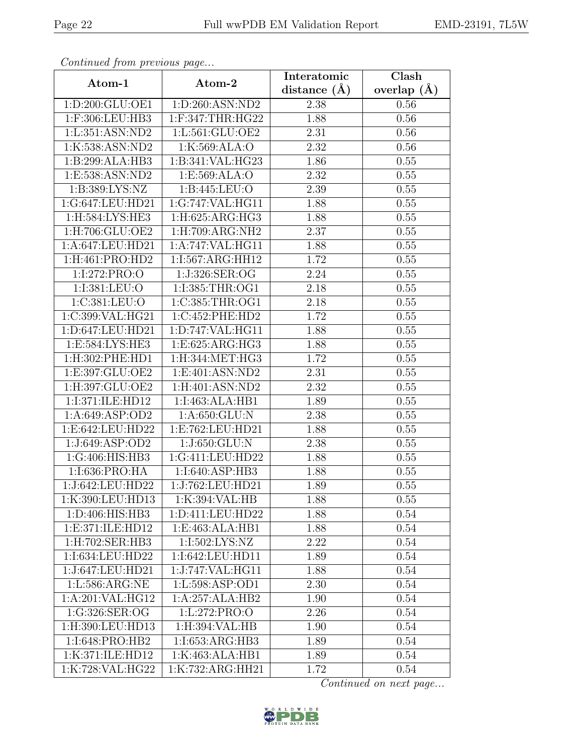*Continued from previous page...*

| Atom-1 | Atom-2 | Interatomic distance (Å) | Clash overlap (Å) |
|---|---|---|---|
| 1:D:200:GLU:OE1 | 1:D:260:ASN:ND2 | 2.38 | 0.56 |
| 1:F:306:LEU:HB3 | 1:F:347:THR:HG22 | 1.88 | 0.56 |
| 1:L:351:ASN:ND2 | 1:L:561:GLU:OE2 | 2.31 | 0.56 |
| 1:K:538:ASN:ND2 | 1:K:569:ALA:O | 2.32 | 0.56 |
| 1:B:299:ALA:HB3 | 1:B:341:VAL:HG23 | 1.86 | 0.55 |
| 1:E:538:ASN:ND2 | 1:E:569:ALA:O | 2.32 | 0.55 |
| 1:B:389:LYS:NZ | 1:B:445:LEU:O | 2.39 | 0.55 |
| 1:G:647:LEU:HD21 | 1:G:747:VAL:HG11 | 1.88 | 0.55 |
| 1:H:584:LYS:HE3 | 1:H:625:ARG:HG3 | 1.88 | 0.55 |
| 1:H:706:GLU:OE2 | 1:H:709:ARG:NH2 | 2.37 | 0.55 |
| 1:A:647:LEU:HD21 | 1:A:747:VAL:HG11 | 1.88 | 0.55 |
| 1:H:461:PRO:HD2 | 1:I:567:ARG:HH12 | 1.72 | 0.55 |
| 1:I:272:PRO:O | 1:J:326:SER:OG | 2.24 | 0.55 |
| 1:I:381:LEU:O | 1:I:385:THR:OG1 | 2.18 | 0.55 |
| 1:C:381:LEU:O | 1:C:385:THR:OG1 | 2.18 | 0.55 |
| 1:C:399:VAL:HG21 | 1:C:452:PHE:HD2 | 1.72 | 0.55 |
| 1:D:647:LEU:HD21 | 1:D:747:VAL:HG11 | 1.88 | 0.55 |
| 1:E:584:LYS:HE3 | 1:E:625:ARG:HG3 | 1.88 | 0.55 |
| 1:H:302:PHE:HD1 | 1:H:344:MET:HG3 | 1.72 | 0.55 |
| 1:E:397:GLU:OE2 | 1:E:401:ASN:ND2 | 2.31 | 0.55 |
| 1:H:397:GLU:OE2 | 1:H:401:ASN:ND2 | 2.32 | 0.55 |
| 1:I:371:ILE:HD12 | 1:I:463:ALA:HB1 | 1.89 | 0.55 |
| 1:A:649:ASP:OD2 | 1:A:650:GLU:N | 2.38 | 0.55 |
| 1:E:642:LEU:HD22 | 1:E:762:LEU:HD21 | 1.88 | 0.55 |
| 1:J:649:ASP:OD2 | 1:J:650:GLU:N | 2.38 | 0.55 |
| 1:G:406:HIS:HB3 | 1:G:411:LEU:HD22 | 1.88 | 0.55 |
| 1:I:636:PRO:HA | 1:I:640:ASP:HB3 | 1.88 | 0.55 |
| 1:J:642:LEU:HD22 | 1:J:762:LEU:HD21 | 1.89 | 0.55 |
| 1:K:390:LEU:HD13 | 1:K:394:VAL:HB | 1.88 | 0.55 |
| 1:D:406:HIS:HB3 | 1:D:411:LEU:HD22 | 1.88 | 0.54 |
| 1:E:371:ILE:HD12 | 1:E:463:ALA:HB1 | 1.88 | 0.54 |
| 1:H:702:SER:HB3 | 1:I:502:LYS:NZ | 2.22 | 0.54 |
| 1:I:634:LEU:HD22 | 1:I:642:LEU:HD11 | 1.89 | 0.54 |
| 1:J:647:LEU:HD21 | 1:J:747:VAL:HG11 | 1.88 | 0.54 |
| 1:L:586:ARG:NE | 1:L:598:ASP:OD1 | 2.30 | 0.54 |
| 1:A:201:VAL:HG12 | 1:A:257:ALA:HB2 | 1.90 | 0.54 |
| 1:G:326:SER:OG | 1:L:272:PRO:O | 2.26 | 0.54 |
| 1:H:390:LEU:HD13 | 1:H:394:VAL:HB | 1.90 | 0.54 |
| 1:I:648:PRO:HB2 | 1:I:653:ARG:HB3 | 1.89 | 0.54 |
| 1:K:371:ILE:HD12 | 1:K:463:ALA:HB1 | 1.89 | 0.54 |
| 1:K:728:VAL:HG22 | 1:K:732:ARG:HH21 | 1.72 | 0.54 |

*Continued on next page...*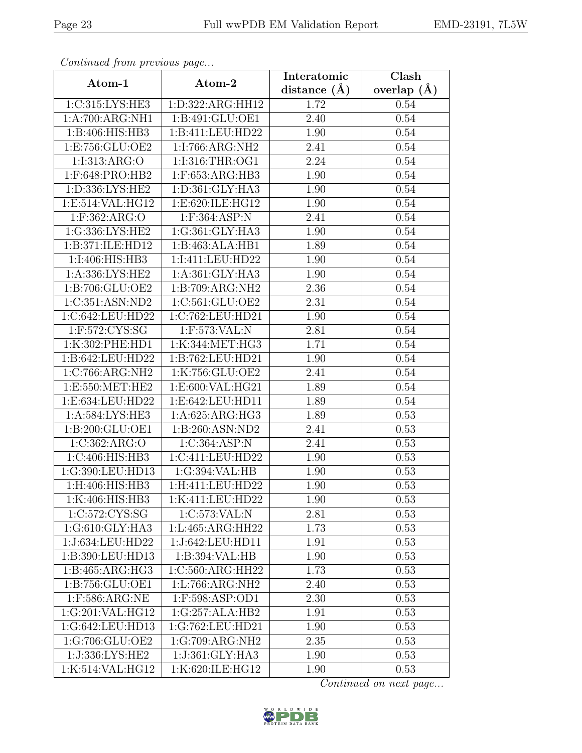*Continued from previous page...*

| Atom-1 | Atom-2 | Interatomic distance (Å) | Clash overlap (Å) |
|---|---|---|---|
| 1:C:315:LYS:HE3 | 1:D:322:ARG:HH12 | 1.72 | 0.54 |
| 1:A:700:ARG:NH1 | 1:B:491:GLU:OE1 | 2.40 | 0.54 |
| 1:B:406:HIS:HB3 | 1:B:411:LEU:HD22 | 1.90 | 0.54 |
| 1:E:756:GLU:OE2 | 1:I:766:ARG:NH2 | 2.41 | 0.54 |
| 1:I:313:ARG:O | 1:I:316:THR:OG1 | 2.24 | 0.54 |
| 1:F:648:PRO:HB2 | 1:F:653:ARG:HB3 | 1.90 | 0.54 |
| 1:D:336:LYS:HE2 | 1:D:361:GLY:HA3 | 1.90 | 0.54 |
| 1:E:514:VAL:HG12 | 1:E:620:ILE:HG12 | 1.90 | 0.54 |
| 1:F:362:ARG:O | 1:F:364:ASP:N | 2.41 | 0.54 |
| 1:G:336:LYS:HE2 | 1:G:361:GLY:HA3 | 1.90 | 0.54 |
| 1:B:371:ILE:HD12 | 1:B:463:ALA:HB1 | 1.89 | 0.54 |
| 1:I:406:HIS:HB3 | 1:I:411:LEU:HD22 | 1.90 | 0.54 |
| 1:A:336:LYS:HE2 | 1:A:361:GLY:HA3 | 1.90 | 0.54 |
| 1:B:706:GLU:OE2 | 1:B:709:ARG:NH2 | 2.36 | 0.54 |
| 1:C:351:ASN:ND2 | 1:C:561:GLU:OE2 | 2.31 | 0.54 |
| 1:C:642:LEU:HD22 | 1:C:762:LEU:HD21 | 1.90 | 0.54 |
| 1:F:572:CYS:SG | 1:F:573:VAL:N | 2.81 | 0.54 |
| 1:K:302:PHE:HD1 | 1:K:344:MET:HG3 | 1.71 | 0.54 |
| 1:B:642:LEU:HD22 | 1:B:762:LEU:HD21 | 1.90 | 0.54 |
| 1:C:766:ARG:NH2 | 1:K:756:GLU:OE2 | 2.41 | 0.54 |
| 1:E:550:MET:HE2 | 1:E:600:VAL:HG21 | 1.89 | 0.54 |
| 1:E:634:LEU:HD22 | 1:E:642:LEU:HD11 | 1.89 | 0.54 |
| 1:A:584:LYS:HE3 | 1:A:625:ARG:HG3 | 1.89 | 0.53 |
| 1:B:200:GLU:OE1 | 1:B:260:ASN:ND2 | 2.41 | 0.53 |
| 1:C:362:ARG:O | 1:C:364:ASP:N | 2.41 | 0.53 |
| 1:C:406:HIS:HB3 | 1:C:411:LEU:HD22 | 1.90 | 0.53 |
| 1:G:390:LEU:HD13 | 1:G:394:VAL:HB | 1.90 | 0.53 |
| 1:H:406:HIS:HB3 | 1:H:411:LEU:HD22 | 1.90 | 0.53 |
| 1:K:406:HIS:HB3 | 1:K:411:LEU:HD22 | 1.90 | 0.53 |
| 1:C:572:CYS:SG | 1:C:573:VAL:N | 2.81 | 0.53 |
| 1:G:610:GLY:HA3 | 1:L:465:ARG:HH22 | 1.73 | 0.53 |
| 1:J:634:LEU:HD22 | 1:J:642:LEU:HD11 | 1.91 | 0.53 |
| 1:B:390:LEU:HD13 | 1:B:394:VAL:HB | 1.90 | 0.53 |
| 1:B:465:ARG:HG3 | 1:C:560:ARG:HH22 | 1.73 | 0.53 |
| 1:B:756:GLU:OE1 | 1:L:766:ARG:NH2 | 2.40 | 0.53 |
| 1:F:586:ARG:NE | 1:F:598:ASP:OD1 | 2.30 | 0.53 |
| 1:G:201:VAL:HG12 | 1:G:257:ALA:HB2 | 1.91 | 0.53 |
| 1:G:642:LEU:HD13 | 1:G:762:LEU:HD21 | 1.90 | 0.53 |
| 1:G:706:GLU:OE2 | 1:G:709:ARG:NH2 | 2.35 | 0.53 |
| 1:J:336:LYS:HE2 | 1:J:361:GLY:HA3 | 1.90 | 0.53 |
| 1:K:514:VAL:HG12 | 1:K:620:ILE:HG12 | 1.90 | 0.53 |

*Continued on next page...*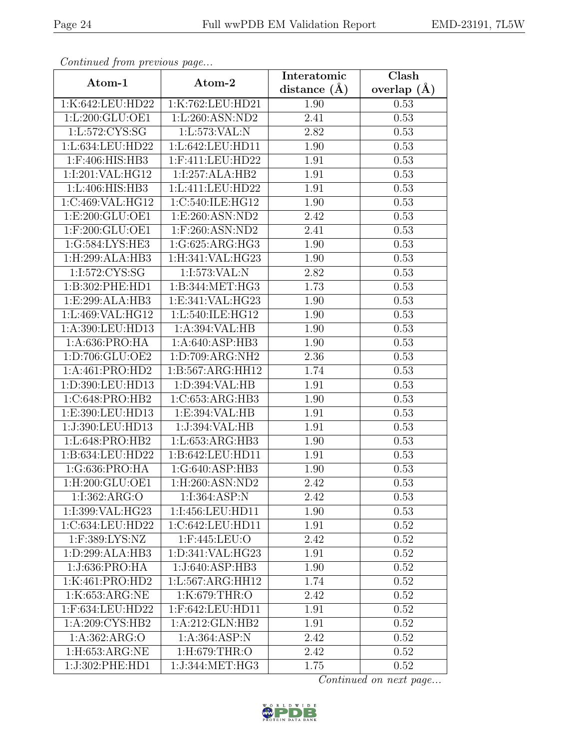*Continued from previous page...*

| Atom-1 | Atom-2 | Interatomic distance (Å) | Clash overlap (Å) |
|---|---|---|---|
| 1:K:642:LEU:HD22 | 1:K:762:LEU:HD21 | 1.90 | 0.53 |
| 1:L:200:GLU:OE1 | 1:L:260:ASN:ND2 | 2.41 | 0.53 |
| 1:L:572:CYS:SG | 1:L:573:VAL:N | 2.82 | 0.53 |
| 1:L:634:LEU:HD22 | 1:L:642:LEU:HD11 | 1.90 | 0.53 |
| 1:F:406:HIS:HB3 | 1:F:411:LEU:HD22 | 1.91 | 0.53 |
| 1:I:201:VAL:HG12 | 1:I:257:ALA:HB2 | 1.91 | 0.53 |
| 1:L:406:HIS:HB3 | 1:L:411:LEU:HD22 | 1.91 | 0.53 |
| 1:C:469:VAL:HG12 | 1:C:540:ILE:HG12 | 1.90 | 0.53 |
| 1:E:200:GLU:OE1 | 1:E:260:ASN:ND2 | 2.42 | 0.53 |
| 1:F:200:GLU:OE1 | 1:F:260:ASN:ND2 | 2.41 | 0.53 |
| 1:G:584:LYS:HE3 | 1:G:625:ARG:HG3 | 1.90 | 0.53 |
| 1:H:299:ALA:HB3 | 1:H:341:VAL:HG23 | 1.90 | 0.53 |
| 1:I:572:CYS:SG | 1:I:573:VAL:N | 2.82 | 0.53 |
| 1:B:302:PHE:HD1 | 1:B:344:MET:HG3 | 1.73 | 0.53 |
| 1:E:299:ALA:HB3 | 1:E:341:VAL:HG23 | 1.90 | 0.53 |
| 1:L:469:VAL:HG12 | 1:L:540:ILE:HG12 | 1.90 | 0.53 |
| 1:A:390:LEU:HD13 | 1:A:394:VAL:HB | 1.90 | 0.53 |
| 1:A:636:PRO:HA | 1:A:640:ASP:HB3 | 1.90 | 0.53 |
| 1:D:706:GLU:OE2 | 1:D:709:ARG:NH2 | 2.36 | 0.53 |
| 1:A:461:PRO:HD2 | 1:B:567:ARG:HH12 | 1.74 | 0.53 |
| 1:D:390:LEU:HD13 | 1:D:394:VAL:HB | 1.91 | 0.53 |
| 1:C:648:PRO:HB2 | 1:C:653:ARG:HB3 | 1.90 | 0.53 |
| 1:E:390:LEU:HD13 | 1:E:394:VAL:HB | 1.91 | 0.53 |
| 1:J:390:LEU:HD13 | 1:J:394:VAL:HB | 1.91 | 0.53 |
| 1:L:648:PRO:HB2 | 1:L:653:ARG:HB3 | 1.90 | 0.53 |
| 1:B:634:LEU:HD22 | 1:B:642:LEU:HD11 | 1.91 | 0.53 |
| 1:G:636:PRO:HA | 1:G:640:ASP:HB3 | 1.90 | 0.53 |
| 1:H:200:GLU:OE1 | 1:H:260:ASN:ND2 | 2.42 | 0.53 |
| 1:I:362:ARG:O | 1:I:364:ASP:N | 2.42 | 0.53 |
| 1:I:399:VAL:HG23 | 1:I:456:LEU:HD11 | 1.90 | 0.53 |
| 1:C:634:LEU:HD22 | 1:C:642:LEU:HD11 | 1.91 | 0.52 |
| 1:F:389:LYS:NZ | 1:F:445:LEU:O | 2.42 | 0.52 |
| 1:D:299:ALA:HB3 | 1:D:341:VAL:HG23 | 1.91 | 0.52 |
| 1:J:636:PRO:HA | 1:J:640:ASP:HB3 | 1.90 | 0.52 |
| 1:K:461:PRO:HD2 | 1:L:567:ARG:HH12 | 1.74 | 0.52 |
| 1:K:653:ARG:NE | 1:K:679:THR:O | 2.42 | 0.52 |
| 1:F:634:LEU:HD22 | 1:F:642:LEU:HD11 | 1.91 | 0.52 |
| 1:A:209:CYS:HB2 | 1:A:212:GLN:HB2 | 1.91 | 0.52 |
| 1:A:362:ARG:O | 1:A:364:ASP:N | 2.42 | 0.52 |
| 1:H:653:ARG:NE | 1:H:679:THR:O | 2.42 | 0.52 |
| 1:J:302:PHE:HD1 | 1:J:344:MET:HG3 | 1.75 | 0.52 |

*Continued on next page...*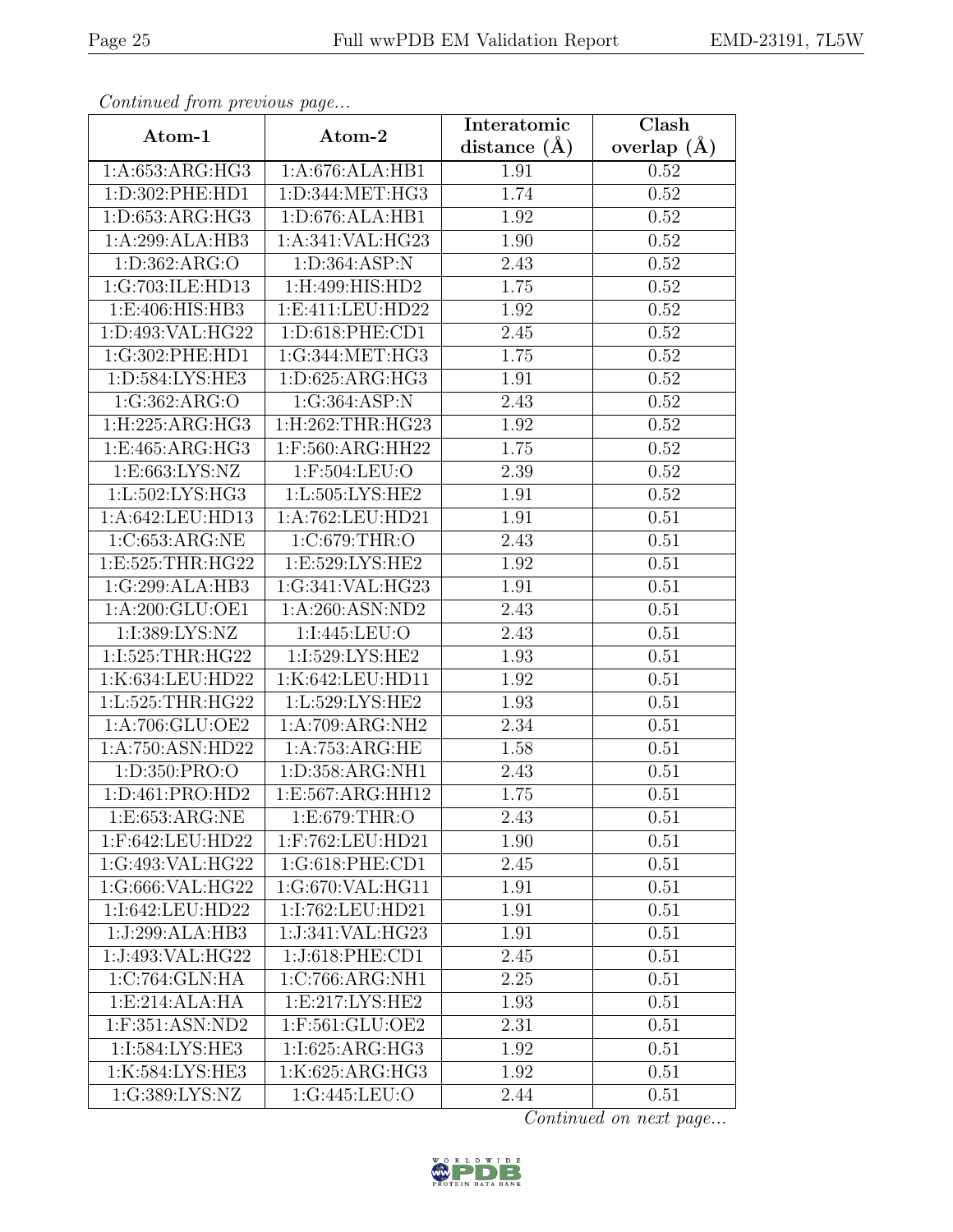*Continued from previous page...*

| Atom-1 | Atom-2 | Interatomic distance (Å) | Clash overlap (Å) |
| --- | --- | --- | --- |
| 1:A:653:ARG:HG3 | 1:A:676:ALA:HB1 | 1.91 | 0.52 |
| 1:D:302:PHE:HD1 | 1:D:344:MET:HG3 | 1.74 | 0.52 |
| 1:D:653:ARG:HG3 | 1:D:676:ALA:HB1 | 1.92 | 0.52 |
| 1:A:299:ALA:HB3 | 1:A:341:VAL:HG23 | 1.90 | 0.52 |
| 1:D:362:ARG:O | 1:D:364:ASP:N | 2.43 | 0.52 |
| 1:G:703:ILE:HD13 | 1:H:499:HIS:HD2 | 1.75 | 0.52 |
| 1:E:406:HIS:HB3 | 1:E:411:LEU:HD22 | 1.92 | 0.52 |
| 1:D:493:VAL:HG22 | 1:D:618:PHE:CD1 | 2.45 | 0.52 |
| 1:G:302:PHE:HD1 | 1:G:344:MET:HG3 | 1.75 | 0.52 |
| 1:D:584:LYS:HE3 | 1:D:625:ARG:HG3 | 1.91 | 0.52 |
| 1:G:362:ARG:O | 1:G:364:ASP:N | 2.43 | 0.52 |
| 1:H:225:ARG:HG3 | 1:H:262:THR:HG23 | 1.92 | 0.52 |
| 1:E:465:ARG:HG3 | 1:F:560:ARG:HH22 | 1.75 | 0.52 |
| 1:E:663:LYS:NZ | 1:F:504:LEU:O | 2.39 | 0.52 |
| 1:L:502:LYS:HG3 | 1:L:505:LYS:HE2 | 1.91 | 0.52 |
| 1:A:642:LEU:HD13 | 1:A:762:LEU:HD21 | 1.91 | 0.51 |
| 1:C:653:ARG:NE | 1:C:679:THR:O | 2.43 | 0.51 |
| 1:E:525:THR:HG22 | 1:E:529:LYS:HE2 | 1.92 | 0.51 |
| 1:G:299:ALA:HB3 | 1:G:341:VAL:HG23 | 1.91 | 0.51 |
| 1:A:200:GLU:OE1 | 1:A:260:ASN:ND2 | 2.43 | 0.51 |
| 1:I:389:LYS:NZ | 1:I:445:LEU:O | 2.43 | 0.51 |
| 1:I:525:THR:HG22 | 1:I:529:LYS:HE2 | 1.93 | 0.51 |
| 1:K:634:LEU:HD22 | 1:K:642:LEU:HD11 | 1.92 | 0.51 |
| 1:L:525:THR:HG22 | 1:L:529:LYS:HE2 | 1.93 | 0.51 |
| 1:A:706:GLU:OE2 | 1:A:709:ARG:NH2 | 2.34 | 0.51 |
| 1:A:750:ASN:HD22 | 1:A:753:ARG:HE | 1.58 | 0.51 |
| 1:D:350:PRO:O | 1:D:358:ARG:NH1 | 2.43 | 0.51 |
| 1:D:461:PRO:HD2 | 1:E:567:ARG:HH12 | 1.75 | 0.51 |
| 1:E:653:ARG:NE | 1:E:679:THR:O | 2.43 | 0.51 |
| 1:F:642:LEU:HD22 | 1:F:762:LEU:HD21 | 1.90 | 0.51 |
| 1:G:493:VAL:HG22 | 1:G:618:PHE:CD1 | 2.45 | 0.51 |
| 1:G:666:VAL:HG22 | 1:G:670:VAL:HG11 | 1.91 | 0.51 |
| 1:I:642:LEU:HD22 | 1:I:762:LEU:HD21 | 1.91 | 0.51 |
| 1:J:299:ALA:HB3 | 1:J:341:VAL:HG23 | 1.91 | 0.51 |
| 1:J:493:VAL:HG22 | 1:J:618:PHE:CD1 | 2.45 | 0.51 |
| 1:C:764:GLN:HA | 1:C:766:ARG:NH1 | 2.25 | 0.51 |
| 1:E:214:ALA:HA | 1:E:217:LYS:HE2 | 1.93 | 0.51 |
| 1:F:351:ASN:ND2 | 1:F:561:GLU:OE2 | 2.31 | 0.51 |
| 1:I:584:LYS:HE3 | 1:I:625:ARG:HG3 | 1.92 | 0.51 |
| 1:K:584:LYS:HE3 | 1:K:625:ARG:HG3 | 1.92 | 0.51 |
| 1:G:389:LYS:NZ | 1:G:445:LEU:O | 2.44 | 0.51 |

*Continued on next page...*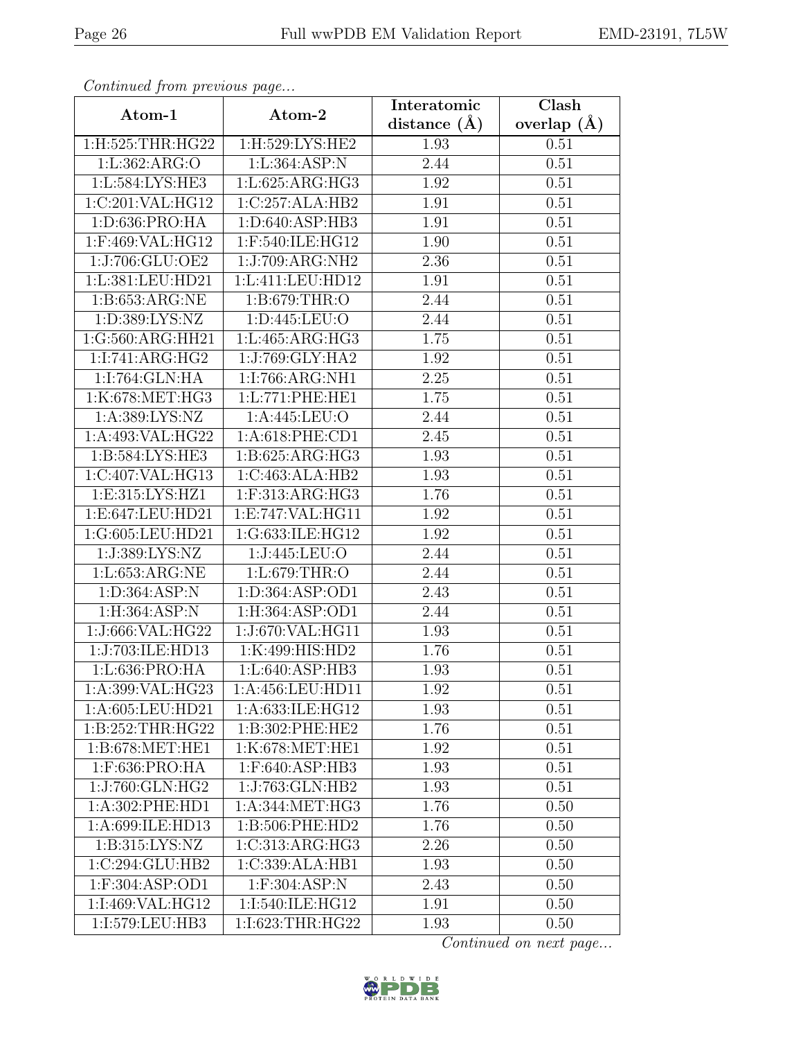*Continued from previous page...*

| Atom-1 | Atom-2 | Interatomic distance (Å) | Clash overlap (Å) |
|---|---|---|---|
| 1:H:525:THR:HG22 | 1:H:529:LYS:HE2 | 1.93 | 0.51 |
| 1:L:362:ARG:O | 1:L:364:ASP:N | 2.44 | 0.51 |
| 1:L:584:LYS:HE3 | 1:L:625:ARG:HG3 | 1.92 | 0.51 |
| 1:C:201:VAL:HG12 | 1:C:257:ALA:HB2 | 1.91 | 0.51 |
| 1:D:636:PRO:HA | 1:D:640:ASP:HB3 | 1.91 | 0.51 |
| 1:F:469:VAL:HG12 | 1:F:540:ILE:HG12 | 1.90 | 0.51 |
| 1:J:706:GLU:OE2 | 1:J:709:ARG:NH2 | 2.36 | 0.51 |
| 1:L:381:LEU:HD21 | 1:L:411:LEU:HD12 | 1.91 | 0.51 |
| 1:B:653:ARG:NE | 1:B:679:THR:O | 2.44 | 0.51 |
| 1:D:389:LYS:NZ | 1:D:445:LEU:O | 2.44 | 0.51 |
| 1:G:560:ARG:HH21 | 1:L:465:ARG:HG3 | 1.75 | 0.51 |
| 1:I:741:ARG:HG2 | 1:J:769:GLY:HA2 | 1.92 | 0.51 |
| 1:I:764:GLN:HA | 1:I:766:ARG:NH1 | 2.25 | 0.51 |
| 1:K:678:MET:HG3 | 1:L:771:PHE:HE1 | 1.75 | 0.51 |
| 1:A:389:LYS:NZ | 1:A:445:LEU:O | 2.44 | 0.51 |
| 1:A:493:VAL:HG22 | 1:A:618:PHE:CD1 | 2.45 | 0.51 |
| 1:B:584:LYS:HE3 | 1:B:625:ARG:HG3 | 1.93 | 0.51 |
| 1:C:407:VAL:HG13 | 1:C:463:ALA:HB2 | 1.93 | 0.51 |
| 1:E:315:LYS:HZ1 | 1:F:313:ARG:HG3 | 1.76 | 0.51 |
| 1:E:647:LEU:HD21 | 1:E:747:VAL:HG11 | 1.92 | 0.51 |
| 1:G:605:LEU:HD21 | 1:G:633:ILE:HG12 | 1.92 | 0.51 |
| 1:J:389:LYS:NZ | 1:J:445:LEU:O | 2.44 | 0.51 |
| 1:L:653:ARG:NE | 1:L:679:THR:O | 2.44 | 0.51 |
| 1:D:364:ASP:N | 1:D:364:ASP:OD1 | 2.43 | 0.51 |
| 1:H:364:ASP:N | 1:H:364:ASP:OD1 | 2.44 | 0.51 |
| 1:J:666:VAL:HG22 | 1:J:670:VAL:HG11 | 1.93 | 0.51 |
| 1:J:703:ILE:HD13 | 1:K:499:HIS:HD2 | 1.76 | 0.51 |
| 1:L:636:PRO:HA | 1:L:640:ASP:HB3 | 1.93 | 0.51 |
| 1:A:399:VAL:HG23 | 1:A:456:LEU:HD11 | 1.92 | 0.51 |
| 1:A:605:LEU:HD21 | 1:A:633:ILE:HG12 | 1.93 | 0.51 |
| 1:B:252:THR:HG22 | 1:B:302:PHE:HE2 | 1.76 | 0.51 |
| 1:B:678:MET:HE1 | 1:K:678:MET:HE1 | 1.92 | 0.51 |
| 1:F:636:PRO:HA | 1:F:640:ASP:HB3 | 1.93 | 0.51 |
| 1:J:760:GLN:HG2 | 1:J:763:GLN:HB2 | 1.93 | 0.51 |
| 1:A:302:PHE:HD1 | 1:A:344:MET:HG3 | 1.76 | 0.50 |
| 1:A:699:ILE:HD13 | 1:B:506:PHE:HD2 | 1.76 | 0.50 |
| 1:B:315:LYS:NZ | 1:C:313:ARG:HG3 | 2.26 | 0.50 |
| 1:C:294:GLU:HB2 | 1:C:339:ALA:HB1 | 1.93 | 0.50 |
| 1:F:304:ASP:OD1 | 1:F:304:ASP:N | 2.43 | 0.50 |
| 1:I:469:VAL:HG12 | 1:I:540:ILE:HG12 | 1.91 | 0.50 |
| 1:I:579:LEU:HB3 | 1:I:623:THR:HG22 | 1.93 | 0.50 |

*Continued on next page...*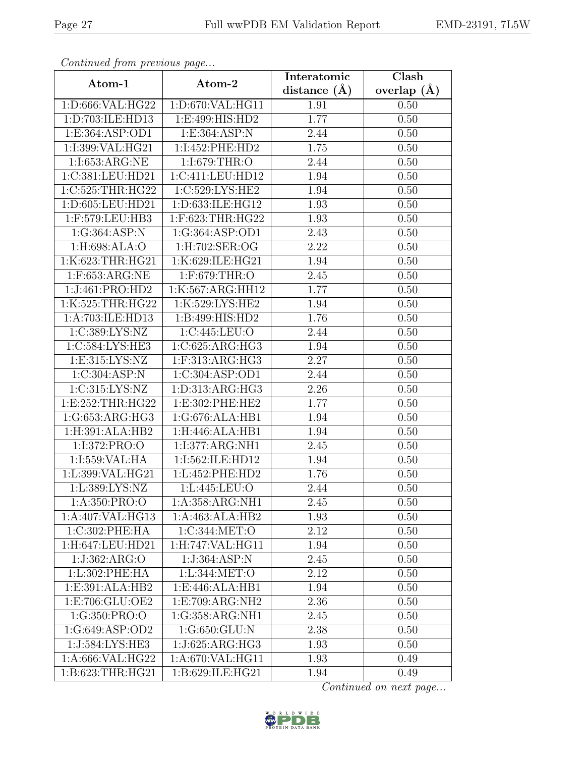*Continued from previous page...*

| Atom-1 | Atom-2 | Interatomic distance (Å) | Clash overlap (Å) |
|---|---|---|---|
| 1:D:666:VAL:HG22 | 1:D:670:VAL:HG11 | 1.91 | 0.50 |
| 1:D:703:ILE:HD13 | 1:E:499:HIS:HD2 | 1.77 | 0.50 |
| 1:E:364:ASP:OD1 | 1:E:364:ASP:N | 2.44 | 0.50 |
| 1:I:399:VAL:HG21 | 1:I:452:PHE:HD2 | 1.75 | 0.50 |
| 1:I:653:ARG:NE | 1:I:679:THR:O | 2.44 | 0.50 |
| 1:C:381:LEU:HD21 | 1:C:411:LEU:HD12 | 1.94 | 0.50 |
| 1:C:525:THR:HG22 | 1:C:529:LYS:HE2 | 1.94 | 0.50 |
| 1:D:605:LEU:HD21 | 1:D:633:ILE:HG12 | 1.93 | 0.50 |
| 1:F:579:LEU:HB3 | 1:F:623:THR:HG22 | 1.93 | 0.50 |
| 1:G:364:ASP:N | 1:G:364:ASP:OD1 | 2.43 | 0.50 |
| 1:H:698:ALA:O | 1:H:702:SER:OG | 2.22 | 0.50 |
| 1:K:623:THR:HG21 | 1:K:629:ILE:HG21 | 1.94 | 0.50 |
| 1:F:653:ARG:NE | 1:F:679:THR:O | 2.45 | 0.50 |
| 1:J:461:PRO:HD2 | 1:K:567:ARG:HH12 | 1.77 | 0.50 |
| 1:K:525:THR:HG22 | 1:K:529:LYS:HE2 | 1.94 | 0.50 |
| 1:A:703:ILE:HD13 | 1:B:499:HIS:HD2 | 1.76 | 0.50 |
| 1:C:389:LYS:NZ | 1:C:445:LEU:O | 2.44 | 0.50 |
| 1:C:584:LYS:HE3 | 1:C:625:ARG:HG3 | 1.94 | 0.50 |
| 1:E:315:LYS:NZ | 1:F:313:ARG:HG3 | 2.27 | 0.50 |
| 1:C:304:ASP:N | 1:C:304:ASP:OD1 | 2.44 | 0.50 |
| 1:C:315:LYS:NZ | 1:D:313:ARG:HG3 | 2.26 | 0.50 |
| 1:E:252:THR:HG22 | 1:E:302:PHE:HE2 | 1.77 | 0.50 |
| 1:G:653:ARG:HG3 | 1:G:676:ALA:HB1 | 1.94 | 0.50 |
| 1:H:391:ALA:HB2 | 1:H:446:ALA:HB1 | 1.94 | 0.50 |
| 1:I:372:PRO:O | 1:I:377:ARG:NH1 | 2.45 | 0.50 |
| 1:I:559:VAL:HA | 1:I:562:ILE:HD12 | 1.94 | 0.50 |
| 1:L:399:VAL:HG21 | 1:L:452:PHE:HD2 | 1.76 | 0.50 |
| 1:L:389:LYS:NZ | 1:L:445:LEU:O | 2.44 | 0.50 |
| 1:A:350:PRO:O | 1:A:358:ARG:NH1 | 2.45 | 0.50 |
| 1:A:407:VAL:HG13 | 1:A:463:ALA:HB2 | 1.93 | 0.50 |
| 1:C:302:PHE:HA | 1:C:344:MET:O | 2.12 | 0.50 |
| 1:H:647:LEU:HD21 | 1:H:747:VAL:HG11 | 1.94 | 0.50 |
| 1:J:362:ARG:O | 1:J:364:ASP:N | 2.45 | 0.50 |
| 1:L:302:PHE:HA | 1:L:344:MET:O | 2.12 | 0.50 |
| 1:E:391:ALA:HB2 | 1:E:446:ALA:HB1 | 1.94 | 0.50 |
| 1:E:706:GLU:OE2 | 1:E:709:ARG:NH2 | 2.36 | 0.50 |
| 1:G:350:PRO:O | 1:G:358:ARG:NH1 | 2.45 | 0.50 |
| 1:G:649:ASP:OD2 | 1:G:650:GLU:N | 2.38 | 0.50 |
| 1:J:584:LYS:HE3 | 1:J:625:ARG:HG3 | 1.93 | 0.50 |
| 1:A:666:VAL:HG22 | 1:A:670:VAL:HG11 | 1.93 | 0.49 |
| 1:B:623:THR:HG21 | 1:B:629:ILE:HG21 | 1.94 | 0.49 |

*Continued on next page...*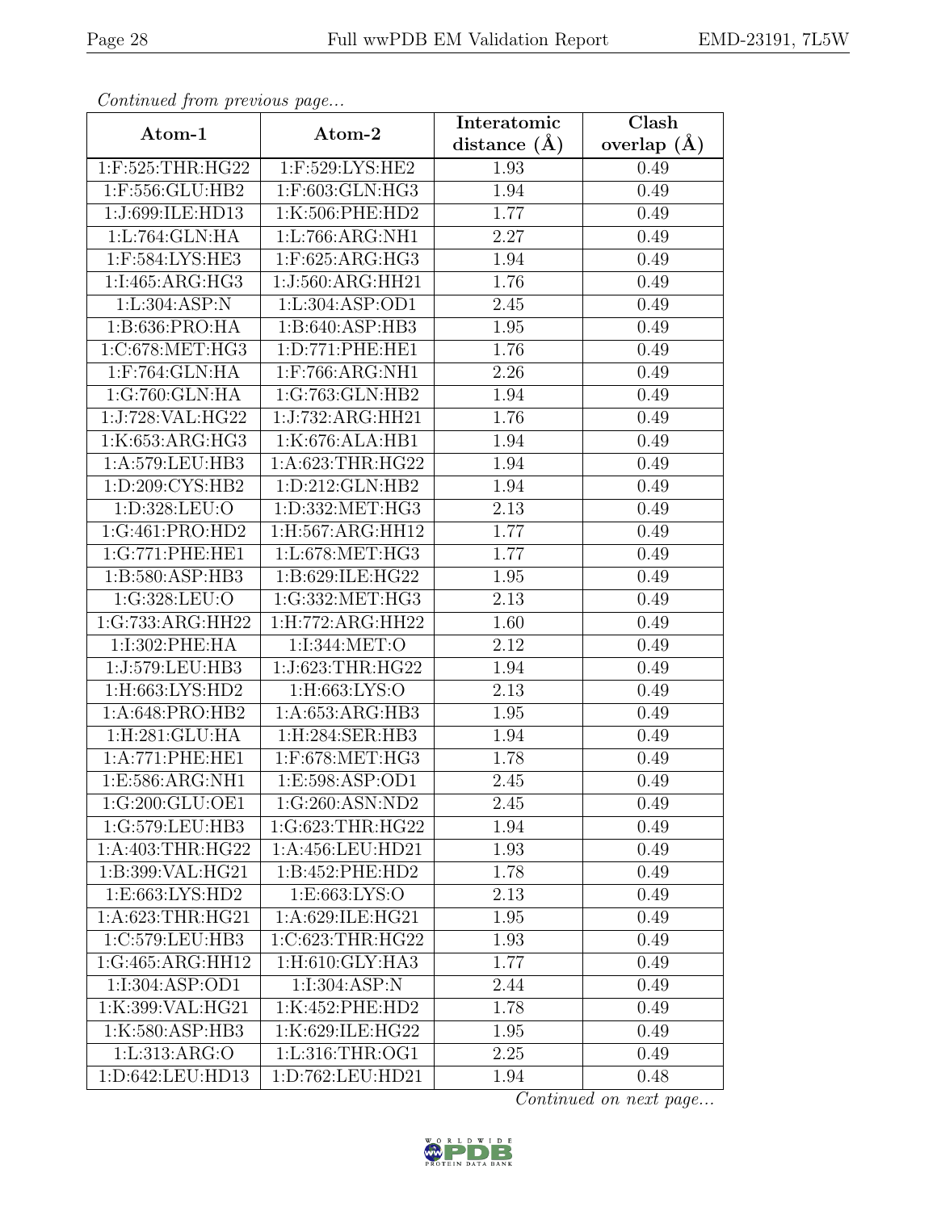*Continued from previous page...*

| Atom-1 | Atom-2 | Interatomic distance (Å) | Clash overlap (Å) |
|---|---|---|---|
| 1:F:525:THR:HG22 | 1:F:529:LYS:HE2 | 1.93 | 0.49 |
| 1:F:556:GLU:HB2 | 1:F:603:GLN:HG3 | 1.94 | 0.49 |
| 1:J:699:ILE:HD13 | 1:K:506:PHE:HD2 | 1.77 | 0.49 |
| 1:L:764:GLN:HA | 1:L:766:ARG:NH1 | 2.27 | 0.49 |
| 1:F:584:LYS:HE3 | 1:F:625:ARG:HG3 | 1.94 | 0.49 |
| 1:I:465:ARG:HG3 | 1:J:560:ARG:HH21 | 1.76 | 0.49 |
| 1:L:304:ASP:N | 1:L:304:ASP:OD1 | 2.45 | 0.49 |
| 1:B:636:PRO:HA | 1:B:640:ASP:HB3 | 1.95 | 0.49 |
| 1:C:678:MET:HG3 | 1:D:771:PHE:HE1 | 1.76 | 0.49 |
| 1:F:764:GLN:HA | 1:F:766:ARG:NH1 | 2.26 | 0.49 |
| 1:G:760:GLN:HA | 1:G:763:GLN:HB2 | 1.94 | 0.49 |
| 1:J:728:VAL:HG22 | 1:J:732:ARG:HH21 | 1.76 | 0.49 |
| 1:K:653:ARG:HG3 | 1:K:676:ALA:HB1 | 1.94 | 0.49 |
| 1:A:579:LEU:HB3 | 1:A:623:THR:HG22 | 1.94 | 0.49 |
| 1:D:209:CYS:HB2 | 1:D:212:GLN:HB2 | 1.94 | 0.49 |
| 1:D:328:LEU:O | 1:D:332:MET:HG3 | 2.13 | 0.49 |
| 1:G:461:PRO:HD2 | 1:H:567:ARG:HH12 | 1.77 | 0.49 |
| 1:G:771:PHE:HE1 | 1:L:678:MET:HG3 | 1.77 | 0.49 |
| 1:B:580:ASP:HB3 | 1:B:629:ILE:HG22 | 1.95 | 0.49 |
| 1:G:328:LEU:O | 1:G:332:MET:HG3 | 2.13 | 0.49 |
| 1:G:733:ARG:HH22 | 1:H:772:ARG:HH22 | 1.60 | 0.49 |
| 1:I:302:PHE:HA | 1:I:344:MET:O | 2.12 | 0.49 |
| 1:J:579:LEU:HB3 | 1:J:623:THR:HG22 | 1.94 | 0.49 |
| 1:H:663:LYS:HD2 | 1:H:663:LYS:O | 2.13 | 0.49 |
| 1:A:648:PRO:HB2 | 1:A:653:ARG:HB3 | 1.95 | 0.49 |
| 1:H:281:GLU:HA | 1:H:284:SER:HB3 | 1.94 | 0.49 |
| 1:A:771:PHE:HE1 | 1:F:678:MET:HG3 | 1.78 | 0.49 |
| 1:E:586:ARG:NH1 | 1:E:598:ASP:OD1 | 2.45 | 0.49 |
| 1:G:200:GLU:OE1 | 1:G:260:ASN:ND2 | 2.45 | 0.49 |
| 1:G:579:LEU:HB3 | 1:G:623:THR:HG22 | 1.94 | 0.49 |
| 1:A:403:THR:HG22 | 1:A:456:LEU:HD21 | 1.93 | 0.49 |
| 1:B:399:VAL:HG21 | 1:B:452:PHE:HD2 | 1.78 | 0.49 |
| 1:E:663:LYS:HD2 | 1:E:663:LYS:O | 2.13 | 0.49 |
| 1:A:623:THR:HG21 | 1:A:629:ILE:HG21 | 1.95 | 0.49 |
| 1:C:579:LEU:HB3 | 1:C:623:THR:HG22 | 1.93 | 0.49 |
| 1:G:465:ARG:HH12 | 1:H:610:GLY:HA3 | 1.77 | 0.49 |
| 1:I:304:ASP:OD1 | 1:I:304:ASP:N | 2.44 | 0.49 |
| 1:K:399:VAL:HG21 | 1:K:452:PHE:HD2 | 1.78 | 0.49 |
| 1:K:580:ASP:HB3 | 1:K:629:ILE:HG22 | 1.95 | 0.49 |
| 1:L:313:ARG:O | 1:L:316:THR:OG1 | 2.25 | 0.49 |
| 1:D:642:LEU:HD13 | 1:D:762:LEU:HD21 | 1.94 | 0.48 |

*Continued on next page...*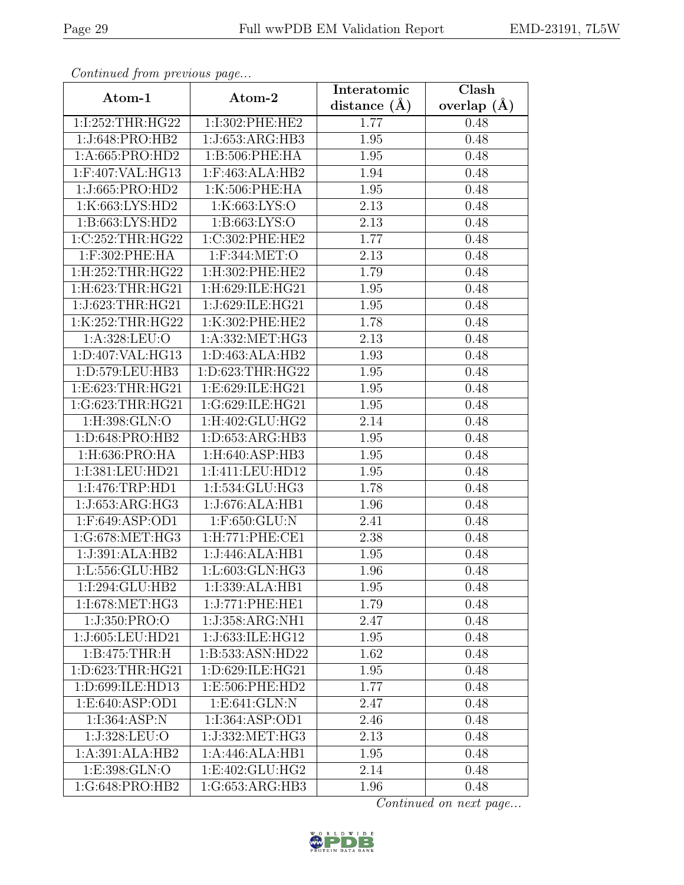*Continued from previous page...*

| Atom-1 | Atom-2 | Interatomic distance (Å) | Clash overlap (Å) |
|---|---|---|---|
| 1:I:252:THR:HG22 | 1:I:302:PHE:HE2 | 1.77 | 0.48 |
| 1:J:648:PRO:HB2 | 1:J:653:ARG:HB3 | 1.95 | 0.48 |
| 1:A:665:PRO:HD2 | 1:B:506:PHE:HA | 1.95 | 0.48 |
| 1:F:407:VAL:HG13 | 1:F:463:ALA:HB2 | 1.94 | 0.48 |
| 1:J:665:PRO:HD2 | 1:K:506:PHE:HA | 1.95 | 0.48 |
| 1:K:663:LYS:HD2 | 1:K:663:LYS:O | 2.13 | 0.48 |
| 1:B:663:LYS:HD2 | 1:B:663:LYS:O | 2.13 | 0.48 |
| 1:C:252:THR:HG22 | 1:C:302:PHE:HE2 | 1.77 | 0.48 |
| 1:F:302:PHE:HA | 1:F:344:MET:O | 2.13 | 0.48 |
| 1:H:252:THR:HG22 | 1:H:302:PHE:HE2 | 1.79 | 0.48 |
| 1:H:623:THR:HG21 | 1:H:629:ILE:HG21 | 1.95 | 0.48 |
| 1:J:623:THR:HG21 | 1:J:629:ILE:HG21 | 1.95 | 0.48 |
| 1:K:252:THR:HG22 | 1:K:302:PHE:HE2 | 1.78 | 0.48 |
| 1:A:328:LEU:O | 1:A:332:MET:HG3 | 2.13 | 0.48 |
| 1:D:407:VAL:HG13 | 1:D:463:ALA:HB2 | 1.93 | 0.48 |
| 1:D:579:LEU:HB3 | 1:D:623:THR:HG22 | 1.95 | 0.48 |
| 1:E:623:THR:HG21 | 1:E:629:ILE:HG21 | 1.95 | 0.48 |
| 1:G:623:THR:HG21 | 1:G:629:ILE:HG21 | 1.95 | 0.48 |
| 1:H:398:GLN:O | 1:H:402:GLU:HG2 | 2.14 | 0.48 |
| 1:D:648:PRO:HB2 | 1:D:653:ARG:HB3 | 1.95 | 0.48 |
| 1:H:636:PRO:HA | 1:H:640:ASP:HB3 | 1.95 | 0.48 |
| 1:I:381:LEU:HD21 | 1:I:411:LEU:HD12 | 1.95 | 0.48 |
| 1:I:476:TRP:HD1 | 1:I:534:GLU:HG3 | 1.78 | 0.48 |
| 1:J:653:ARG:HG3 | 1:J:676:ALA:HB1 | 1.96 | 0.48 |
| 1:F:649:ASP:OD1 | 1:F:650:GLU:N | 2.41 | 0.48 |
| 1:G:678:MET:HG3 | 1:H:771:PHE:CE1 | 2.38 | 0.48 |
| 1:J:391:ALA:HB2 | 1:J:446:ALA:HB1 | 1.95 | 0.48 |
| 1:L:556:GLU:HB2 | 1:L:603:GLN:HG3 | 1.96 | 0.48 |
| 1:I:294:GLU:HB2 | 1:I:339:ALA:HB1 | 1.95 | 0.48 |
| 1:I:678:MET:HG3 | 1:J:771:PHE:HE1 | 1.79 | 0.48 |
| 1:J:350:PRO:O | 1:J:358:ARG:NH1 | 2.47 | 0.48 |
| 1:J:605:LEU:HD21 | 1:J:633:ILE:HG12 | 1.95 | 0.48 |
| 1:B:475:THR:H | 1:B:533:ASN:HD22 | 1.62 | 0.48 |
| 1:D:623:THR:HG21 | 1:D:629:ILE:HG21 | 1.95 | 0.48 |
| 1:D:699:ILE:HD13 | 1:E:506:PHE:HD2 | 1.77 | 0.48 |
| 1:E:640:ASP:OD1 | 1:E:641:GLN:N | 2.47 | 0.48 |
| 1:I:364:ASP:N | 1:I:364:ASP:OD1 | 2.46 | 0.48 |
| 1:J:328:LEU:O | 1:J:332:MET:HG3 | 2.13 | 0.48 |
| 1:A:391:ALA:HB2 | 1:A:446:ALA:HB1 | 1.95 | 0.48 |
| 1:E:398:GLN:O | 1:E:402:GLU:HG2 | 2.14 | 0.48 |
| 1:G:648:PRO:HB2 | 1:G:653:ARG:HB3 | 1.96 | 0.48 |

*Continued on next page...*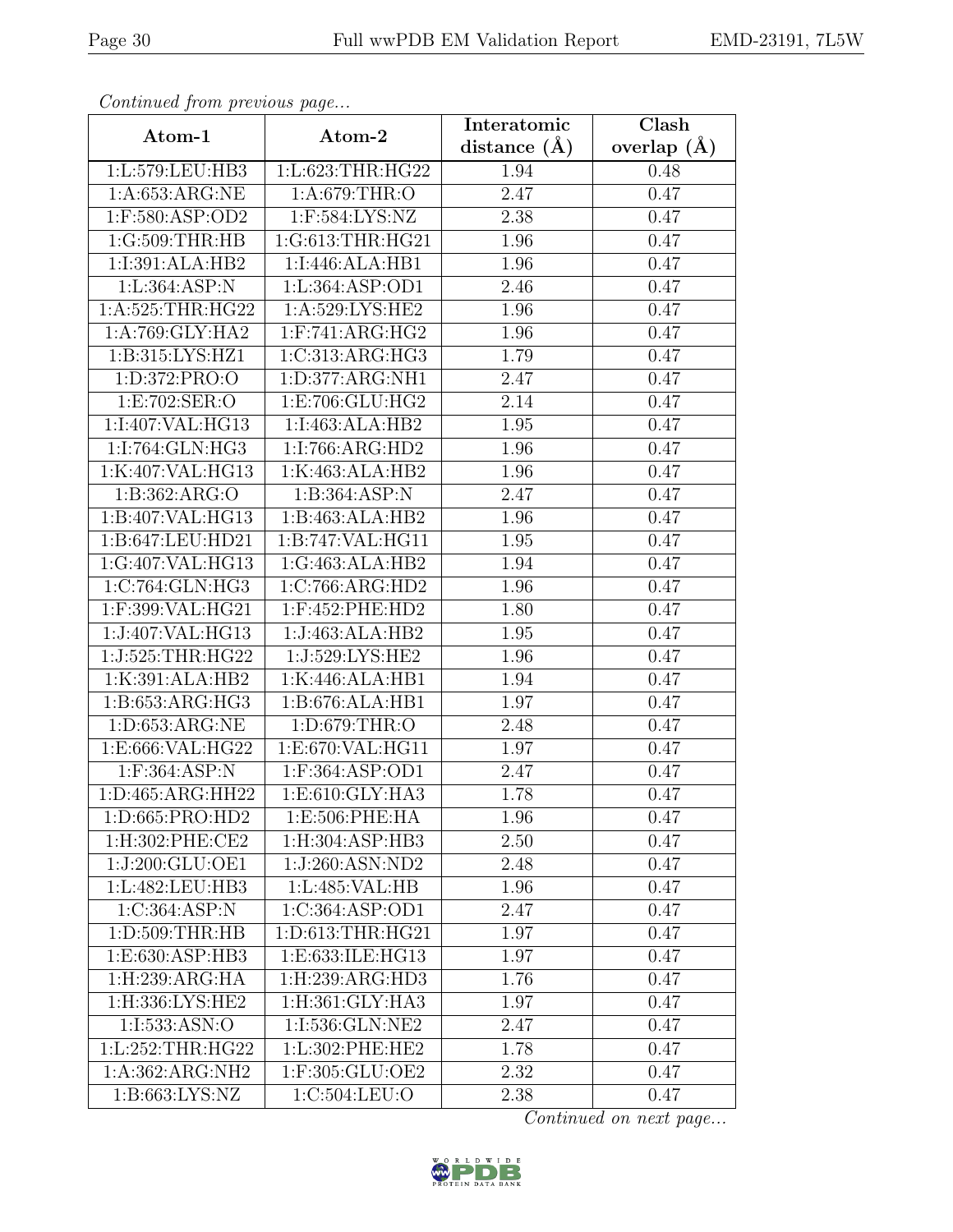*Continued from previous page...*

| Atom-1 | Atom-2 | Interatomic distance (Å) | Clash overlap (Å) |
|---|---|---|---|
| 1:L:579:LEU:HB3 | 1:L:623:THR:HG22 | 1.94 | 0.48 |
| 1:A:653:ARG:NE | 1:A:679:THR:O | 2.47 | 0.47 |
| 1:F:580:ASP:OD2 | 1:F:584:LYS:NZ | 2.38 | 0.47 |
| 1:G:509:THR:HB | 1:G:613:THR:HG21 | 1.96 | 0.47 |
| 1:I:391:ALA:HB2 | 1:I:446:ALA:HB1 | 1.96 | 0.47 |
| 1:L:364:ASP:N | 1:L:364:ASP:OD1 | 2.46 | 0.47 |
| 1:A:525:THR:HG22 | 1:A:529:LYS:HE2 | 1.96 | 0.47 |
| 1:A:769:GLY:HA2 | 1:F:741:ARG:HG2 | 1.96 | 0.47 |
| 1:B:315:LYS:HZ1 | 1:C:313:ARG:HG3 | 1.79 | 0.47 |
| 1:D:372:PRO:O | 1:D:377:ARG:NH1 | 2.47 | 0.47 |
| 1:E:702:SER:O | 1:E:706:GLU:HG2 | 2.14 | 0.47 |
| 1:I:407:VAL:HG13 | 1:I:463:ALA:HB2 | 1.95 | 0.47 |
| 1:I:764:GLN:HG3 | 1:I:766:ARG:HD2 | 1.96 | 0.47 |
| 1:K:407:VAL:HG13 | 1:K:463:ALA:HB2 | 1.96 | 0.47 |
| 1:B:362:ARG:O | 1:B:364:ASP:N | 2.47 | 0.47 |
| 1:B:407:VAL:HG13 | 1:B:463:ALA:HB2 | 1.96 | 0.47 |
| 1:B:647:LEU:HD21 | 1:B:747:VAL:HG11 | 1.95 | 0.47 |
| 1:G:407:VAL:HG13 | 1:G:463:ALA:HB2 | 1.94 | 0.47 |
| 1:C:764:GLN:HG3 | 1:C:766:ARG:HD2 | 1.96 | 0.47 |
| 1:F:399:VAL:HG21 | 1:F:452:PHE:HD2 | 1.80 | 0.47 |
| 1:J:407:VAL:HG13 | 1:J:463:ALA:HB2 | 1.95 | 0.47 |
| 1:J:525:THR:HG22 | 1:J:529:LYS:HE2 | 1.96 | 0.47 |
| 1:K:391:ALA:HB2 | 1:K:446:ALA:HB1 | 1.94 | 0.47 |
| 1:B:653:ARG:HG3 | 1:B:676:ALA:HB1 | 1.97 | 0.47 |
| 1:D:653:ARG:NE | 1:D:679:THR:O | 2.48 | 0.47 |
| 1:E:666:VAL:HG22 | 1:E:670:VAL:HG11 | 1.97 | 0.47 |
| 1:F:364:ASP:N | 1:F:364:ASP:OD1 | 2.47 | 0.47 |
| 1:D:465:ARG:HH22 | 1:E:610:GLY:HA3 | 1.78 | 0.47 |
| 1:D:665:PRO:HD2 | 1:E:506:PHE:HA | 1.96 | 0.47 |
| 1:H:302:PHE:CE2 | 1:H:304:ASP:HB3 | 2.50 | 0.47 |
| 1:J:200:GLU:OE1 | 1:J:260:ASN:ND2 | 2.48 | 0.47 |
| 1:L:482:LEU:HB3 | 1:L:485:VAL:HB | 1.96 | 0.47 |
| 1:C:364:ASP:N | 1:C:364:ASP:OD1 | 2.47 | 0.47 |
| 1:D:509:THR:HB | 1:D:613:THR:HG21 | 1.97 | 0.47 |
| 1:E:630:ASP:HB3 | 1:E:633:ILE:HG13 | 1.97 | 0.47 |
| 1:H:239:ARG:HA | 1:H:239:ARG:HD3 | 1.76 | 0.47 |
| 1:H:336:LYS:HE2 | 1:H:361:GLY:HA3 | 1.97 | 0.47 |
| 1:I:533:ASN:O | 1:I:536:GLN:NE2 | 2.47 | 0.47 |
| 1:L:252:THR:HG22 | 1:L:302:PHE:HE2 | 1.78 | 0.47 |
| 1:A:362:ARG:NH2 | 1:F:305:GLU:OE2 | 2.32 | 0.47 |
| 1:B:663:LYS:NZ | 1:C:504:LEU:O | 2.38 | 0.47 |

*Continued on next page...*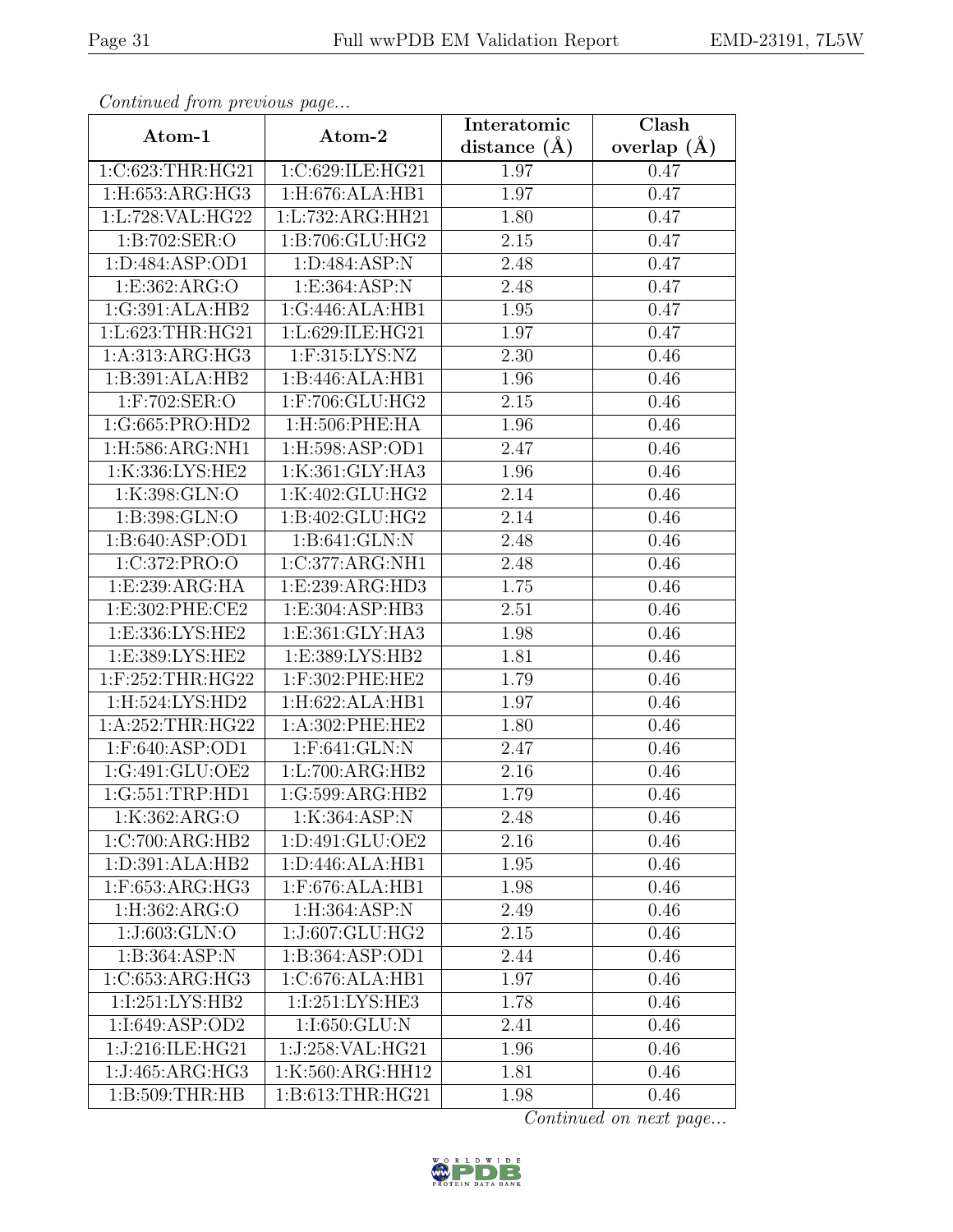*Continued from previous page...*

| Atom-1 | Atom-2 | Interatomic distance (Å) | Clash overlap (Å) |
|---|---|---|---|
| 1:C:623:THR:HG21 | 1:C:629:ILE:HG21 | 1.97 | 0.47 |
| 1:H:653:ARG:HG3 | 1:H:676:ALA:HB1 | 1.97 | 0.47 |
| 1:L:728:VAL:HG22 | 1:L:732:ARG:HH21 | 1.80 | 0.47 |
| 1:B:702:SER:O | 1:B:706:GLU:HG2 | 2.15 | 0.47 |
| 1:D:484:ASP:OD1 | 1:D:484:ASP:N | 2.48 | 0.47 |
| 1:E:362:ARG:O | 1:E:364:ASP:N | 2.48 | 0.47 |
| 1:G:391:ALA:HB2 | 1:G:446:ALA:HB1 | 1.95 | 0.47 |
| 1:L:623:THR:HG21 | 1:L:629:ILE:HG21 | 1.97 | 0.47 |
| 1:A:313:ARG:HG3 | 1:F:315:LYS:NZ | 2.30 | 0.46 |
| 1:B:391:ALA:HB2 | 1:B:446:ALA:HB1 | 1.96 | 0.46 |
| 1:F:702:SER:O | 1:F:706:GLU:HG2 | 2.15 | 0.46 |
| 1:G:665:PRO:HD2 | 1:H:506:PHE:HA | 1.96 | 0.46 |
| 1:H:586:ARG:NH1 | 1:H:598:ASP:OD1 | 2.47 | 0.46 |
| 1:K:336:LYS:HE2 | 1:K:361:GLY:HA3 | 1.96 | 0.46 |
| 1:K:398:GLN:O | 1:K:402:GLU:HG2 | 2.14 | 0.46 |
| 1:B:398:GLN:O | 1:B:402:GLU:HG2 | 2.14 | 0.46 |
| 1:B:640:ASP:OD1 | 1:B:641:GLN:N | 2.48 | 0.46 |
| 1:C:372:PRO:O | 1:C:377:ARG:NH1 | 2.48 | 0.46 |
| 1:E:239:ARG:HA | 1:E:239:ARG:HD3 | 1.75 | 0.46 |
| 1:E:302:PHE:CE2 | 1:E:304:ASP:HB3 | 2.51 | 0.46 |
| 1:E:336:LYS:HE2 | 1:E:361:GLY:HA3 | 1.98 | 0.46 |
| 1:E:389:LYS:HE2 | 1:E:389:LYS:HB2 | 1.81 | 0.46 |
| 1:F:252:THR:HG22 | 1:F:302:PHE:HE2 | 1.79 | 0.46 |
| 1:H:524:LYS:HD2 | 1:H:622:ALA:HB1 | 1.97 | 0.46 |
| 1:A:252:THR:HG22 | 1:A:302:PHE:HE2 | 1.80 | 0.46 |
| 1:F:640:ASP:OD1 | 1:F:641:GLN:N | 2.47 | 0.46 |
| 1:G:491:GLU:OE2 | 1:L:700:ARG:HB2 | 2.16 | 0.46 |
| 1:G:551:TRP:HD1 | 1:G:599:ARG:HB2 | 1.79 | 0.46 |
| 1:K:362:ARG:O | 1:K:364:ASP:N | 2.48 | 0.46 |
| 1:C:700:ARG:HB2 | 1:D:491:GLU:OE2 | 2.16 | 0.46 |
| 1:D:391:ALA:HB2 | 1:D:446:ALA:HB1 | 1.95 | 0.46 |
| 1:F:653:ARG:HG3 | 1:F:676:ALA:HB1 | 1.98 | 0.46 |
| 1:H:362:ARG:O | 1:H:364:ASP:N | 2.49 | 0.46 |
| 1:J:603:GLN:O | 1:J:607:GLU:HG2 | 2.15 | 0.46 |
| 1:B:364:ASP:N | 1:B:364:ASP:OD1 | 2.44 | 0.46 |
| 1:C:653:ARG:HG3 | 1:C:676:ALA:HB1 | 1.97 | 0.46 |
| 1:I:251:LYS:HB2 | 1:I:251:LYS:HE3 | 1.78 | 0.46 |
| 1:I:649:ASP:OD2 | 1:I:650:GLU:N | 2.41 | 0.46 |
| 1:J:216:ILE:HG21 | 1:J:258:VAL:HG21 | 1.96 | 0.46 |
| 1:J:465:ARG:HG3 | 1:K:560:ARG:HH12 | 1.81 | 0.46 |
| 1:B:509:THR:HB | 1:B:613:THR:HG21 | 1.98 | 0.46 |

*Continued on next page...*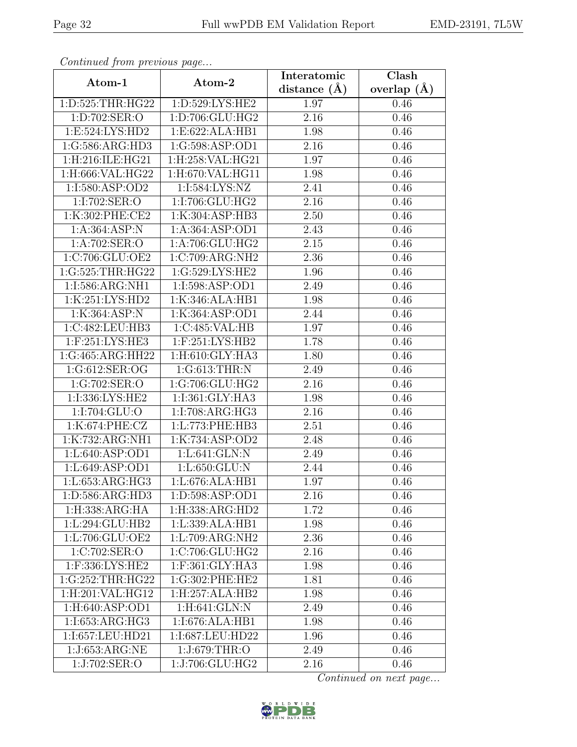*Continued from previous page...*

| Atom-1 | Atom-2 | Interatomic distance (Å) | Clash overlap (Å) |
|---|---|---|---|
| 1:D:525:THR:HG22 | 1:D:529:LYS:HE2 | 1.97 | 0.46 |
| 1:D:702:SER:O | 1:D:706:GLU:HG2 | 2.16 | 0.46 |
| 1:E:524:LYS:HD2 | 1:E:622:ALA:HB1 | 1.98 | 0.46 |
| 1:G:586:ARG:HD3 | 1:G:598:ASP:OD1 | 2.16 | 0.46 |
| 1:H:216:ILE:HG21 | 1:H:258:VAL:HG21 | 1.97 | 0.46 |
| 1:H:666:VAL:HG22 | 1:H:670:VAL:HG11 | 1.98 | 0.46 |
| 1:I:580:ASP:OD2 | 1:I:584:LYS:NZ | 2.41 | 0.46 |
| 1:I:702:SER:O | 1:I:706:GLU:HG2 | 2.16 | 0.46 |
| 1:K:302:PHE:CE2 | 1:K:304:ASP:HB3 | 2.50 | 0.46 |
| 1:A:364:ASP:N | 1:A:364:ASP:OD1 | 2.43 | 0.46 |
| 1:A:702:SER:O | 1:A:706:GLU:HG2 | 2.15 | 0.46 |
| 1:C:706:GLU:OE2 | 1:C:709:ARG:NH2 | 2.36 | 0.46 |
| 1:G:525:THR:HG22 | 1:G:529:LYS:HE2 | 1.96 | 0.46 |
| 1:I:586:ARG:NH1 | 1:I:598:ASP:OD1 | 2.49 | 0.46 |
| 1:K:251:LYS:HD2 | 1:K:346:ALA:HB1 | 1.98 | 0.46 |
| 1:K:364:ASP:N | 1:K:364:ASP:OD1 | 2.44 | 0.46 |
| 1:C:482:LEU:HB3 | 1:C:485:VAL:HB | 1.97 | 0.46 |
| 1:F:251:LYS:HE3 | 1:F:251:LYS:HB2 | 1.78 | 0.46 |
| 1:G:465:ARG:HH22 | 1:H:610:GLY:HA3 | 1.80 | 0.46 |
| 1:G:612:SER:OG | 1:G:613:THR:N | 2.49 | 0.46 |
| 1:G:702:SER:O | 1:G:706:GLU:HG2 | 2.16 | 0.46 |
| 1:I:336:LYS:HE2 | 1:I:361:GLY:HA3 | 1.98 | 0.46 |
| 1:I:704:GLU:O | 1:I:708:ARG:HG3 | 2.16 | 0.46 |
| 1:K:674:PHE:CZ | 1:L:773:PHE:HB3 | 2.51 | 0.46 |
| 1:K:732:ARG:NH1 | 1:K:734:ASP:OD2 | 2.48 | 0.46 |
| 1:L:640:ASP:OD1 | 1:L:641:GLN:N | 2.49 | 0.46 |
| 1:L:649:ASP:OD1 | 1:L:650:GLU:N | 2.44 | 0.46 |
| 1:L:653:ARG:HG3 | 1:L:676:ALA:HB1 | 1.97 | 0.46 |
| 1:D:586:ARG:HD3 | 1:D:598:ASP:OD1 | 2.16 | 0.46 |
| 1:H:338:ARG:HA | 1:H:338:ARG:HD2 | 1.72 | 0.46 |
| 1:L:294:GLU:HB2 | 1:L:339:ALA:HB1 | 1.98 | 0.46 |
| 1:L:706:GLU:OE2 | 1:L:709:ARG:NH2 | 2.36 | 0.46 |
| 1:C:702:SER:O | 1:C:706:GLU:HG2 | 2.16 | 0.46 |
| 1:F:336:LYS:HE2 | 1:F:361:GLY:HA3 | 1.98 | 0.46 |
| 1:G:252:THR:HG22 | 1:G:302:PHE:HE2 | 1.81 | 0.46 |
| 1:H:201:VAL:HG12 | 1:H:257:ALA:HB2 | 1.98 | 0.46 |
| 1:H:640:ASP:OD1 | 1:H:641:GLN:N | 2.49 | 0.46 |
| 1:I:653:ARG:HG3 | 1:I:676:ALA:HB1 | 1.98 | 0.46 |
| 1:I:657:LEU:HD21 | 1:I:687:LEU:HD22 | 1.96 | 0.46 |
| 1:J:653:ARG:NE | 1:J:679:THR:O | 2.49 | 0.46 |
| 1:J:702:SER:O | 1:J:706:GLU:HG2 | 2.16 | 0.46 |

*Continued on next page...*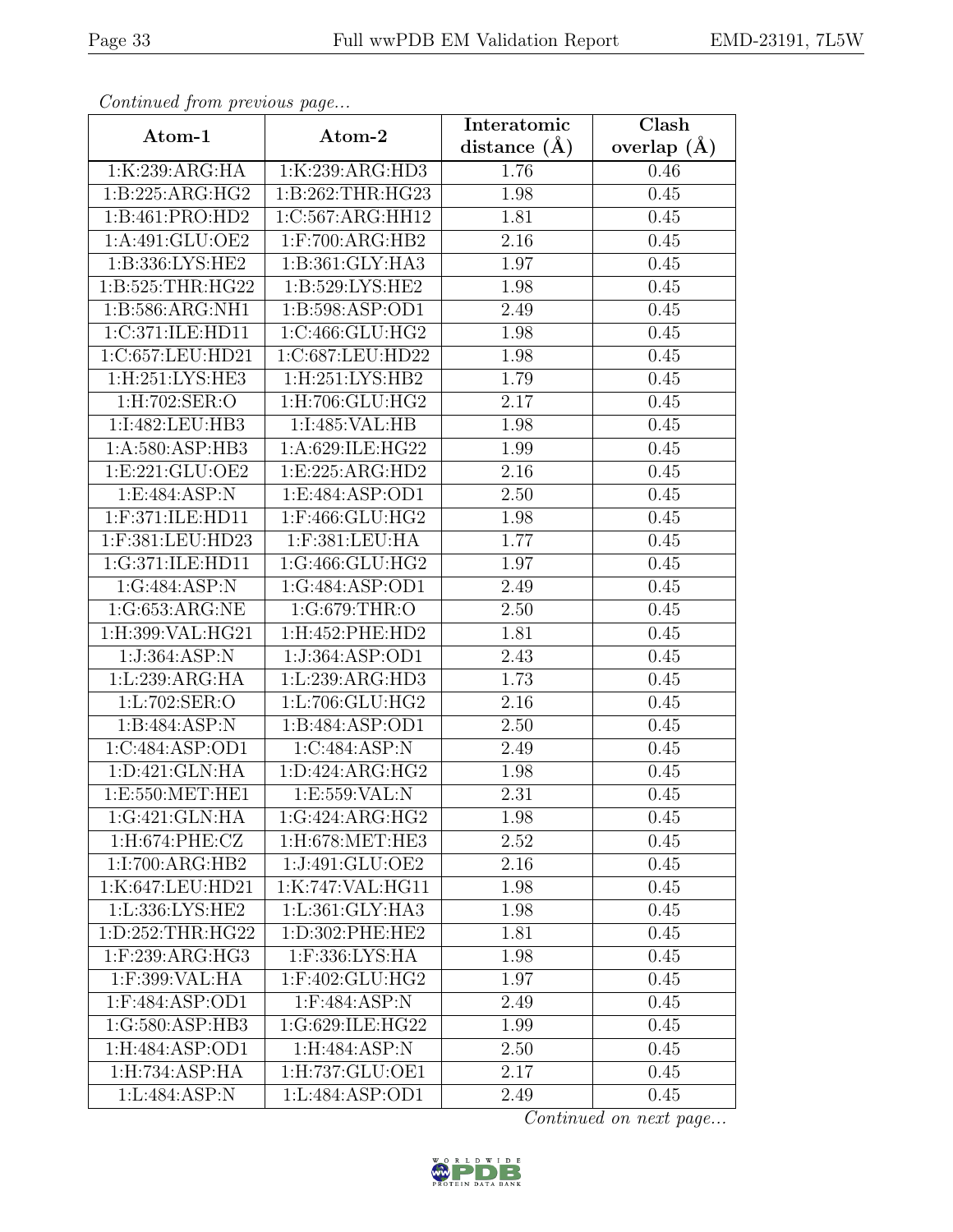*Continued from previous page...*

| Atom-1 | Atom-2 | Interatomic distance (Å) | Clash overlap (Å) |
|---|---|---|---|
| 1:K:239:ARG:HA | 1:K:239:ARG:HD3 | 1.76 | 0.46 |
| 1:B:225:ARG:HG2 | 1:B:262:THR:HG23 | 1.98 | 0.45 |
| 1:B:461:PRO:HD2 | 1:C:567:ARG:HH12 | 1.81 | 0.45 |
| 1:A:491:GLU:OE2 | 1:F:700:ARG:HB2 | 2.16 | 0.45 |
| 1:B:336:LYS:HE2 | 1:B:361:GLY:HA3 | 1.97 | 0.45 |
| 1:B:525:THR:HG22 | 1:B:529:LYS:HE2 | 1.98 | 0.45 |
| 1:B:586:ARG:NH1 | 1:B:598:ASP:OD1 | 2.49 | 0.45 |
| 1:C:371:ILE:HD11 | 1:C:466:GLU:HG2 | 1.98 | 0.45 |
| 1:C:657:LEU:HD21 | 1:C:687:LEU:HD22 | 1.98 | 0.45 |
| 1:H:251:LYS:HE3 | 1:H:251:LYS:HB2 | 1.79 | 0.45 |
| 1:H:702:SER:O | 1:H:706:GLU:HG2 | 2.17 | 0.45 |
| 1:I:482:LEU:HB3 | 1:I:485:VAL:HB | 1.98 | 0.45 |
| 1:A:580:ASP:HB3 | 1:A:629:ILE:HG22 | 1.99 | 0.45 |
| 1:E:221:GLU:OE2 | 1:E:225:ARG:HD2 | 2.16 | 0.45 |
| 1:E:484:ASP:N | 1:E:484:ASP:OD1 | 2.50 | 0.45 |
| 1:F:371:ILE:HD11 | 1:F:466:GLU:HG2 | 1.98 | 0.45 |
| 1:F:381:LEU:HD23 | 1:F:381:LEU:HA | 1.77 | 0.45 |
| 1:G:371:ILE:HD11 | 1:G:466:GLU:HG2 | 1.97 | 0.45 |
| 1:G:484:ASP:N | 1:G:484:ASP:OD1 | 2.49 | 0.45 |
| 1:G:653:ARG:NE | 1:G:679:THR:O | 2.50 | 0.45 |
| 1:H:399:VAL:HG21 | 1:H:452:PHE:HD2 | 1.81 | 0.45 |
| 1:J:364:ASP:N | 1:J:364:ASP:OD1 | 2.43 | 0.45 |
| 1:L:239:ARG:HA | 1:L:239:ARG:HD3 | 1.73 | 0.45 |
| 1:L:702:SER:O | 1:L:706:GLU:HG2 | 2.16 | 0.45 |
| 1:B:484:ASP:N | 1:B:484:ASP:OD1 | 2.50 | 0.45 |
| 1:C:484:ASP:OD1 | 1:C:484:ASP:N | 2.49 | 0.45 |
| 1:D:421:GLN:HA | 1:D:424:ARG:HG2 | 1.98 | 0.45 |
| 1:E:550:MET:HE1 | 1:E:559:VAL:N | 2.31 | 0.45 |
| 1:G:421:GLN:HA | 1:G:424:ARG:HG2 | 1.98 | 0.45 |
| 1:H:674:PHE:CZ | 1:H:678:MET:HE3 | 2.52 | 0.45 |
| 1:I:700:ARG:HB2 | 1:J:491:GLU:OE2 | 2.16 | 0.45 |
| 1:K:647:LEU:HD21 | 1:K:747:VAL:HG11 | 1.98 | 0.45 |
| 1:L:336:LYS:HE2 | 1:L:361:GLY:HA3 | 1.98 | 0.45 |
| 1:D:252:THR:HG22 | 1:D:302:PHE:HE2 | 1.81 | 0.45 |
| 1:F:239:ARG:HG3 | 1:F:336:LYS:HA | 1.98 | 0.45 |
| 1:F:399:VAL:HA | 1:F:402:GLU:HG2 | 1.97 | 0.45 |
| 1:F:484:ASP:OD1 | 1:F:484:ASP:N | 2.49 | 0.45 |
| 1:G:580:ASP:HB3 | 1:G:629:ILE:HG22 | 1.99 | 0.45 |
| 1:H:484:ASP:OD1 | 1:H:484:ASP:N | 2.50 | 0.45 |
| 1:H:734:ASP:HA | 1:H:737:GLU:OE1 | 2.17 | 0.45 |
| 1:L:484:ASP:N | 1:L:484:ASP:OD1 | 2.49 | 0.45 |

*Continued on next page...*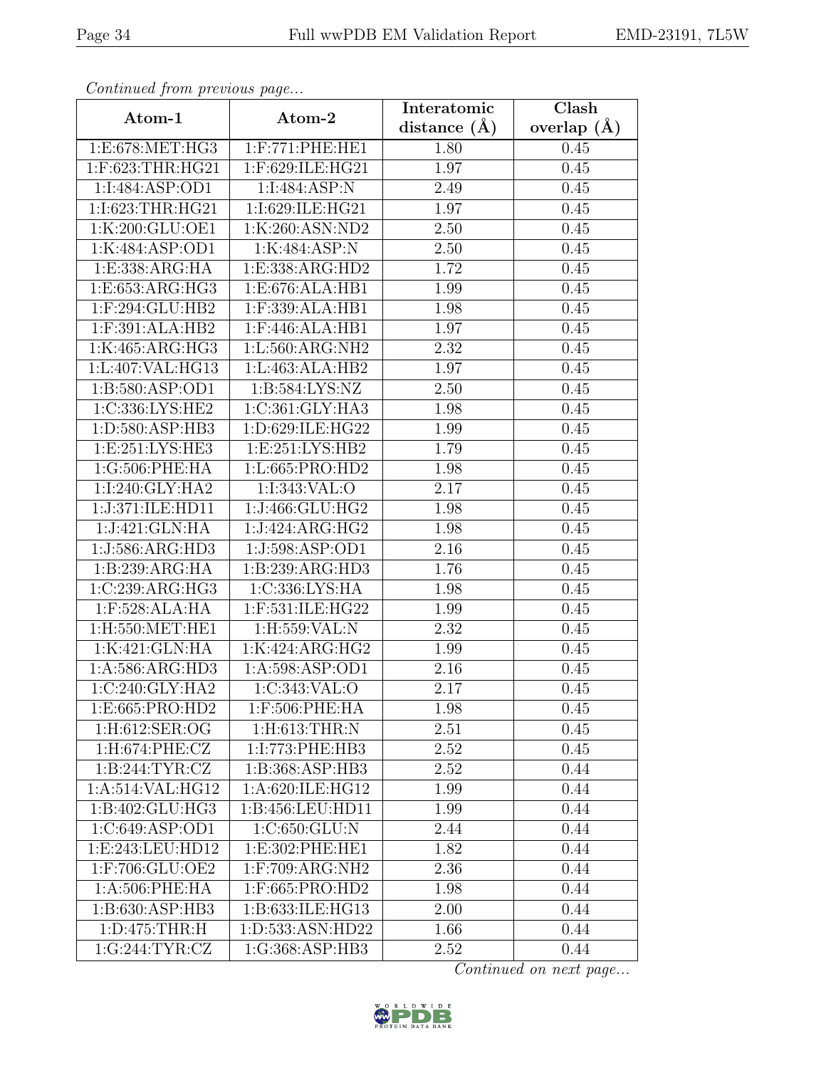*Continued from previous page...*

| Atom-1 | Atom-2 | Interatomic distance (Å) | Clash overlap (Å) |
|---|---|---|---|
| 1:E:678:MET:HG3 | 1:F:771:PHE:HE1 | 1.80 | 0.45 |
| 1:F:623:THR:HG21 | 1:F:629:ILE:HG21 | 1.97 | 0.45 |
| 1:I:484:ASP:OD1 | 1:I:484:ASP:N | 2.49 | 0.45 |
| 1:I:623:THR:HG21 | 1:I:629:ILE:HG21 | 1.97 | 0.45 |
| 1:K:200:GLU:OE1 | 1:K:260:ASN:ND2 | 2.50 | 0.45 |
| 1:K:484:ASP:OD1 | 1:K:484:ASP:N | 2.50 | 0.45 |
| 1:E:338:ARG:HA | 1:E:338:ARG:HD2 | 1.72 | 0.45 |
| 1:E:653:ARG:HG3 | 1:E:676:ALA:HB1 | 1.99 | 0.45 |
| 1:F:294:GLU:HB2 | 1:F:339:ALA:HB1 | 1.98 | 0.45 |
| 1:F:391:ALA:HB2 | 1:F:446:ALA:HB1 | 1.97 | 0.45 |
| 1:K:465:ARG:HG3 | 1:L:560:ARG:NH2 | 2.32 | 0.45 |
| 1:L:407:VAL:HG13 | 1:L:463:ALA:HB2 | 1.97 | 0.45 |
| 1:B:580:ASP:OD1 | 1:B:584:LYS:NZ | 2.50 | 0.45 |
| 1:C:336:LYS:HE2 | 1:C:361:GLY:HA3 | 1.98 | 0.45 |
| 1:D:580:ASP:HB3 | 1:D:629:ILE:HG22 | 1.99 | 0.45 |
| 1:E:251:LYS:HE3 | 1:E:251:LYS:HB2 | 1.79 | 0.45 |
| 1:G:506:PHE:HA | 1:L:665:PRO:HD2 | 1.98 | 0.45 |
| 1:I:240:GLY:HA2 | 1:I:343:VAL:O | 2.17 | 0.45 |
| 1:J:371:ILE:HD11 | 1:J:466:GLU:HG2 | 1.98 | 0.45 |
| 1:J:421:GLN:HA | 1:J:424:ARG:HG2 | 1.98 | 0.45 |
| 1:J:586:ARG:HD3 | 1:J:598:ASP:OD1 | 2.16 | 0.45 |
| 1:B:239:ARG:HA | 1:B:239:ARG:HD3 | 1.76 | 0.45 |
| 1:C:239:ARG:HG3 | 1:C:336:LYS:HA | 1.98 | 0.45 |
| 1:F:528:ALA:HA | 1:F:531:ILE:HG22 | 1.99 | 0.45 |
| 1:H:550:MET:HE1 | 1:H:559:VAL:N | 2.32 | 0.45 |
| 1:K:421:GLN:HA | 1:K:424:ARG:HG2 | 1.99 | 0.45 |
| 1:A:586:ARG:HD3 | 1:A:598:ASP:OD1 | 2.16 | 0.45 |
| 1:C:240:GLY:HA2 | 1:C:343:VAL:O | 2.17 | 0.45 |
| 1:E:665:PRO:HD2 | 1:F:506:PHE:HA | 1.98 | 0.45 |
| 1:H:612:SER:OG | 1:H:613:THR:N | 2.51 | 0.45 |
| 1:H:674:PHE:CZ | 1:I:773:PHE:HB3 | 2.52 | 0.45 |
| 1:B:244:TYR:CZ | 1:B:368:ASP:HB3 | 2.52 | 0.44 |
| 1:A:514:VAL:HG12 | 1:A:620:ILE:HG12 | 1.99 | 0.44 |
| 1:B:402:GLU:HG3 | 1:B:456:LEU:HD11 | 1.99 | 0.44 |
| 1:C:649:ASP:OD1 | 1:C:650:GLU:N | 2.44 | 0.44 |
| 1:E:243:LEU:HD12 | 1:E:302:PHE:HE1 | 1.82 | 0.44 |
| 1:F:706:GLU:OE2 | 1:F:709:ARG:NH2 | 2.36 | 0.44 |
| 1:A:506:PHE:HA | 1:F:665:PRO:HD2 | 1.98 | 0.44 |
| 1:B:630:ASP:HB3 | 1:B:633:ILE:HG13 | 2.00 | 0.44 |
| 1:D:475:THR:H | 1:D:533:ASN:HD22 | 1.66 | 0.44 |
| 1:G:244:TYR:CZ | 1:G:368:ASP:HB3 | 2.52 | 0.44 |

*Continued on next page...*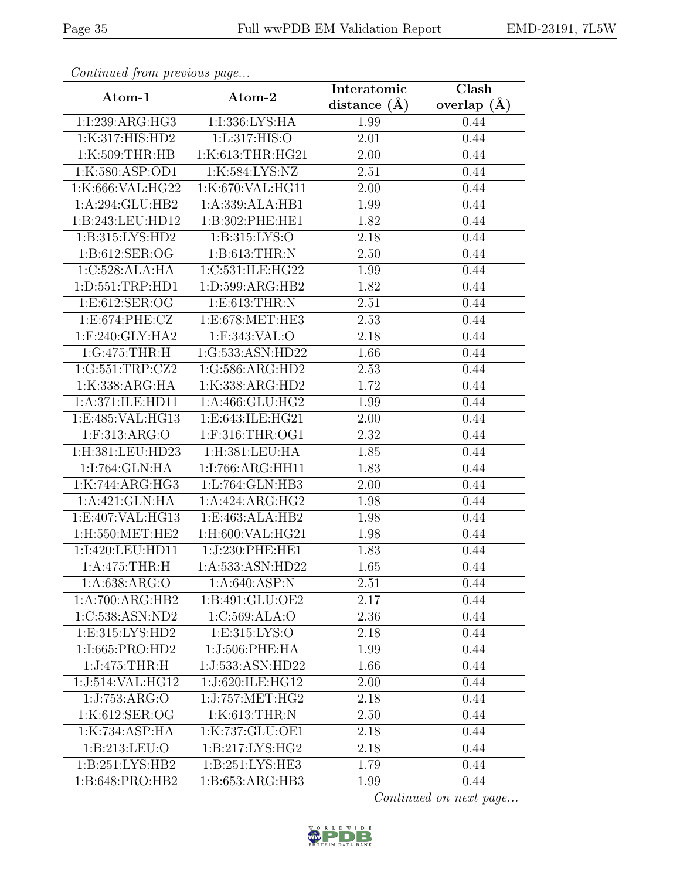*Continued from previous page...*

| Atom-1 | Atom-2 | Interatomic distance (Å) | Clash overlap (Å) |
|---|---|---|---|
| 1:I:239:ARG:HG3 | 1:I:336:LYS:HA | 1.99 | 0.44 |
| 1:K:317:HIS:HD2 | 1:L:317:HIS:O | 2.01 | 0.44 |
| 1:K:509:THR:HB | 1:K:613:THR:HG21 | 2.00 | 0.44 |
| 1:K:580:ASP:OD1 | 1:K:584:LYS:NZ | 2.51 | 0.44 |
| 1:K:666:VAL:HG22 | 1:K:670:VAL:HG11 | 2.00 | 0.44 |
| 1:A:294:GLU:HB2 | 1:A:339:ALA:HB1 | 1.99 | 0.44 |
| 1:B:243:LEU:HD12 | 1:B:302:PHE:HE1 | 1.82 | 0.44 |
| 1:B:315:LYS:HD2 | 1:B:315:LYS:O | 2.18 | 0.44 |
| 1:B:612:SER:OG | 1:B:613:THR:N | 2.50 | 0.44 |
| 1:C:528:ALA:HA | 1:C:531:ILE:HG22 | 1.99 | 0.44 |
| 1:D:551:TRP:HD1 | 1:D:599:ARG:HB2 | 1.82 | 0.44 |
| 1:E:612:SER:OG | 1:E:613:THR:N | 2.51 | 0.44 |
| 1:E:674:PHE:CZ | 1:E:678:MET:HE3 | 2.53 | 0.44 |
| 1:F:240:GLY:HA2 | 1:F:343:VAL:O | 2.18 | 0.44 |
| 1:G:475:THR:H | 1:G:533:ASN:HD22 | 1.66 | 0.44 |
| 1:G:551:TRP:CZ2 | 1:G:586:ARG:HD2 | 2.53 | 0.44 |
| 1:K:338:ARG:HA | 1:K:338:ARG:HD2 | 1.72 | 0.44 |
| 1:A:371:ILE:HD11 | 1:A:466:GLU:HG2 | 1.99 | 0.44 |
| 1:E:485:VAL:HG13 | 1:E:643:ILE:HG21 | 2.00 | 0.44 |
| 1:F:313:ARG:O | 1:F:316:THR:OG1 | 2.32 | 0.44 |
| 1:H:381:LEU:HD23 | 1:H:381:LEU:HA | 1.85 | 0.44 |
| 1:I:764:GLN:HA | 1:I:766:ARG:HH11 | 1.83 | 0.44 |
| 1:K:744:ARG:HG3 | 1:L:764:GLN:HB3 | 2.00 | 0.44 |
| 1:A:421:GLN:HA | 1:A:424:ARG:HG2 | 1.98 | 0.44 |
| 1:E:407:VAL:HG13 | 1:E:463:ALA:HB2 | 1.98 | 0.44 |
| 1:H:550:MET:HE2 | 1:H:600:VAL:HG21 | 1.98 | 0.44 |
| 1:I:420:LEU:HD11 | 1:J:230:PHE:HE1 | 1.83 | 0.44 |
| 1:A:475:THR:H | 1:A:533:ASN:HD22 | 1.65 | 0.44 |
| 1:A:638:ARG:O | 1:A:640:ASP:N | 2.51 | 0.44 |
| 1:A:700:ARG:HB2 | 1:B:491:GLU:OE2 | 2.17 | 0.44 |
| 1:C:538:ASN:ND2 | 1:C:569:ALA:O | 2.36 | 0.44 |
| 1:E:315:LYS:HD2 | 1:E:315:LYS:O | 2.18 | 0.44 |
| 1:I:665:PRO:HD2 | 1:J:506:PHE:HA | 1.99 | 0.44 |
| 1:J:475:THR:H | 1:J:533:ASN:HD22 | 1.66 | 0.44 |
| 1:J:514:VAL:HG12 | 1:J:620:ILE:HG12 | 2.00 | 0.44 |
| 1:J:753:ARG:O | 1:J:757:MET:HG2 | 2.18 | 0.44 |
| 1:K:612:SER:OG | 1:K:613:THR:N | 2.50 | 0.44 |
| 1:K:734:ASP:HA | 1:K:737:GLU:OE1 | 2.18 | 0.44 |
| 1:B:213:LEU:O | 1:B:217:LYS:HG2 | 2.18 | 0.44 |
| 1:B:251:LYS:HB2 | 1:B:251:LYS:HE3 | 1.79 | 0.44 |
| 1:B:648:PRO:HB2 | 1:B:653:ARG:HB3 | 1.99 | 0.44 |

*Continued on next page...*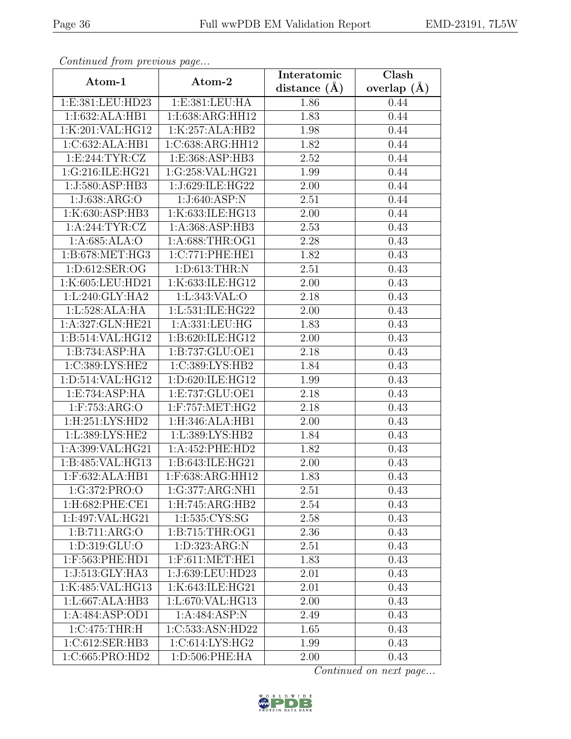*Continued from previous page...*

| Atom-1 | Atom-2 | Interatomic distance (Å) | Clash overlap (Å) |
|---|---|---|---|
| 1:E:381:LEU:HD23 | 1:E:381:LEU:HA | 1.86 | 0.44 |
| 1:I:632:ALA:HB1 | 1:I:638:ARG:HH12 | 1.83 | 0.44 |
| 1:K:201:VAL:HG12 | 1:K:257:ALA:HB2 | 1.98 | 0.44 |
| 1:C:632:ALA:HB1 | 1:C:638:ARG:HH12 | 1.82 | 0.44 |
| 1:E:244:TYR:CZ | 1:E:368:ASP:HB3 | 2.52 | 0.44 |
| 1:G:216:ILE:HG21 | 1:G:258:VAL:HG21 | 1.99 | 0.44 |
| 1:J:580:ASP:HB3 | 1:J:629:ILE:HG22 | 2.00 | 0.44 |
| 1:J:638:ARG:O | 1:J:640:ASP:N | 2.51 | 0.44 |
| 1:K:630:ASP:HB3 | 1:K:633:ILE:HG13 | 2.00 | 0.44 |
| 1:A:244:TYR:CZ | 1:A:368:ASP:HB3 | 2.53 | 0.43 |
| 1:A:685:ALA:O | 1:A:688:THR:OG1 | 2.28 | 0.43 |
| 1:B:678:MET:HG3 | 1:C:771:PHE:HE1 | 1.82 | 0.43 |
| 1:D:612:SER:OG | 1:D:613:THR:N | 2.51 | 0.43 |
| 1:K:605:LEU:HD21 | 1:K:633:ILE:HG12 | 2.00 | 0.43 |
| 1:L:240:GLY:HA2 | 1:L:343:VAL:O | 2.18 | 0.43 |
| 1:L:528:ALA:HA | 1:L:531:ILE:HG22 | 2.00 | 0.43 |
| 1:A:327:GLN:HE21 | 1:A:331:LEU:HG | 1.83 | 0.43 |
| 1:B:514:VAL:HG12 | 1:B:620:ILE:HG12 | 2.00 | 0.43 |
| 1:B:734:ASP:HA | 1:B:737:GLU:OE1 | 2.18 | 0.43 |
| 1:C:389:LYS:HE2 | 1:C:389:LYS:HB2 | 1.84 | 0.43 |
| 1:D:514:VAL:HG12 | 1:D:620:ILE:HG12 | 1.99 | 0.43 |
| 1:E:734:ASP:HA | 1:E:737:GLU:OE1 | 2.18 | 0.43 |
| 1:F:753:ARG:O | 1:F:757:MET:HG2 | 2.18 | 0.43 |
| 1:H:251:LYS:HD2 | 1:H:346:ALA:HB1 | 2.00 | 0.43 |
| 1:L:389:LYS:HE2 | 1:L:389:LYS:HB2 | 1.84 | 0.43 |
| 1:A:399:VAL:HG21 | 1:A:452:PHE:HD2 | 1.82 | 0.43 |
| 1:B:485:VAL:HG13 | 1:B:643:ILE:HG21 | 2.00 | 0.43 |
| 1:F:632:ALA:HB1 | 1:F:638:ARG:HH12 | 1.83 | 0.43 |
| 1:G:372:PRO:O | 1:G:377:ARG:NH1 | 2.51 | 0.43 |
| 1:H:682:PHE:CE1 | 1:H:745:ARG:HB2 | 2.54 | 0.43 |
| 1:I:497:VAL:HG21 | 1:I:535:CYS:SG | 2.58 | 0.43 |
| 1:B:711:ARG:O | 1:B:715:THR:OG1 | 2.36 | 0.43 |
| 1:D:319:GLU:O | 1:D:323:ARG:N | 2.51 | 0.43 |
| 1:F:563:PHE:HD1 | 1:F:611:MET:HE1 | 1.83 | 0.43 |
| 1:J:513:GLY:HA3 | 1:J:639:LEU:HD23 | 2.01 | 0.43 |
| 1:K:485:VAL:HG13 | 1:K:643:ILE:HG21 | 2.01 | 0.43 |
| 1:L:667:ALA:HB3 | 1:L:670:VAL:HG13 | 2.00 | 0.43 |
| 1:A:484:ASP:OD1 | 1:A:484:ASP:N | 2.49 | 0.43 |
| 1:C:475:THR:H | 1:C:533:ASN:HD22 | 1.65 | 0.43 |
| 1:C:612:SER:HB3 | 1:C:614:LYS:HG2 | 1.99 | 0.43 |
| 1:C:665:PRO:HD2 | 1:D:506:PHE:HA | 2.00 | 0.43 |

*Continued on next page...*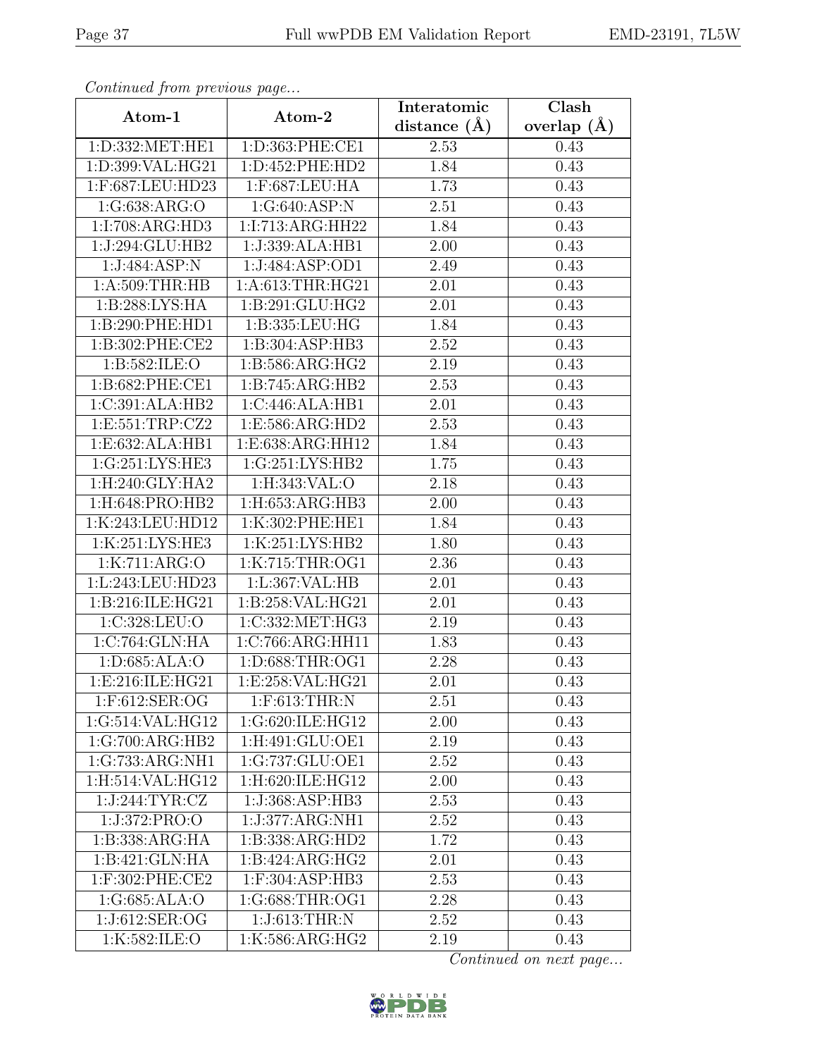*Continued from previous page...*

| Atom-1 | Atom-2 | Interatomic distance (Å) | Clash overlap (Å) |
| --- | --- | --- | --- |
| 1:D:332:MET:HE1 | 1:D:363:PHE:CE1 | 2.53 | 0.43 |
| 1:D:399:VAL:HG21 | 1:D:452:PHE:HD2 | 1.84 | 0.43 |
| 1:F:687:LEU:HD23 | 1:F:687:LEU:HA | 1.73 | 0.43 |
| 1:G:638:ARG:O | 1:G:640:ASP:N | 2.51 | 0.43 |
| 1:I:708:ARG:HD3 | 1:I:713:ARG:HH22 | 1.84 | 0.43 |
| 1:J:294:GLU:HB2 | 1:J:339:ALA:HB1 | 2.00 | 0.43 |
| 1:J:484:ASP:N | 1:J:484:ASP:OD1 | 2.49 | 0.43 |
| 1:A:509:THR:HB | 1:A:613:THR:HG21 | 2.01 | 0.43 |
| 1:B:288:LYS:HA | 1:B:291:GLU:HG2 | 2.01 | 0.43 |
| 1:B:290:PHE:HD1 | 1:B:335:LEU:HG | 1.84 | 0.43 |
| 1:B:302:PHE:CE2 | 1:B:304:ASP:HB3 | 2.52 | 0.43 |
| 1:B:582:ILE:O | 1:B:586:ARG:HG2 | 2.19 | 0.43 |
| 1:B:682:PHE:CE1 | 1:B:745:ARG:HB2 | 2.53 | 0.43 |
| 1:C:391:ALA:HB2 | 1:C:446:ALA:HB1 | 2.01 | 0.43 |
| 1:E:551:TRP:CZ2 | 1:E:586:ARG:HD2 | 2.53 | 0.43 |
| 1:E:632:ALA:HB1 | 1:E:638:ARG:HH12 | 1.84 | 0.43 |
| 1:G:251:LYS:HE3 | 1:G:251:LYS:HB2 | 1.75 | 0.43 |
| 1:H:240:GLY:HA2 | 1:H:343:VAL:O | 2.18 | 0.43 |
| 1:H:648:PRO:HB2 | 1:H:653:ARG:HB3 | 2.00 | 0.43 |
| 1:K:243:LEU:HD12 | 1:K:302:PHE:HE1 | 1.84 | 0.43 |
| 1:K:251:LYS:HE3 | 1:K:251:LYS:HB2 | 1.80 | 0.43 |
| 1:K:711:ARG:O | 1:K:715:THR:OG1 | 2.36 | 0.43 |
| 1:L:243:LEU:HD23 | 1:L:367:VAL:HB | 2.01 | 0.43 |
| 1:B:216:ILE:HG21 | 1:B:258:VAL:HG21 | 2.01 | 0.43 |
| 1:C:328:LEU:O | 1:C:332:MET:HG3 | 2.19 | 0.43 |
| 1:C:764:GLN:HA | 1:C:766:ARG:HH11 | 1.83 | 0.43 |
| 1:D:685:ALA:O | 1:D:688:THR:OG1 | 2.28 | 0.43 |
| 1:E:216:ILE:HG21 | 1:E:258:VAL:HG21 | 2.01 | 0.43 |
| 1:F:612:SER:OG | 1:F:613:THR:N | 2.51 | 0.43 |
| 1:G:514:VAL:HG12 | 1:G:620:ILE:HG12 | 2.00 | 0.43 |
| 1:G:700:ARG:HB2 | 1:H:491:GLU:OE1 | 2.19 | 0.43 |
| 1:G:733:ARG:NH1 | 1:G:737:GLU:OE1 | 2.52 | 0.43 |
| 1:H:514:VAL:HG12 | 1:H:620:ILE:HG12 | 2.00 | 0.43 |
| 1:J:244:TYR:CZ | 1:J:368:ASP:HB3 | 2.53 | 0.43 |
| 1:J:372:PRO:O | 1:J:377:ARG:NH1 | 2.52 | 0.43 |
| 1:B:338:ARG:HA | 1:B:338:ARG:HD2 | 1.72 | 0.43 |
| 1:B:421:GLN:HA | 1:B:424:ARG:HG2 | 2.01 | 0.43 |
| 1:F:302:PHE:CE2 | 1:F:304:ASP:HB3 | 2.53 | 0.43 |
| 1:G:685:ALA:O | 1:G:688:THR:OG1 | 2.28 | 0.43 |
| 1:J:612:SER:OG | 1:J:613:THR:N | 2.52 | 0.43 |
| 1:K:582:ILE:O | 1:K:586:ARG:HG2 | 2.19 | 0.43 |

*Continued on next page...*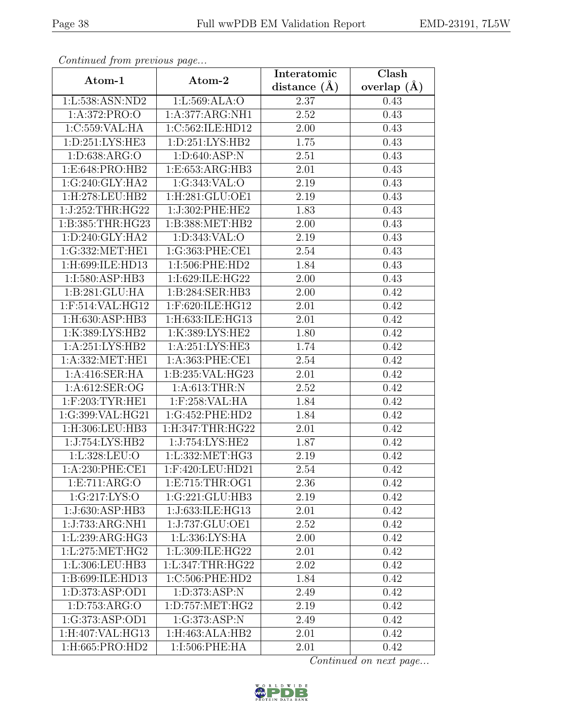*Continued from previous page...*

| Atom-1 | Atom-2 | Interatomic distance (Å) | Clash overlap (Å) |
|---|---|---|---|
| 1:L:538:ASN:ND2 | 1:L:569:ALA:O | 2.37 | 0.43 |
| 1:A:372:PRO:O | 1:A:377:ARG:NH1 | 2.52 | 0.43 |
| 1:C:559:VAL:HA | 1:C:562:ILE:HD12 | 2.00 | 0.43 |
| 1:D:251:LYS:HE3 | 1:D:251:LYS:HB2 | 1.75 | 0.43 |
| 1:D:638:ARG:O | 1:D:640:ASP:N | 2.51 | 0.43 |
| 1:E:648:PRO:HB2 | 1:E:653:ARG:HB3 | 2.01 | 0.43 |
| 1:G:240:GLY:HA2 | 1:G:343:VAL:O | 2.19 | 0.43 |
| 1:H:278:LEU:HB2 | 1:H:281:GLU:OE1 | 2.19 | 0.43 |
| 1:J:252:THR:HG22 | 1:J:302:PHE:HE2 | 1.83 | 0.43 |
| 1:B:385:THR:HG23 | 1:B:388:MET:HB2 | 2.00 | 0.43 |
| 1:D:240:GLY:HA2 | 1:D:343:VAL:O | 2.19 | 0.43 |
| 1:G:332:MET:HE1 | 1:G:363:PHE:CE1 | 2.54 | 0.43 |
| 1:H:699:ILE:HD13 | 1:I:506:PHE:HD2 | 1.84 | 0.43 |
| 1:I:580:ASP:HB3 | 1:I:629:ILE:HG22 | 2.00 | 0.43 |
| 1:B:281:GLU:HA | 1:B:284:SER:HB3 | 2.00 | 0.42 |
| 1:F:514:VAL:HG12 | 1:F:620:ILE:HG12 | 2.01 | 0.42 |
| 1:H:630:ASP:HB3 | 1:H:633:ILE:HG13 | 2.01 | 0.42 |
| 1:K:389:LYS:HB2 | 1:K:389:LYS:HE2 | 1.80 | 0.42 |
| 1:A:251:LYS:HB2 | 1:A:251:LYS:HE3 | 1.74 | 0.42 |
| 1:A:332:MET:HE1 | 1:A:363:PHE:CE1 | 2.54 | 0.42 |
| 1:A:416:SER:HA | 1:B:235:VAL:HG23 | 2.01 | 0.42 |
| 1:A:612:SER:OG | 1:A:613:THR:N | 2.52 | 0.42 |
| 1:F:203:TYR:HE1 | 1:F:258:VAL:HA | 1.84 | 0.42 |
| 1:G:399:VAL:HG21 | 1:G:452:PHE:HD2 | 1.84 | 0.42 |
| 1:H:306:LEU:HB3 | 1:H:347:THR:HG22 | 2.01 | 0.42 |
| 1:J:754:LYS:HB2 | 1:J:754:LYS:HE2 | 1.87 | 0.42 |
| 1:L:328:LEU:O | 1:L:332:MET:HG3 | 2.19 | 0.42 |
| 1:A:230:PHE:CE1 | 1:F:420:LEU:HD21 | 2.54 | 0.42 |
| 1:E:711:ARG:O | 1:E:715:THR:OG1 | 2.36 | 0.42 |
| 1:G:217:LYS:O | 1:G:221:GLU:HB3 | 2.19 | 0.42 |
| 1:J:630:ASP:HB3 | 1:J:633:ILE:HG13 | 2.01 | 0.42 |
| 1:J:733:ARG:NH1 | 1:J:737:GLU:OE1 | 2.52 | 0.42 |
| 1:L:239:ARG:HG3 | 1:L:336:LYS:HA | 2.00 | 0.42 |
| 1:L:275:MET:HG2 | 1:L:309:ILE:HG22 | 2.01 | 0.42 |
| 1:L:306:LEU:HB3 | 1:L:347:THR:HG22 | 2.02 | 0.42 |
| 1:B:699:ILE:HD13 | 1:C:506:PHE:HD2 | 1.84 | 0.42 |
| 1:D:373:ASP:OD1 | 1:D:373:ASP:N | 2.49 | 0.42 |
| 1:D:753:ARG:O | 1:D:757:MET:HG2 | 2.19 | 0.42 |
| 1:G:373:ASP:OD1 | 1:G:373:ASP:N | 2.49 | 0.42 |
| 1:H:407:VAL:HG13 | 1:H:463:ALA:HB2 | 2.01 | 0.42 |
| 1:H:665:PRO:HD2 | 1:I:506:PHE:HA | 2.01 | 0.42 |

*Continued on next page...*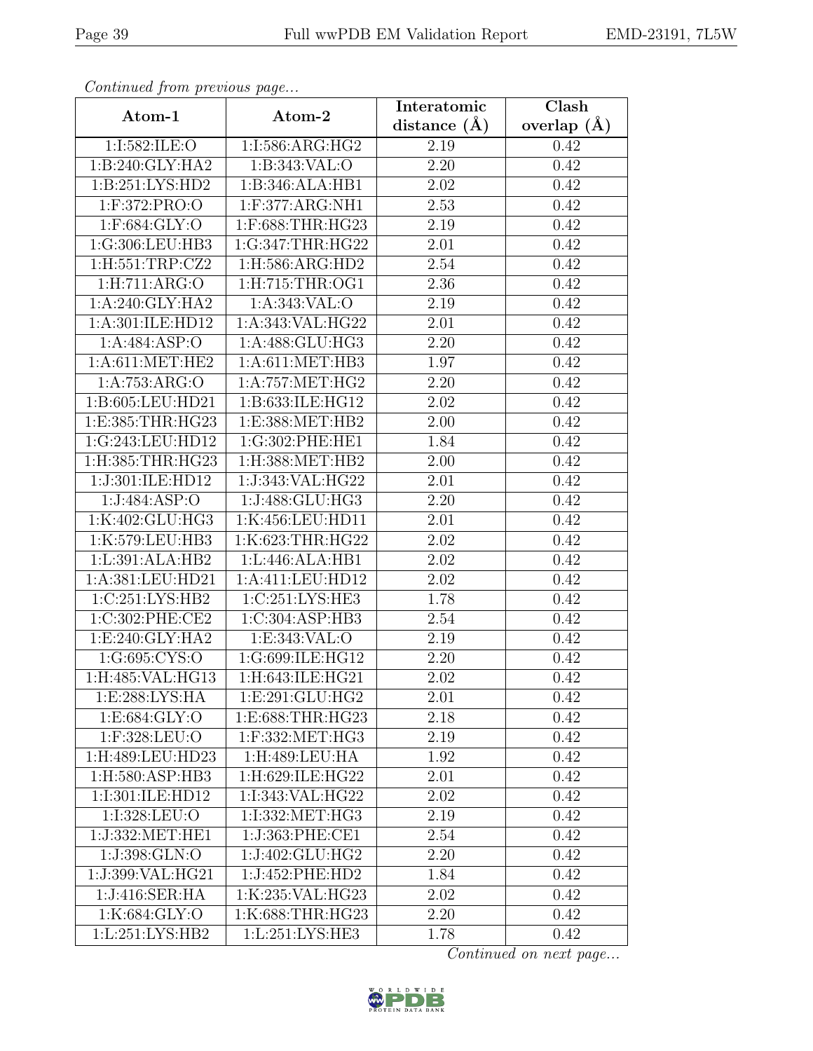*Continued from previous page...*

| Atom-1 | Atom-2 | Interatomic distance (Å) | Clash overlap (Å) |
|---|---|---|---|
| 1:I:582:ILE:O | 1:I:586:ARG:HG2 | 2.19 | 0.42 |
| 1:B:240:GLY:HA2 | 1:B:343:VAL:O | 2.20 | 0.42 |
| 1:B:251:LYS:HD2 | 1:B:346:ALA:HB1 | 2.02 | 0.42 |
| 1:F:372:PRO:O | 1:F:377:ARG:NH1 | 2.53 | 0.42 |
| 1:F:684:GLY:O | 1:F:688:THR:HG23 | 2.19 | 0.42 |
| 1:G:306:LEU:HB3 | 1:G:347:THR:HG22 | 2.01 | 0.42 |
| 1:H:551:TRP:CZ2 | 1:H:586:ARG:HD2 | 2.54 | 0.42 |
| 1:H:711:ARG:O | 1:H:715:THR:OG1 | 2.36 | 0.42 |
| 1:A:240:GLY:HA2 | 1:A:343:VAL:O | 2.19 | 0.42 |
| 1:A:301:ILE:HD12 | 1:A:343:VAL:HG22 | 2.01 | 0.42 |
| 1:A:484:ASP:O | 1:A:488:GLU:HG3 | 2.20 | 0.42 |
| 1:A:611:MET:HE2 | 1:A:611:MET:HB3 | 1.97 | 0.42 |
| 1:A:753:ARG:O | 1:A:757:MET:HG2 | 2.20 | 0.42 |
| 1:B:605:LEU:HD21 | 1:B:633:ILE:HG12 | 2.02 | 0.42 |
| 1:E:385:THR:HG23 | 1:E:388:MET:HB2 | 2.00 | 0.42 |
| 1:G:243:LEU:HD12 | 1:G:302:PHE:HE1 | 1.84 | 0.42 |
| 1:H:385:THR:HG23 | 1:H:388:MET:HB2 | 2.00 | 0.42 |
| 1:J:301:ILE:HD12 | 1:J:343:VAL:HG22 | 2.01 | 0.42 |
| 1:J:484:ASP:O | 1:J:488:GLU:HG3 | 2.20 | 0.42 |
| 1:K:402:GLU:HG3 | 1:K:456:LEU:HD11 | 2.01 | 0.42 |
| 1:K:579:LEU:HB3 | 1:K:623:THR:HG22 | 2.02 | 0.42 |
| 1:L:391:ALA:HB2 | 1:L:446:ALA:HB1 | 2.02 | 0.42 |
| 1:A:381:LEU:HD21 | 1:A:411:LEU:HD12 | 2.02 | 0.42 |
| 1:C:251:LYS:HB2 | 1:C:251:LYS:HE3 | 1.78 | 0.42 |
| 1:C:302:PHE:CE2 | 1:C:304:ASP:HB3 | 2.54 | 0.42 |
| 1:E:240:GLY:HA2 | 1:E:343:VAL:O | 2.19 | 0.42 |
| 1:G:695:CYS:O | 1:G:699:ILE:HG12 | 2.20 | 0.42 |
| 1:H:485:VAL:HG13 | 1:H:643:ILE:HG21 | 2.02 | 0.42 |
| 1:E:288:LYS:HA | 1:E:291:GLU:HG2 | 2.01 | 0.42 |
| 1:E:684:GLY:O | 1:E:688:THR:HG23 | 2.18 | 0.42 |
| 1:F:328:LEU:O | 1:F:332:MET:HG3 | 2.19 | 0.42 |
| 1:H:489:LEU:HD23 | 1:H:489:LEU:HA | 1.92 | 0.42 |
| 1:H:580:ASP:HB3 | 1:H:629:ILE:HG22 | 2.01 | 0.42 |
| 1:I:301:ILE:HD12 | 1:I:343:VAL:HG22 | 2.02 | 0.42 |
| 1:I:328:LEU:O | 1:I:332:MET:HG3 | 2.19 | 0.42 |
| 1:J:332:MET:HE1 | 1:J:363:PHE:CE1 | 2.54 | 0.42 |
| 1:J:398:GLN:O | 1:J:402:GLU:HG2 | 2.20 | 0.42 |
| 1:J:399:VAL:HG21 | 1:J:452:PHE:HD2 | 1.84 | 0.42 |
| 1:J:416:SER:HA | 1:K:235:VAL:HG23 | 2.02 | 0.42 |
| 1:K:684:GLY:O | 1:K:688:THR:HG23 | 2.20 | 0.42 |
| 1:L:251:LYS:HB2 | 1:L:251:LYS:HE3 | 1.78 | 0.42 |

*Continued on next page...*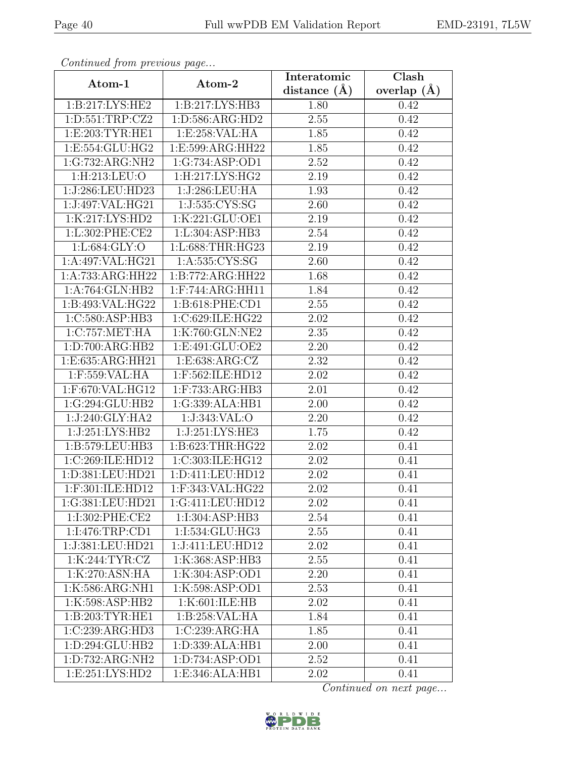*Continued from previous page...*

| Atom-1 | Atom-2 | Interatomic distance (Å) | Clash overlap (Å) |
| --- | --- | --- | --- |
| 1:B:217:LYS:HE2 | 1:B:217:LYS:HB3 | 1.80 | 0.42 |
| 1:D:551:TRP:CZ2 | 1:D:586:ARG:HD2 | 2.55 | 0.42 |
| 1:E:203:TYR:HE1 | 1:E:258:VAL:HA | 1.85 | 0.42 |
| 1:E:554:GLU:HG2 | 1:E:599:ARG:HH22 | 1.85 | 0.42 |
| 1:G:732:ARG:NH2 | 1:G:734:ASP:OD1 | 2.52 | 0.42 |
| 1:H:213:LEU:O | 1:H:217:LYS:HG2 | 2.19 | 0.42 |
| 1:J:286:LEU:HD23 | 1:J:286:LEU:HA | 1.93 | 0.42 |
| 1:J:497:VAL:HG21 | 1:J:535:CYS:SG | 2.60 | 0.42 |
| 1:K:217:LYS:HD2 | 1:K:221:GLU:OE1 | 2.19 | 0.42 |
| 1:L:302:PHE:CE2 | 1:L:304:ASP:HB3 | 2.54 | 0.42 |
| 1:L:684:GLY:O | 1:L:688:THR:HG23 | 2.19 | 0.42 |
| 1:A:497:VAL:HG21 | 1:A:535:CYS:SG | 2.60 | 0.42 |
| 1:A:733:ARG:HH22 | 1:B:772:ARG:HH22 | 1.68 | 0.42 |
| 1:A:764:GLN:HB2 | 1:F:744:ARG:HH11 | 1.84 | 0.42 |
| 1:B:493:VAL:HG22 | 1:B:618:PHE:CD1 | 2.55 | 0.42 |
| 1:C:580:ASP:HB3 | 1:C:629:ILE:HG22 | 2.02 | 0.42 |
| 1:C:757:MET:HA | 1:K:760:GLN:NE2 | 2.35 | 0.42 |
| 1:D:700:ARG:HB2 | 1:E:491:GLU:OE2 | 2.20 | 0.42 |
| 1:E:635:ARG:HH21 | 1:E:638:ARG:CZ | 2.32 | 0.42 |
| 1:F:559:VAL:HA | 1:F:562:ILE:HD12 | 2.02 | 0.42 |
| 1:F:670:VAL:HG12 | 1:F:733:ARG:HB3 | 2.01 | 0.42 |
| 1:G:294:GLU:HB2 | 1:G:339:ALA:HB1 | 2.00 | 0.42 |
| 1:J:240:GLY:HA2 | 1:J:343:VAL:O | 2.20 | 0.42 |
| 1:J:251:LYS:HB2 | 1:J:251:LYS:HE3 | 1.75 | 0.42 |
| 1:B:579:LEU:HB3 | 1:B:623:THR:HG22 | 2.02 | 0.41 |
| 1:C:269:ILE:HD12 | 1:C:303:ILE:HG12 | 2.02 | 0.41 |
| 1:D:381:LEU:HD21 | 1:D:411:LEU:HD12 | 2.02 | 0.41 |
| 1:F:301:ILE:HD12 | 1:F:343:VAL:HG22 | 2.02 | 0.41 |
| 1:G:381:LEU:HD21 | 1:G:411:LEU:HD12 | 2.02 | 0.41 |
| 1:I:302:PHE:CE2 | 1:I:304:ASP:HB3 | 2.54 | 0.41 |
| 1:I:476:TRP:CD1 | 1:I:534:GLU:HG3 | 2.55 | 0.41 |
| 1:J:381:LEU:HD21 | 1:J:411:LEU:HD12 | 2.02 | 0.41 |
| 1:K:244:TYR:CZ | 1:K:368:ASP:HB3 | 2.55 | 0.41 |
| 1:K:270:ASN:HA | 1:K:304:ASP:OD1 | 2.20 | 0.41 |
| 1:K:586:ARG:NH1 | 1:K:598:ASP:OD1 | 2.53 | 0.41 |
| 1:K:598:ASP:HB2 | 1:K:601:ILE:HB | 2.02 | 0.41 |
| 1:B:203:TYR:HE1 | 1:B:258:VAL:HA | 1.84 | 0.41 |
| 1:C:239:ARG:HD3 | 1:C:239:ARG:HA | 1.85 | 0.41 |
| 1:D:294:GLU:HB2 | 1:D:339:ALA:HB1 | 2.00 | 0.41 |
| 1:D:732:ARG:NH2 | 1:D:734:ASP:OD1 | 2.52 | 0.41 |
| 1:E:251:LYS:HD2 | 1:E:346:ALA:HB1 | 2.02 | 0.41 |

*Continued on next page...*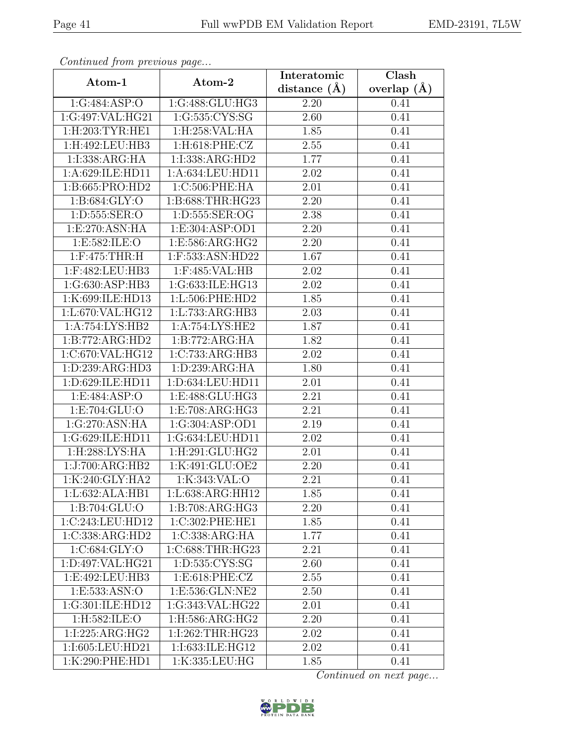*Continued from previous page...*

| Atom-1 | Atom-2 | Interatomic distance (Å) | Clash overlap (Å) |
|---|---|---|---|
| 1:G:484:ASP:O | 1:G:488:GLU:HG3 | 2.20 | 0.41 |
| 1:G:497:VAL:HG21 | 1:G:535:CYS:SG | 2.60 | 0.41 |
| 1:H:203:TYR:HE1 | 1:H:258:VAL:HA | 1.85 | 0.41 |
| 1:H:492:LEU:HB3 | 1:H:618:PHE:CZ | 2.55 | 0.41 |
| 1:I:338:ARG:HA | 1:I:338:ARG:HD2 | 1.77 | 0.41 |
| 1:A:629:ILE:HD11 | 1:A:634:LEU:HD11 | 2.02 | 0.41 |
| 1:B:665:PRO:HD2 | 1:C:506:PHE:HA | 2.01 | 0.41 |
| 1:B:684:GLY:O | 1:B:688:THR:HG23 | 2.20 | 0.41 |
| 1:D:555:SER:O | 1:D:555:SER:OG | 2.38 | 0.41 |
| 1:E:270:ASN:HA | 1:E:304:ASP:OD1 | 2.20 | 0.41 |
| 1:E:582:ILE:O | 1:E:586:ARG:HG2 | 2.20 | 0.41 |
| 1:F:475:THR:H | 1:F:533:ASN:HD22 | 1.67 | 0.41 |
| 1:F:482:LEU:HB3 | 1:F:485:VAL:HB | 2.02 | 0.41 |
| 1:G:630:ASP:HB3 | 1:G:633:ILE:HG13 | 2.02 | 0.41 |
| 1:K:699:ILE:HD13 | 1:L:506:PHE:HD2 | 1.85 | 0.41 |
| 1:L:670:VAL:HG12 | 1:L:733:ARG:HB3 | 2.03 | 0.41 |
| 1:A:754:LYS:HB2 | 1:A:754:LYS:HE2 | 1.87 | 0.41 |
| 1:B:772:ARG:HD2 | 1:B:772:ARG:HA | 1.82 | 0.41 |
| 1:C:670:VAL:HG12 | 1:C:733:ARG:HB3 | 2.02 | 0.41 |
| 1:D:239:ARG:HD3 | 1:D:239:ARG:HA | 1.80 | 0.41 |
| 1:D:629:ILE:HD11 | 1:D:634:LEU:HD11 | 2.01 | 0.41 |
| 1:E:484:ASP:O | 1:E:488:GLU:HG3 | 2.21 | 0.41 |
| 1:E:704:GLU:O | 1:E:708:ARG:HG3 | 2.21 | 0.41 |
| 1:G:270:ASN:HA | 1:G:304:ASP:OD1 | 2.19 | 0.41 |
| 1:G:629:ILE:HD11 | 1:G:634:LEU:HD11 | 2.02 | 0.41 |
| 1:H:288:LYS:HA | 1:H:291:GLU:HG2 | 2.01 | 0.41 |
| 1:J:700:ARG:HB2 | 1:K:491:GLU:OE2 | 2.20 | 0.41 |
| 1:K:240:GLY:HA2 | 1:K:343:VAL:O | 2.21 | 0.41 |
| 1:L:632:ALA:HB1 | 1:L:638:ARG:HH12 | 1.85 | 0.41 |
| 1:B:704:GLU:O | 1:B:708:ARG:HG3 | 2.20 | 0.41 |
| 1:C:243:LEU:HD12 | 1:C:302:PHE:HE1 | 1.85 | 0.41 |
| 1:C:338:ARG:HD2 | 1:C:338:ARG:HA | 1.77 | 0.41 |
| 1:C:684:GLY:O | 1:C:688:THR:HG23 | 2.21 | 0.41 |
| 1:D:497:VAL:HG21 | 1:D:535:CYS:SG | 2.60 | 0.41 |
| 1:E:492:LEU:HB3 | 1:E:618:PHE:CZ | 2.55 | 0.41 |
| 1:E:533:ASN:O | 1:E:536:GLN:NE2 | 2.50 | 0.41 |
| 1:G:301:ILE:HD12 | 1:G:343:VAL:HG22 | 2.01 | 0.41 |
| 1:H:582:ILE:O | 1:H:586:ARG:HG2 | 2.20 | 0.41 |
| 1:I:225:ARG:HG2 | 1:I:262:THR:HG23 | 2.02 | 0.41 |
| 1:I:605:LEU:HD21 | 1:I:633:ILE:HG12 | 2.02 | 0.41 |
| 1:K:290:PHE:HD1 | 1:K:335:LEU:HG | 1.85 | 0.41 |

*Continued on next page...*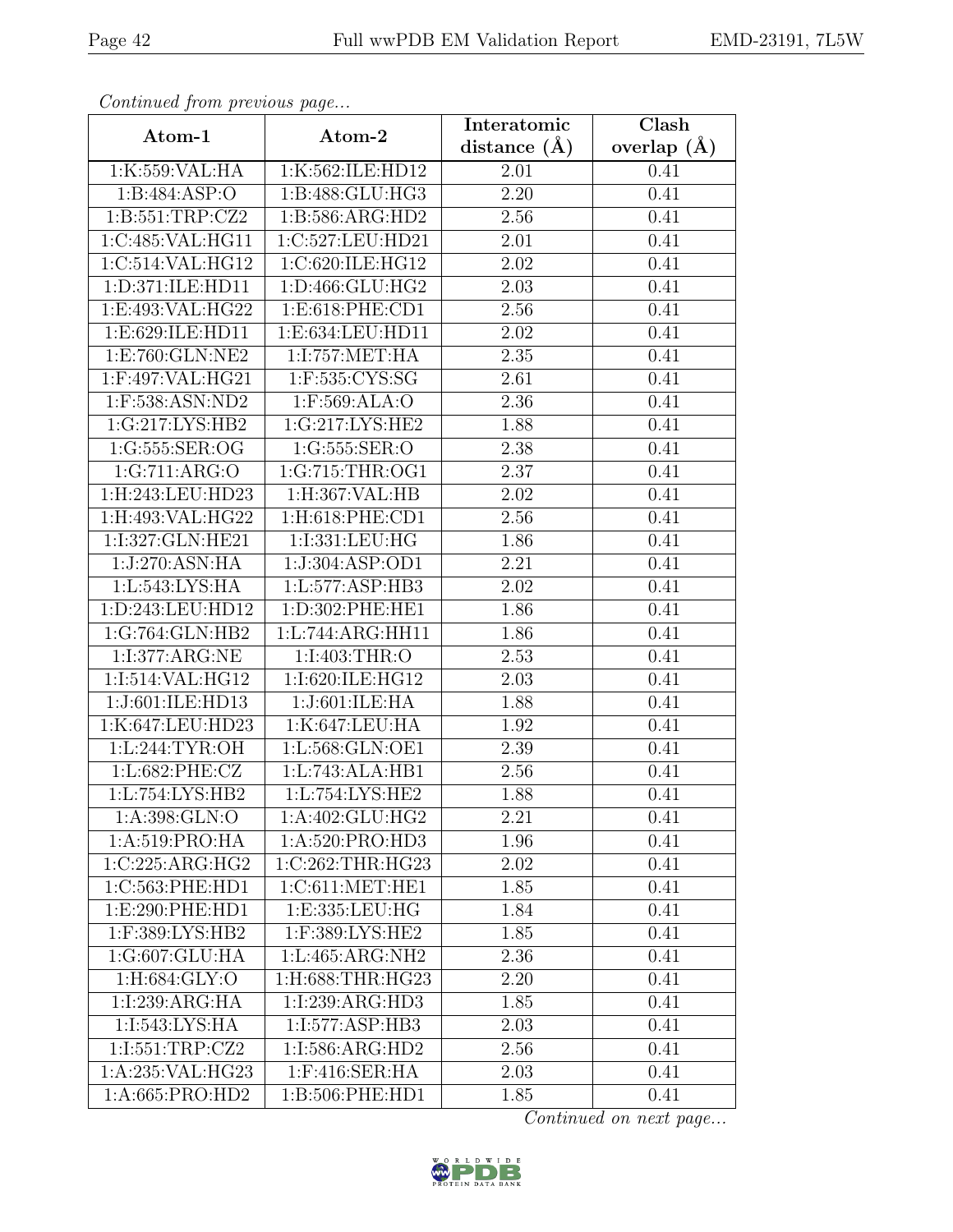*Continued from previous page...*

| Atom-1 | Atom-2 | Interatomic distance (Å) | Clash overlap (Å) |
|---|---|---|---|
| 1:K:559:VAL:HA | 1:K:562:ILE:HD12 | 2.01 | 0.41 |
| 1:B:484:ASP:O | 1:B:488:GLU:HG3 | 2.20 | 0.41 |
| 1:B:551:TRP:CZ2 | 1:B:586:ARG:HD2 | 2.56 | 0.41 |
| 1:C:485:VAL:HG11 | 1:C:527:LEU:HD21 | 2.01 | 0.41 |
| 1:C:514:VAL:HG12 | 1:C:620:ILE:HG12 | 2.02 | 0.41 |
| 1:D:371:ILE:HD11 | 1:D:466:GLU:HG2 | 2.03 | 0.41 |
| 1:E:493:VAL:HG22 | 1:E:618:PHE:CD1 | 2.56 | 0.41 |
| 1:E:629:ILE:HD11 | 1:E:634:LEU:HD11 | 2.02 | 0.41 |
| 1:E:760:GLN:NE2 | 1:I:757:MET:HA | 2.35 | 0.41 |
| 1:F:497:VAL:HG21 | 1:F:535:CYS:SG | 2.61 | 0.41 |
| 1:F:538:ASN:ND2 | 1:F:569:ALA:O | 2.36 | 0.41 |
| 1:G:217:LYS:HB2 | 1:G:217:LYS:HE2 | 1.88 | 0.41 |
| 1:G:555:SER:OG | 1:G:555:SER:O | 2.38 | 0.41 |
| 1:G:711:ARG:O | 1:G:715:THR:OG1 | 2.37 | 0.41 |
| 1:H:243:LEU:HD23 | 1:H:367:VAL:HB | 2.02 | 0.41 |
| 1:H:493:VAL:HG22 | 1:H:618:PHE:CD1 | 2.56 | 0.41 |
| 1:I:327:GLN:HE21 | 1:I:331:LEU:HG | 1.86 | 0.41 |
| 1:J:270:ASN:HA | 1:J:304:ASP:OD1 | 2.21 | 0.41 |
| 1:L:543:LYS:HA | 1:L:577:ASP:HB3 | 2.02 | 0.41 |
| 1:D:243:LEU:HD12 | 1:D:302:PHE:HE1 | 1.86 | 0.41 |
| 1:G:764:GLN:HB2 | 1:L:744:ARG:HH11 | 1.86 | 0.41 |
| 1:I:377:ARG:NE | 1:I:403:THR:O | 2.53 | 0.41 |
| 1:I:514:VAL:HG12 | 1:I:620:ILE:HG12 | 2.03 | 0.41 |
| 1:J:601:ILE:HD13 | 1:J:601:ILE:HA | 1.88 | 0.41 |
| 1:K:647:LEU:HD23 | 1:K:647:LEU:HA | 1.92 | 0.41 |
| 1:L:244:TYR:OH | 1:L:568:GLN:OE1 | 2.39 | 0.41 |
| 1:L:682:PHE:CZ | 1:L:743:ALA:HB1 | 2.56 | 0.41 |
| 1:L:754:LYS:HB2 | 1:L:754:LYS:HE2 | 1.88 | 0.41 |
| 1:A:398:GLN:O | 1:A:402:GLU:HG2 | 2.21 | 0.41 |
| 1:A:519:PRO:HA | 1:A:520:PRO:HD3 | 1.96 | 0.41 |
| 1:C:225:ARG:HG2 | 1:C:262:THR:HG23 | 2.02 | 0.41 |
| 1:C:563:PHE:HD1 | 1:C:611:MET:HE1 | 1.85 | 0.41 |
| 1:E:290:PHE:HD1 | 1:E:335:LEU:HG | 1.84 | 0.41 |
| 1:F:389:LYS:HB2 | 1:F:389:LYS:HE2 | 1.85 | 0.41 |
| 1:G:607:GLU:HA | 1:L:465:ARG:NH2 | 2.36 | 0.41 |
| 1:H:684:GLY:O | 1:H:688:THR:HG23 | 2.20 | 0.41 |
| 1:I:239:ARG:HA | 1:I:239:ARG:HD3 | 1.85 | 0.41 |
| 1:I:543:LYS:HA | 1:I:577:ASP:HB3 | 2.03 | 0.41 |
| 1:I:551:TRP:CZ2 | 1:I:586:ARG:HD2 | 2.56 | 0.41 |
| 1:A:235:VAL:HG23 | 1:F:416:SER:HA | 2.03 | 0.41 |
| 1:A:665:PRO:HD2 | 1:B:506:PHE:HD1 | 1.85 | 0.41 |

*Continued on next page...*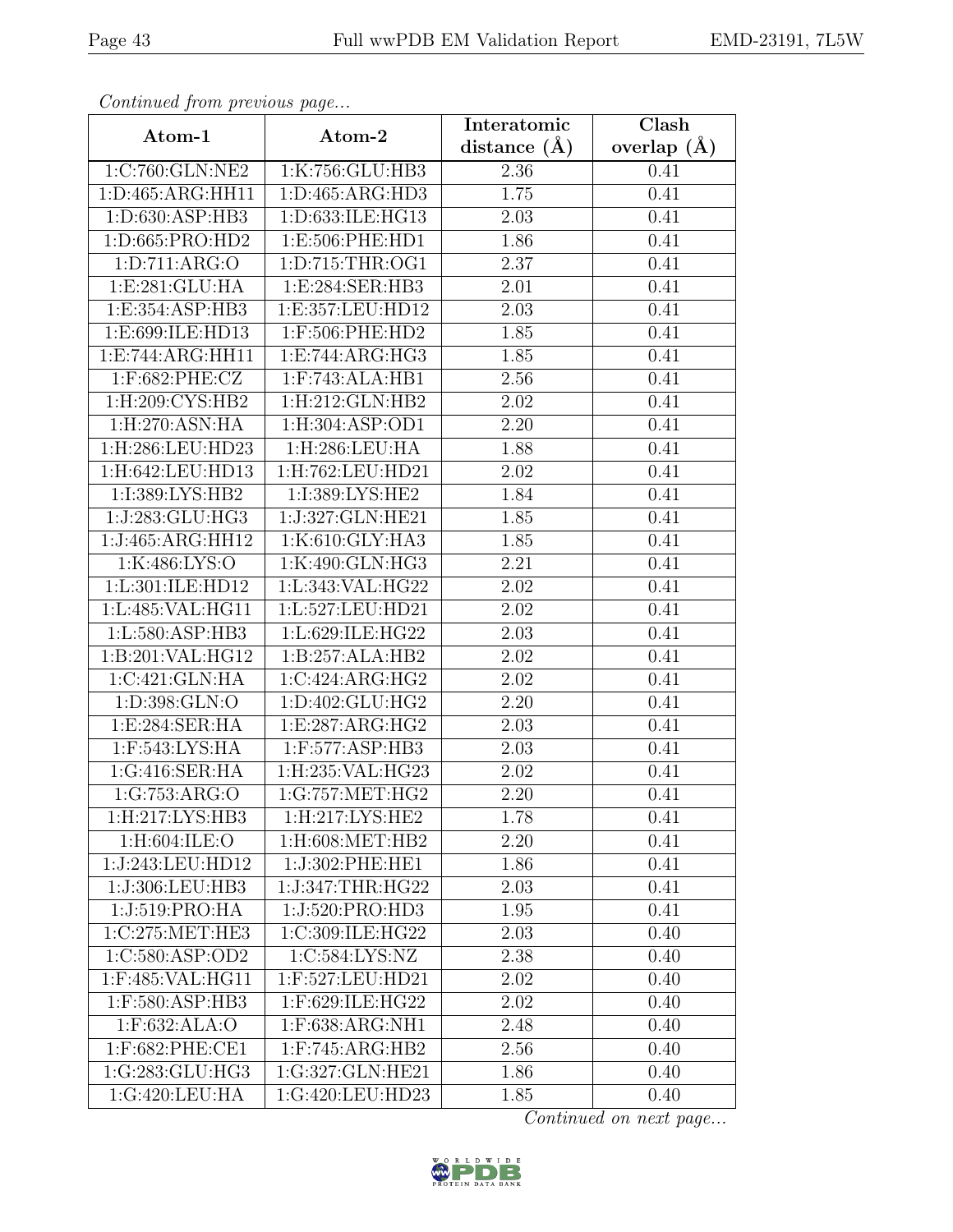*Continued from previous page...*

| Atom-1 | Atom-2 | Interatomic distance (Å) | Clash overlap (Å) |
|---|---|---|---|
| 1:C:760:GLN:NE2 | 1:K:756:GLU:HB3 | 2.36 | 0.41 |
| 1:D:465:ARG:HH11 | 1:D:465:ARG:HD3 | 1.75 | 0.41 |
| 1:D:630:ASP:HB3 | 1:D:633:ILE:HG13 | 2.03 | 0.41 |
| 1:D:665:PRO:HD2 | 1:E:506:PHE:HD1 | 1.86 | 0.41 |
| 1:D:711:ARG:O | 1:D:715:THR:OG1 | 2.37 | 0.41 |
| 1:E:281:GLU:HA | 1:E:284:SER:HB3 | 2.01 | 0.41 |
| 1:E:354:ASP:HB3 | 1:E:357:LEU:HD12 | 2.03 | 0.41 |
| 1:E:699:ILE:HD13 | 1:F:506:PHE:HD2 | 1.85 | 0.41 |
| 1:E:744:ARG:HH11 | 1:E:744:ARG:HG3 | 1.85 | 0.41 |
| 1:F:682:PHE:CZ | 1:F:743:ALA:HB1 | 2.56 | 0.41 |
| 1:H:209:CYS:HB2 | 1:H:212:GLN:HB2 | 2.02 | 0.41 |
| 1:H:270:ASN:HA | 1:H:304:ASP:OD1 | 2.20 | 0.41 |
| 1:H:286:LEU:HD23 | 1:H:286:LEU:HA | 1.88 | 0.41 |
| 1:H:642:LEU:HD13 | 1:H:762:LEU:HD21 | 2.02 | 0.41 |
| 1:I:389:LYS:HB2 | 1:I:389:LYS:HE2 | 1.84 | 0.41 |
| 1:J:283:GLU:HG3 | 1:J:327:GLN:HE21 | 1.85 | 0.41 |
| 1:J:465:ARG:HH12 | 1:K:610:GLY:HA3 | 1.85 | 0.41 |
| 1:K:486:LYS:O | 1:K:490:GLN:HG3 | 2.21 | 0.41 |
| 1:L:301:ILE:HD12 | 1:L:343:VAL:HG22 | 2.02 | 0.41 |
| 1:L:485:VAL:HG11 | 1:L:527:LEU:HD21 | 2.02 | 0.41 |
| 1:L:580:ASP:HB3 | 1:L:629:ILE:HG22 | 2.03 | 0.41 |
| 1:B:201:VAL:HG12 | 1:B:257:ALA:HB2 | 2.02 | 0.41 |
| 1:C:421:GLN:HA | 1:C:424:ARG:HG2 | 2.02 | 0.41 |
| 1:D:398:GLN:O | 1:D:402:GLU:HG2 | 2.20 | 0.41 |
| 1:E:284:SER:HA | 1:E:287:ARG:HG2 | 2.03 | 0.41 |
| 1:F:543:LYS:HA | 1:F:577:ASP:HB3 | 2.03 | 0.41 |
| 1:G:416:SER:HA | 1:H:235:VAL:HG23 | 2.02 | 0.41 |
| 1:G:753:ARG:O | 1:G:757:MET:HG2 | 2.20 | 0.41 |
| 1:H:217:LYS:HB3 | 1:H:217:LYS:HE2 | 1.78 | 0.41 |
| 1:H:604:ILE:O | 1:H:608:MET:HB2 | 2.20 | 0.41 |
| 1:J:243:LEU:HD12 | 1:J:302:PHE:HE1 | 1.86 | 0.41 |
| 1:J:306:LEU:HB3 | 1:J:347:THR:HG22 | 2.03 | 0.41 |
| 1:J:519:PRO:HA | 1:J:520:PRO:HD3 | 1.95 | 0.41 |
| 1:C:275:MET:HE3 | 1:C:309:ILE:HG22 | 2.03 | 0.40 |
| 1:C:580:ASP:OD2 | 1:C:584:LYS:NZ | 2.38 | 0.40 |
| 1:F:485:VAL:HG11 | 1:F:527:LEU:HD21 | 2.02 | 0.40 |
| 1:F:580:ASP:HB3 | 1:F:629:ILE:HG22 | 2.02 | 0.40 |
| 1:F:632:ALA:O | 1:F:638:ARG:NH1 | 2.48 | 0.40 |
| 1:F:682:PHE:CE1 | 1:F:745:ARG:HB2 | 2.56 | 0.40 |
| 1:G:283:GLU:HG3 | 1:G:327:GLN:HE21 | 1.86 | 0.40 |
| 1:G:420:LEU:HA | 1:G:420:LEU:HD23 | 1.85 | 0.40 |

*Continued on next page...*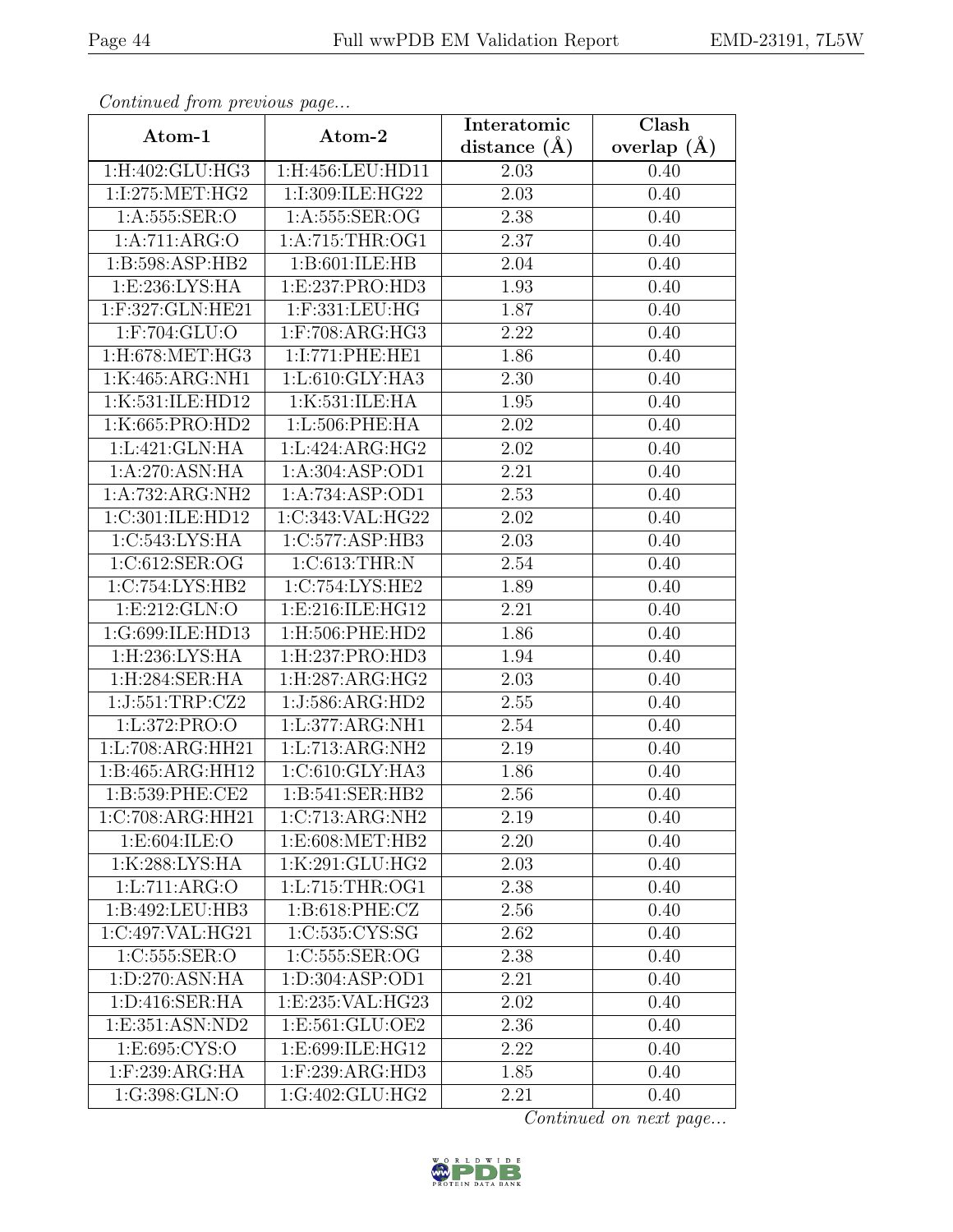*Continued from previous page...*

| Atom-1 | Atom-2 | Interatomic distance (Å) | Clash overlap (Å) |
|---|---|---|---|
| 1:H:402:GLU:HG3 | 1:H:456:LEU:HD11 | 2.03 | 0.40 |
| 1:I:275:MET:HG2 | 1:I:309:ILE:HG22 | 2.03 | 0.40 |
| 1:A:555:SER:O | 1:A:555:SER:OG | 2.38 | 0.40 |
| 1:A:711:ARG:O | 1:A:715:THR:OG1 | 2.37 | 0.40 |
| 1:B:598:ASP:HB2 | 1:B:601:ILE:HB | 2.04 | 0.40 |
| 1:E:236:LYS:HA | 1:E:237:PRO:HD3 | 1.93 | 0.40 |
| 1:F:327:GLN:HE21 | 1:F:331:LEU:HG | 1.87 | 0.40 |
| 1:F:704:GLU:O | 1:F:708:ARG:HG3 | 2.22 | 0.40 |
| 1:H:678:MET:HG3 | 1:I:771:PHE:HE1 | 1.86 | 0.40 |
| 1:K:465:ARG:NH1 | 1:L:610:GLY:HA3 | 2.30 | 0.40 |
| 1:K:531:ILE:HD12 | 1:K:531:ILE:HA | 1.95 | 0.40 |
| 1:K:665:PRO:HD2 | 1:L:506:PHE:HA | 2.02 | 0.40 |
| 1:L:421:GLN:HA | 1:L:424:ARG:HG2 | 2.02 | 0.40 |
| 1:A:270:ASN:HA | 1:A:304:ASP:OD1 | 2.21 | 0.40 |
| 1:A:732:ARG:NH2 | 1:A:734:ASP:OD1 | 2.53 | 0.40 |
| 1:C:301:ILE:HD12 | 1:C:343:VAL:HG22 | 2.02 | 0.40 |
| 1:C:543:LYS:HA | 1:C:577:ASP:HB3 | 2.03 | 0.40 |
| 1:C:612:SER:OG | 1:C:613:THR:N | 2.54 | 0.40 |
| 1:C:754:LYS:HB2 | 1:C:754:LYS:HE2 | 1.89 | 0.40 |
| 1:E:212:GLN:O | 1:E:216:ILE:HG12 | 2.21 | 0.40 |
| 1:G:699:ILE:HD13 | 1:H:506:PHE:HD2 | 1.86 | 0.40 |
| 1:H:236:LYS:HA | 1:H:237:PRO:HD3 | 1.94 | 0.40 |
| 1:H:284:SER:HA | 1:H:287:ARG:HG2 | 2.03 | 0.40 |
| 1:J:551:TRP:CZ2 | 1:J:586:ARG:HD2 | 2.55 | 0.40 |
| 1:L:372:PRO:O | 1:L:377:ARG:NH1 | 2.54 | 0.40 |
| 1:L:708:ARG:HH21 | 1:L:713:ARG:NH2 | 2.19 | 0.40 |
| 1:B:465:ARG:HH12 | 1:C:610:GLY:HA3 | 1.86 | 0.40 |
| 1:B:539:PHE:CE2 | 1:B:541:SER:HB2 | 2.56 | 0.40 |
| 1:C:708:ARG:HH21 | 1:C:713:ARG:NH2 | 2.19 | 0.40 |
| 1:E:604:ILE:O | 1:E:608:MET:HB2 | 2.20 | 0.40 |
| 1:K:288:LYS:HA | 1:K:291:GLU:HG2 | 2.03 | 0.40 |
| 1:L:711:ARG:O | 1:L:715:THR:OG1 | 2.38 | 0.40 |
| 1:B:492:LEU:HB3 | 1:B:618:PHE:CZ | 2.56 | 0.40 |
| 1:C:497:VAL:HG21 | 1:C:535:CYS:SG | 2.62 | 0.40 |
| 1:C:555:SER:O | 1:C:555:SER:OG | 2.38 | 0.40 |
| 1:D:270:ASN:HA | 1:D:304:ASP:OD1 | 2.21 | 0.40 |
| 1:D:416:SER:HA | 1:E:235:VAL:HG23 | 2.02 | 0.40 |
| 1:E:351:ASN:ND2 | 1:E:561:GLU:OE2 | 2.36 | 0.40 |
| 1:E:695:CYS:O | 1:E:699:ILE:HG12 | 2.22 | 0.40 |
| 1:F:239:ARG:HA | 1:F:239:ARG:HD3 | 1.85 | 0.40 |
| 1:G:398:GLN:O | 1:G:402:GLU:HG2 | 2.21 | 0.40 |

*Continued on next page...*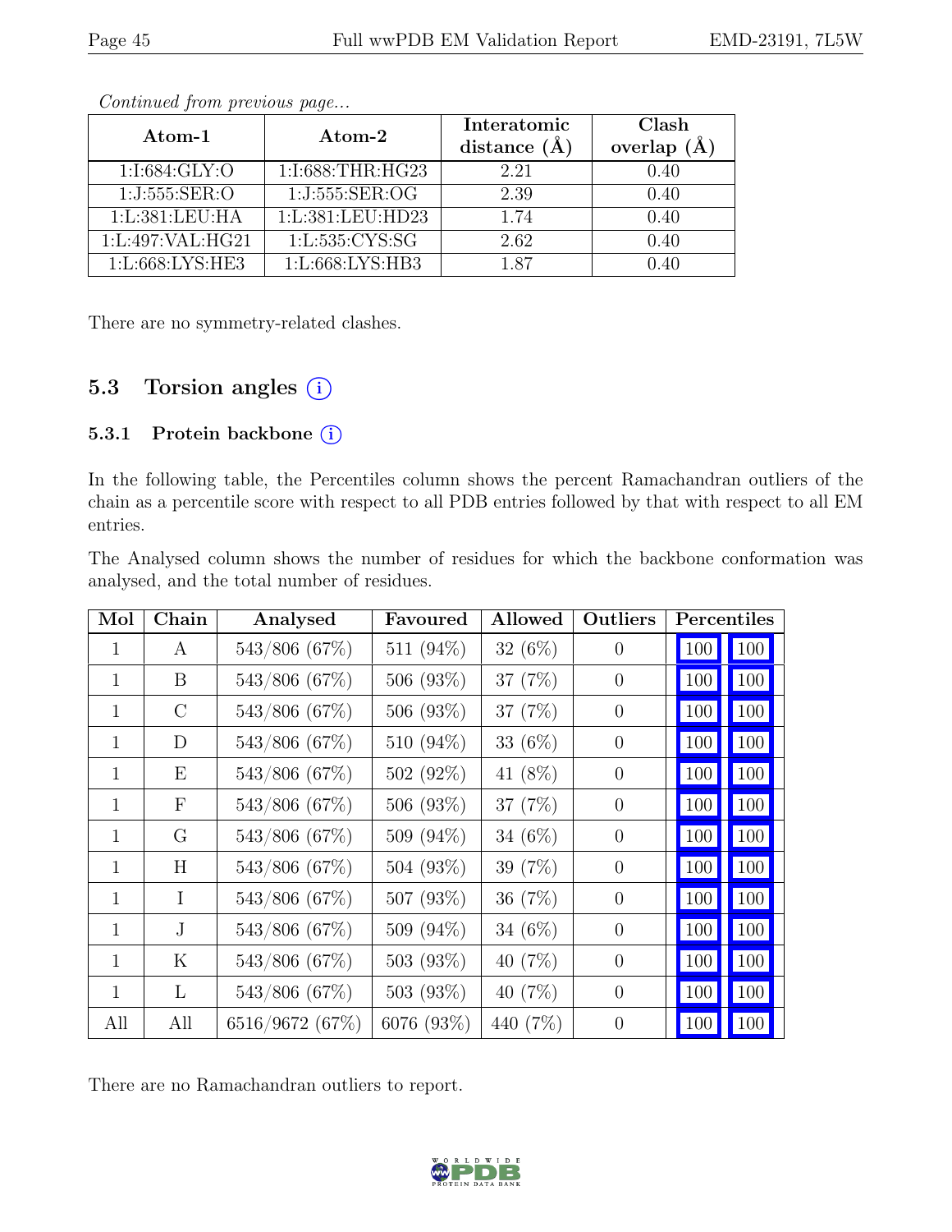*Continued from previous page...*

| Atom-1 | Atom-2 | Interatomic distance (Å) | Clash overlap (Å) |
|---|---|---|---|
| 1:I:684:GLY:O | 1:I:688:THR:HG23 | 2.21 | 0.40 |
| 1:J:555:SER:O | 1:J:555:SER:OG | 2.39 | 0.40 |
| 1:L:381:LEU:HA | 1:L:381:LEU:HD23 | 1.74 | 0.40 |
| 1:L:497:VAL:HG21 | 1:L:535:CYS:SG | 2.62 | 0.40 |
| 1:L:668:LYS:HE3 | 1:L:668:LYS:HB3 | 1.87 | 0.40 |

There are no symmetry-related clashes.

## 5.3 Torsion angles (i)

### 5.3.1 Protein backbone (i)

In the following table, the Percentiles column shows the percent Ramachandran outliers of the chain as a percentile score with respect to all PDB entries followed by that with respect to all EM entries.

The Analysed column shows the number of residues for which the backbone conformation was analysed, and the total number of residues.

| Mol | Chain | Analysed | Favoured | Allowed | Outliers | Percentiles | |
|---|---|---|---|---|---|---|---|
| 1 | A | 543/806 (67%) | 511 (94%) | 32 (6%) | 0 | 100 | 100 |
| 1 | B | 543/806 (67%) | 506 (93%) | 37 (7%) | 0 | 100 | 100 |
| 1 | C | 543/806 (67%) | 506 (93%) | 37 (7%) | 0 | 100 | 100 |
| 1 | D | 543/806 (67%) | 510 (94%) | 33 (6%) | 0 | 100 | 100 |
| 1 | E | 543/806 (67%) | 502 (92%) | 41 (8%) | 0 | 100 | 100 |
| 1 | F | 543/806 (67%) | 506 (93%) | 37 (7%) | 0 | 100 | 100 |
| 1 | G | 543/806 (67%) | 509 (94%) | 34 (6%) | 0 | 100 | 100 |
| 1 | H | 543/806 (67%) | 504 (93%) | 39 (7%) | 0 | 100 | 100 |
| 1 | I | 543/806 (67%) | 507 (93%) | 36 (7%) | 0 | 100 | 100 |
| 1 | J | 543/806 (67%) | 509 (94%) | 34 (6%) | 0 | 100 | 100 |
| 1 | K | 543/806 (67%) | 503 (93%) | 40 (7%) | 0 | 100 | 100 |
| 1 | L | 543/806 (67%) | 503 (93%) | 40 (7%) | 0 | 100 | 100 |
| All | All | 6516/9672 (67%) | 6076 (93%) | 440 (7%) | 0 | 100 | 100 |

There are no Ramachandran outliers to report.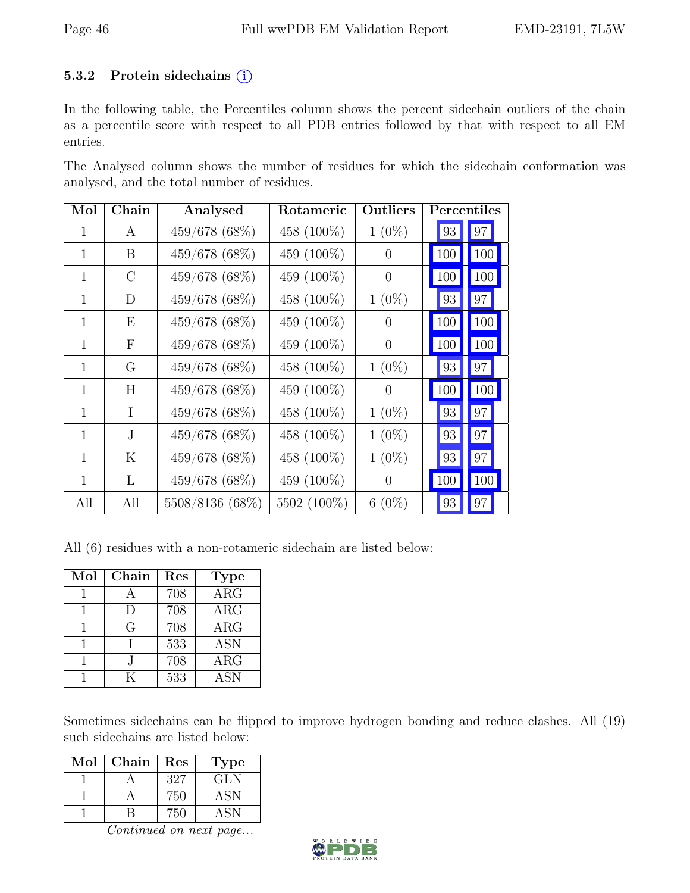### 5.3.2 Protein sidechains (i)

In the following table, the Percentiles column shows the percent sidechain outliers of the chain as a percentile score with respect to all PDB entries followed by that with respect to all EM entries.

The Analysed column shows the number of residues for which the sidechain conformation was analysed, and the total number of residues.

| Mol | Chain | Analysed | Rotameric | Outliers | Percentiles | |
|---|---|---|---|---|---|---|
| 1 | A | 459/678 (68%) | 458 (100%) | 1 (0%) | 93 | 97 |
| 1 | B | 459/678 (68%) | 459 (100%) | 0 | 100 | 100 |
| 1 | C | 459/678 (68%) | 459 (100%) | 0 | 100 | 100 |
| 1 | D | 459/678 (68%) | 458 (100%) | 1 (0%) | 93 | 97 |
| 1 | E | 459/678 (68%) | 459 (100%) | 0 | 100 | 100 |
| 1 | F | 459/678 (68%) | 459 (100%) | 0 | 100 | 100 |
| 1 | G | 459/678 (68%) | 458 (100%) | 1 (0%) | 93 | 97 |
| 1 | H | 459/678 (68%) | 459 (100%) | 0 | 100 | 100 |
| 1 | I | 459/678 (68%) | 458 (100%) | 1 (0%) | 93 | 97 |
| 1 | J | 459/678 (68%) | 458 (100%) | 1 (0%) | 93 | 97 |
| 1 | K | 459/678 (68%) | 458 (100%) | 1 (0%) | 93 | 97 |
| 1 | L | 459/678 (68%) | 459 (100%) | 0 | 100 | 100 |
| All | All | 5508/8136 (68%) | 5502 (100%) | 6 (0%) | 93 | 97 |

All (6) residues with a non-rotameric sidechain are listed below:

| Mol | Chain | Res | Type |
|---|---|---|---|
| 1 | A | 708 | ARG |
| 1 | D | 708 | ARG |
| 1 | G | 708 | ARG |
| 1 | I | 533 | ASN |
| 1 | J | 708 | ARG |
| 1 | K | 533 | ASN |

Sometimes sidechains can be flipped to improve hydrogen bonding and reduce clashes. All (19) such sidechains are listed below:

| Mol | Chain | Res | Type |
|---|---|---|---|
| 1 | A | 327 | GLN |
| 1 | A | 750 | ASN |
| 1 | B | 750 | ASN |

*Continued on next page...*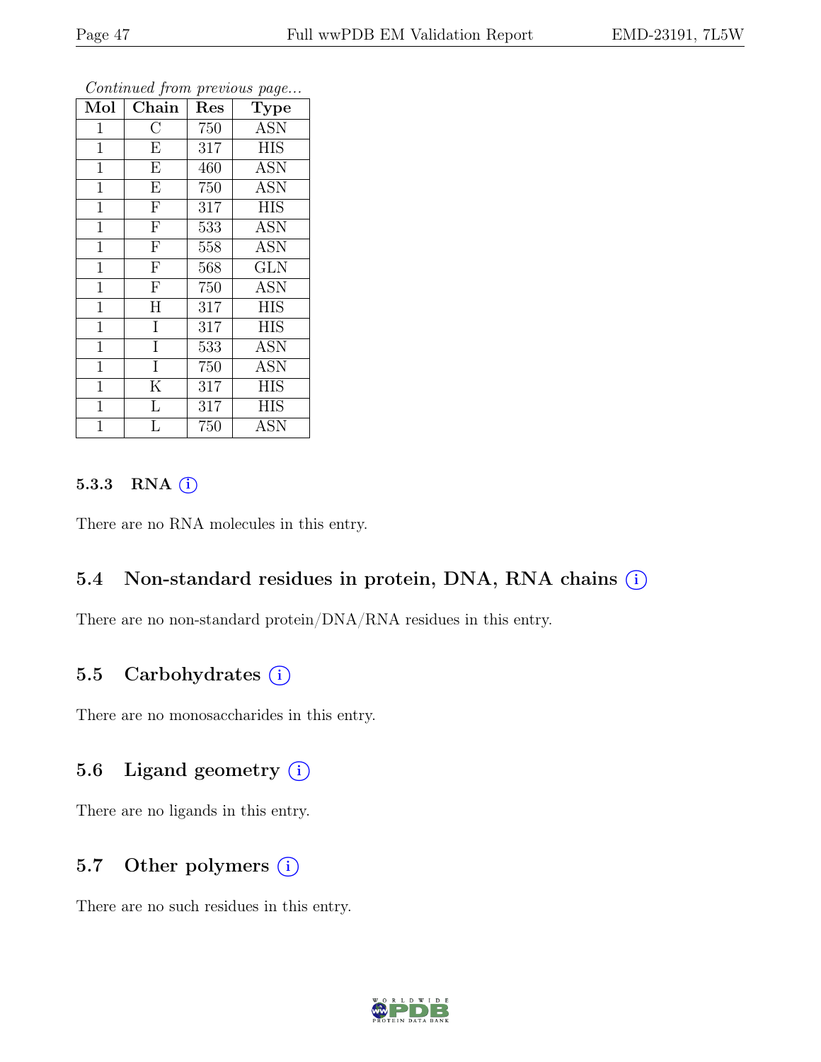*Continued from previous page...*

| Mol | Chain | Res | Type |
|---|---|---|---|
| 1 | C | 750 | ASN |
| 1 | E | 317 | HIS |
| 1 | E | 460 | ASN |
| 1 | E | 750 | ASN |
| 1 | F | 317 | HIS |
| 1 | F | 533 | ASN |
| 1 | F | 558 | ASN |
| 1 | F | 568 | GLN |
| 1 | F | 750 | ASN |
| 1 | H | 317 | HIS |
| 1 | I | 317 | HIS |
| 1 | I | 533 | ASN |
| 1 | I | 750 | ASN |
| 1 | K | 317 | HIS |
| 1 | L | 317 | HIS |
| 1 | L | 750 | ASN |

#### 5.3.3 RNA (i)

There are no RNA molecules in this entry.

### 5.4 Non-standard residues in protein, DNA, RNA chains (i)

There are no non-standard protein/DNA/RNA residues in this entry.

### 5.5 Carbohydrates (i)

There are no monosaccharides in this entry.

### 5.6 Ligand geometry (i)

There are no ligands in this entry.

### 5.7 Other polymers (i)

There are no such residues in this entry.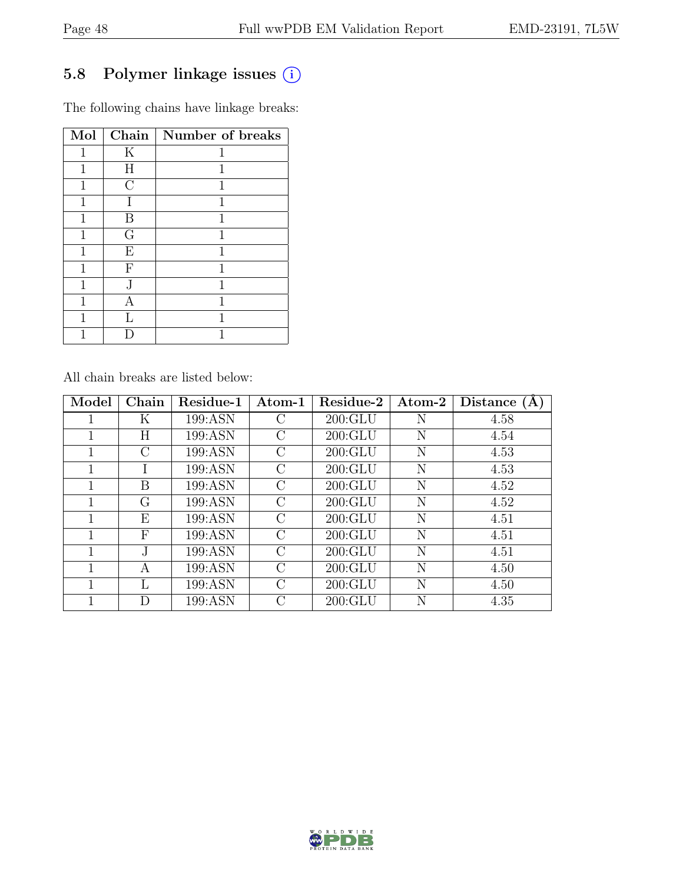## 5.8 Polymer linkage issues (i)

The following chains have linkage breaks:

| Mol | Chain | Number of breaks |
|---|---|---|
| 1 | K | 1 |
| 1 | H | 1 |
| 1 | C | 1 |
| 1 | I | 1 |
| 1 | B | 1 |
| 1 | G | 1 |
| 1 | E | 1 |
| 1 | F | 1 |
| 1 | J | 1 |
| 1 | A | 1 |
| 1 | L | 1 |
| 1 | D | 1 |

All chain breaks are listed below:

| Model | Chain | Residue-1 | Atom-1 | Residue-2 | Atom-2 | Distance (Å) |
|---|---|---|---|---|---|---|
| 1 | K | 199:ASN | C | 200:GLU | N | 4.58 |
| 1 | H | 199:ASN | C | 200:GLU | N | 4.54 |
| 1 | C | 199:ASN | C | 200:GLU | N | 4.53 |
| 1 | I | 199:ASN | C | 200:GLU | N | 4.53 |
| 1 | B | 199:ASN | C | 200:GLU | N | 4.52 |
| 1 | G | 199:ASN | C | 200:GLU | N | 4.52 |
| 1 | E | 199:ASN | C | 200:GLU | N | 4.51 |
| 1 | F | 199:ASN | C | 200:GLU | N | 4.51 |
| 1 | J | 199:ASN | C | 200:GLU | N | 4.51 |
| 1 | A | 199:ASN | C | 200:GLU | N | 4.50 |
| 1 | L | 199:ASN | C | 200:GLU | N | 4.50 |
| 1 | D | 199:ASN | C | 200:GLU | N | 4.35 |